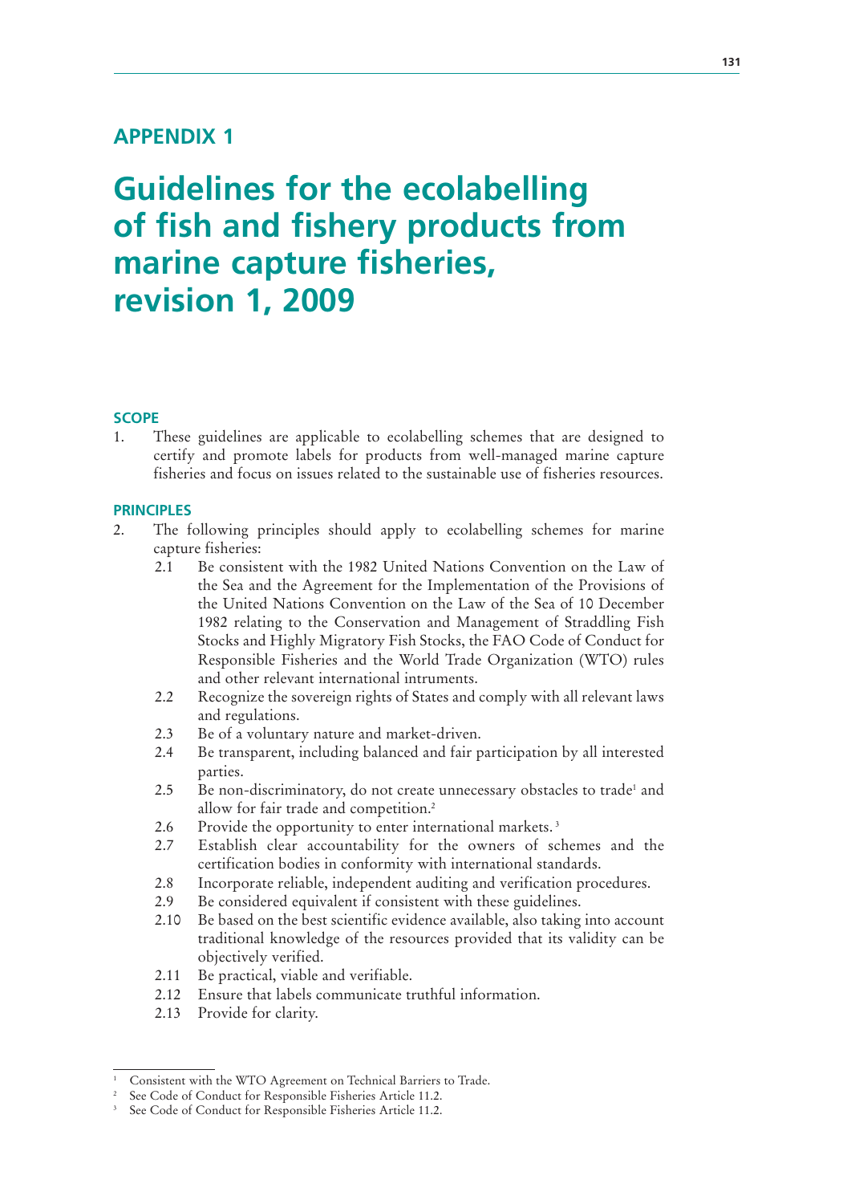## APPENDIX 1

# Guidelines for the ecolabelling of fish and fishery products from marine capture fisheries, revision 1, 2009

### SCOPE

1. These guidelines are applicable to ecolabelling schemes that are designed to certify and promote labels for products from well-managed marine capture fisheries and focus on issues related to the sustainable use of fisheries resources.

### PRINCIPLES

2. The following principles should apply to ecolabelling schemes for marine capture fisheries:
   - 2.1 Be consistent with the 1982 United Nations Convention on the Law of the Sea and the Agreement for the Implementation of the Provisions of the United Nations Convention on the Law of the Sea of 10 December 1982 relating to the Conservation and Management of Straddling Fish Stocks and Highly Migratory Fish Stocks, the FAO Code of Conduct for Responsible Fisheries and the World Trade Organization (WTO) rules and other relevant international intruments.
   - 2.2 Recognize the sovereign rights of States and comply with all relevant laws and regulations.
   - 2.3 Be of a voluntary nature and market-driven.
   - 2.4 Be transparent, including balanced and fair participation by all interested parties.
   - 2.5 Be non-discriminatory, do not create unnecessary obstacles to trade[1] and allow for fair trade and competition.[2]
   - 2.6 Provide the opportunity to enter international markets.[3]
   - 2.7 Establish clear accountability for the owners of schemes and the certification bodies in conformity with international standards.
   - 2.8 Incorporate reliable, independent auditing and verification procedures.
   - 2.9 Be considered equivalent if consistent with these guidelines.
   - 2.10 Be based on the best scientific evidence available, also taking into account traditional knowledge of the resources provided that its validity can be objectively verified.
   - 2.11 Be practical, viable and verifiable.
   - 2.12 Ensure that labels communicate truthful information.
   - 2.13 Provide for clarity.

---

[1] Consistent with the WTO Agreement on Technical Barriers to Trade.

[2] See Code of Conduct for Responsible Fisheries Article 11.2.

[3] See Code of Conduct for Responsible Fisheries Article 11.2.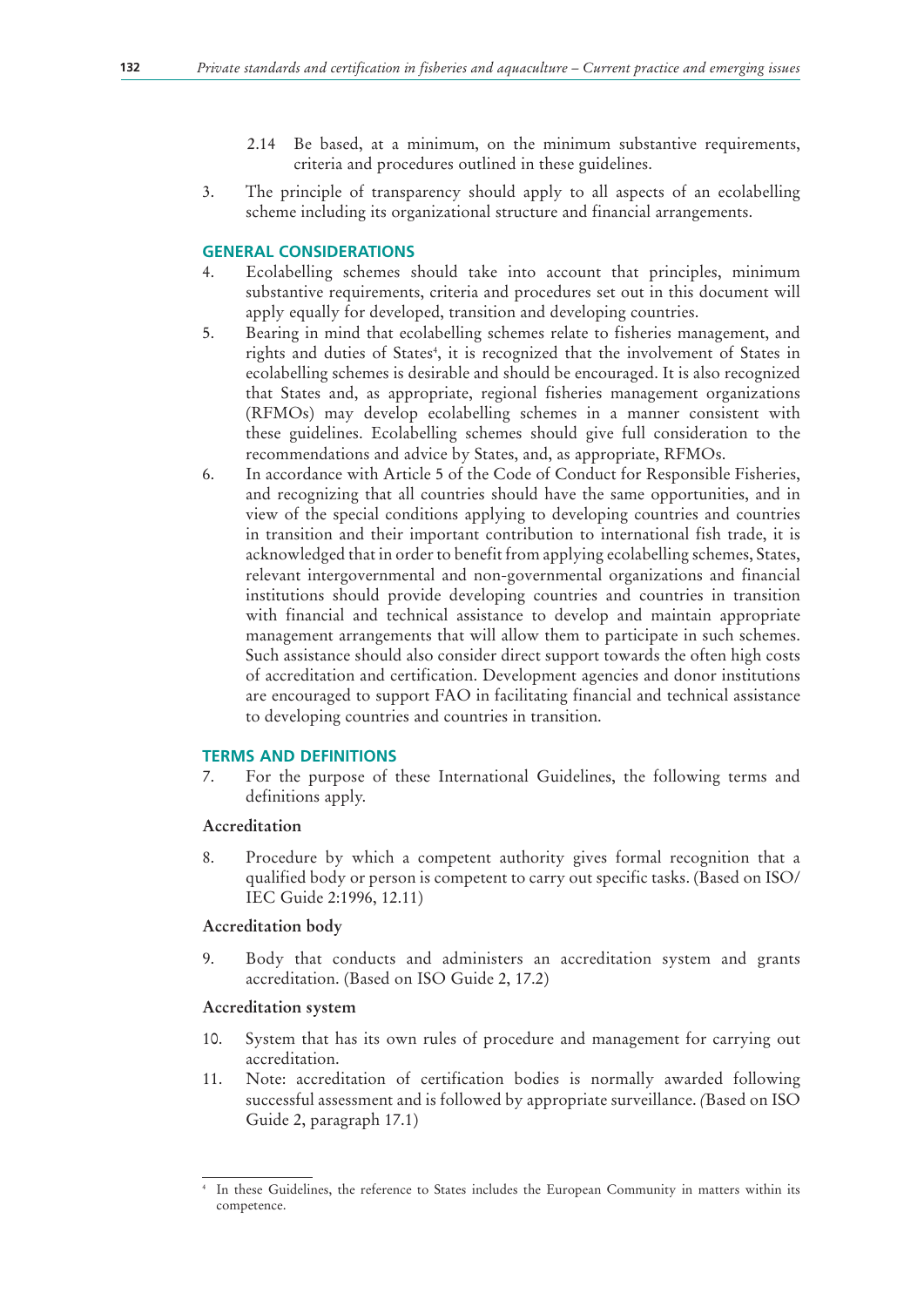2.14 Be based, at a minimum, on the minimum substantive requirements, criteria and procedures outlined in these guidelines.

3. The principle of transparency should apply to all aspects of an ecolabelling scheme including its organizational structure and financial arrangements.

## GENERAL CONSIDERATIONS

4. Ecolabelling schemes should take into account that principles, minimum substantive requirements, criteria and procedures set out in this document will apply equally for developed, transition and developing countries.

5. Bearing in mind that ecolabelling schemes relate to fisheries management, and rights and duties of States[4], it is recognized that the involvement of States in ecolabelling schemes is desirable and should be encouraged. It is also recognized that States and, as appropriate, regional fisheries management organizations (RFMOs) may develop ecolabelling schemes in a manner consistent with these guidelines. Ecolabelling schemes should give full consideration to the recommendations and advice by States, and, as appropriate, RFMOs.

6. In accordance with Article 5 of the Code of Conduct for Responsible Fisheries, and recognizing that all countries should have the same opportunities, and in view of the special conditions applying to developing countries and countries in transition and their important contribution to international fish trade, it is acknowledged that in order to benefit from applying ecolabelling schemes, States, relevant intergovernmental and non-governmental organizations and financial institutions should provide developing countries and countries in transition with financial and technical assistance to develop and maintain appropriate management arrangements that will allow them to participate in such schemes. Such assistance should also consider direct support towards the often high costs of accreditation and certification. Development agencies and donor institutions are encouraged to support FAO in facilitating financial and technical assistance to developing countries and countries in transition.

## TERMS AND DEFINITIONS

7. For the purpose of these International Guidelines, the following terms and definitions apply.

### Accreditation

8. Procedure by which a competent authority gives formal recognition that a qualified body or person is competent to carry out specific tasks. (Based on ISO/IEC Guide 2:1996, 12.11)

### Accreditation body

9. Body that conducts and administers an accreditation system and grants accreditation. (Based on ISO Guide 2, 17.2)

### Accreditation system

10. System that has its own rules of procedure and management for carrying out accreditation.

11. Note: accreditation of certification bodies is normally awarded following successful assessment and is followed by appropriate surveillance. (Based on ISO Guide 2, paragraph 17.1)

---

[4] In these Guidelines, the reference to States includes the European Community in matters within its competence.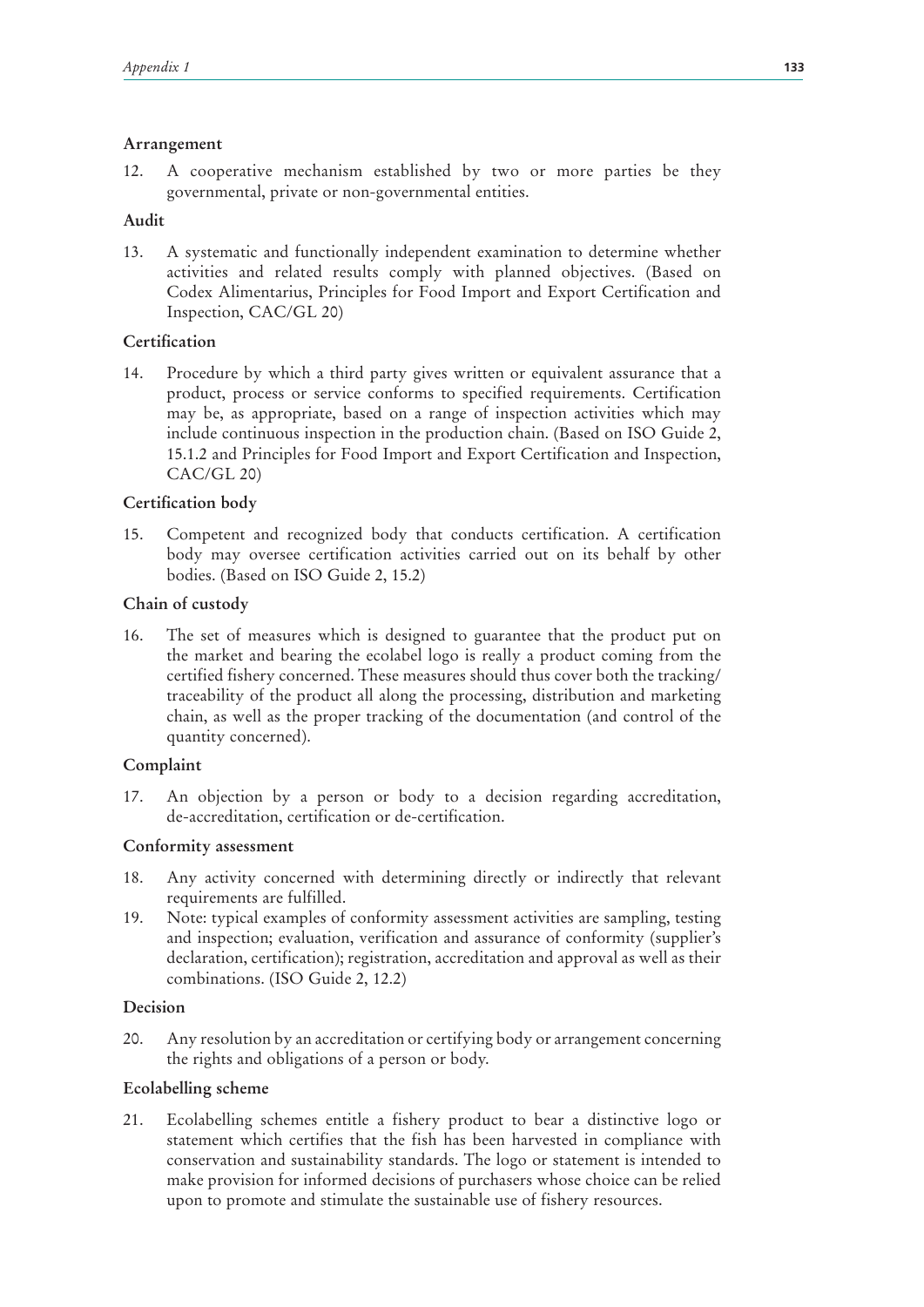**Arrangement**

12. A cooperative mechanism established by two or more parties be they governmental, private or non-governmental entities.

**Audit**

13. A systematic and functionally independent examination to determine whether activities and related results comply with planned objectives. (Based on Codex Alimentarius, Principles for Food Import and Export Certification and Inspection, CAC/GL 20)

**Certification**

14. Procedure by which a third party gives written or equivalent assurance that a product, process or service conforms to specified requirements. Certification may be, as appropriate, based on a range of inspection activities which may include continuous inspection in the production chain. (Based on ISO Guide 2, 15.1.2 and Principles for Food Import and Export Certification and Inspection, CAC/GL 20)

**Certification body**

15. Competent and recognized body that conducts certification. A certification body may oversee certification activities carried out on its behalf by other bodies. (Based on ISO Guide 2, 15.2)

**Chain of custody**

16. The set of measures which is designed to guarantee that the product put on the market and bearing the ecolabel logo is really a product coming from the certified fishery concerned. These measures should thus cover both the tracking/traceability of the product all along the processing, distribution and marketing chain, as well as the proper tracking of the documentation (and control of the quantity concerned).

**Complaint**

17. An objection by a person or body to a decision regarding accreditation, de-accreditation, certification or de-certification.

**Conformity assessment**

18. Any activity concerned with determining directly or indirectly that relevant requirements are fulfilled.
19. Note: typical examples of conformity assessment activities are sampling, testing and inspection; evaluation, verification and assurance of conformity (supplier's declaration, certification); registration, accreditation and approval as well as their combinations. (ISO Guide 2, 12.2)

**Decision**

20. Any resolution by an accreditation or certifying body or arrangement concerning the rights and obligations of a person or body.

**Ecolabelling scheme**

21. Ecolabelling schemes entitle a fishery product to bear a distinctive logo or statement which certifies that the fish has been harvested in compliance with conservation and sustainability standards. The logo or statement is intended to make provision for informed decisions of purchasers whose choice can be relied upon to promote and stimulate the sustainable use of fishery resources.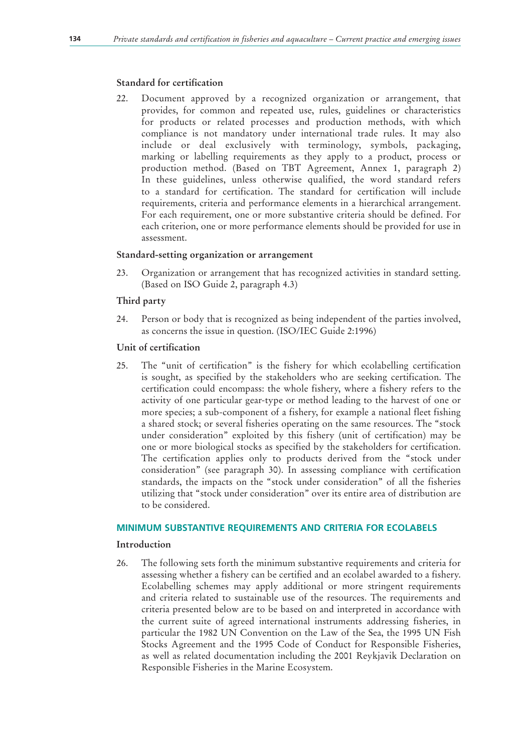### Standard for certification

22. Document approved by a recognized organization or arrangement, that provides, for common and repeated use, rules, guidelines or characteristics for products or related processes and production methods, with which compliance is not mandatory under international trade rules. It may also include or deal exclusively with terminology, symbols, packaging, marking or labelling requirements as they apply to a product, process or production method. (Based on TBT Agreement, Annex 1, paragraph 2) In these guidelines, unless otherwise qualified, the word standard refers to a standard for certification. The standard for certification will include requirements, criteria and performance elements in a hierarchical arrangement. For each requirement, one or more substantive criteria should be defined. For each criterion, one or more performance elements should be provided for use in assessment.

### Standard-setting organization or arrangement

23. Organization or arrangement that has recognized activities in standard setting. (Based on ISO Guide 2, paragraph 4.3)

### Third party

24. Person or body that is recognized as being independent of the parties involved, as concerns the issue in question. (ISO/IEC Guide 2:1996)

### Unit of certification

25. The "unit of certification" is the fishery for which ecolabelling certification is sought, as specified by the stakeholders who are seeking certification. The certification could encompass: the whole fishery, where a fishery refers to the activity of one particular gear-type or method leading to the harvest of one or more species; a sub-component of a fishery, for example a national fleet fishing a shared stock; or several fisheries operating on the same resources. The "stock under consideration" exploited by this fishery (unit of certification) may be one or more biological stocks as specified by the stakeholders for certification. The certification applies only to products derived from the "stock under consideration" (see paragraph 30). In assessing compliance with certification standards, the impacts on the "stock under consideration" of all the fisheries utilizing that "stock under consideration" over its entire area of distribution are to be considered.

## MINIMUM SUBSTANTIVE REQUIREMENTS AND CRITERIA FOR ECOLABELS

### Introduction

26. The following sets forth the minimum substantive requirements and criteria for assessing whether a fishery can be certified and an ecolabel awarded to a fishery. Ecolabelling schemes may apply additional or more stringent requirements and criteria related to sustainable use of the resources. The requirements and criteria presented below are to be based on and interpreted in accordance with the current suite of agreed international instruments addressing fisheries, in particular the 1982 UN Convention on the Law of the Sea, the 1995 UN Fish Stocks Agreement and the 1995 Code of Conduct for Responsible Fisheries, as well as related documentation including the 2001 Reykjavik Declaration on Responsible Fisheries in the Marine Ecosystem.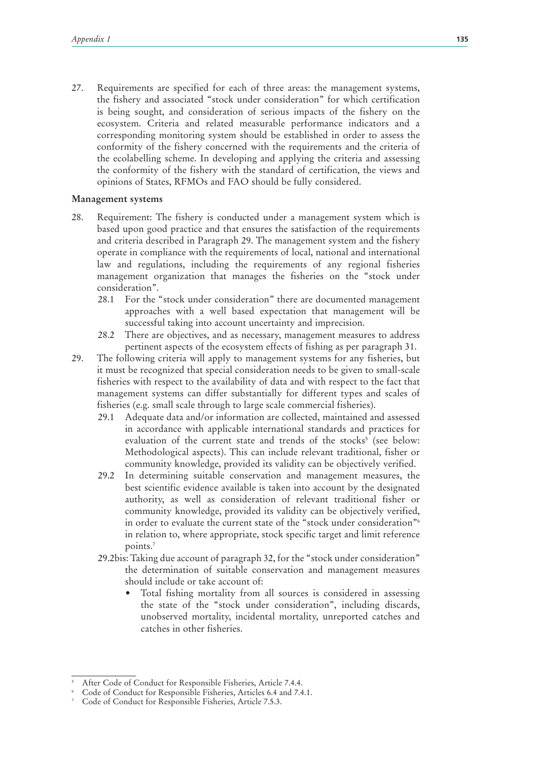27. Requirements are specified for each of three areas: the management systems, the fishery and associated "stock under consideration" for which certification is being sought, and consideration of serious impacts of the fishery on the ecosystem. Criteria and related measurable performance indicators and a corresponding monitoring system should be established in order to assess the conformity of the fishery concerned with the requirements and the criteria of the ecolabelling scheme. In developing and applying the criteria and assessing the conformity of the fishery with the standard of certification, the views and opinions of States, RFMOs and FAO should be fully considered.

**Management systems**

28. Requirement: The fishery is conducted under a management system which is based upon good practice and that ensures the satisfaction of the requirements and criteria described in Paragraph 29. The management system and the fishery operate in compliance with the requirements of local, national and international law and regulations, including the requirements of any regional fisheries management organization that manages the fisheries on the "stock under consideration".
    - 28.1 For the "stock under consideration" there are documented management approaches with a well based expectation that management will be successful taking into account uncertainty and imprecision.
    - 28.2 There are objectives, and as necessary, management measures to address pertinent aspects of the ecosystem effects of fishing as per paragraph 31.
29. The following criteria will apply to management systems for any fisheries, but it must be recognized that special consideration needs to be given to small-scale fisheries with respect to the availability of data and with respect to the fact that management systems can differ substantially for different types and scales of fisheries (e.g. small scale through to large scale commercial fisheries).
    - 29.1 Adequate data and/or information are collected, maintained and assessed in accordance with applicable international standards and practices for evaluation of the current state and trends of the stocks[5] (see below: Methodological aspects). This can include relevant traditional, fisher or community knowledge, provided its validity can be objectively verified.
    - 29.2 In determining suitable conservation and management measures, the best scientific evidence available is taken into account by the designated authority, as well as consideration of relevant traditional fisher or community knowledge, provided its validity can be objectively verified, in order to evaluate the current state of the "stock under consideration"[6] in relation to, where appropriate, stock specific target and limit reference points.[7]
    - 29.2bis: Taking due account of paragraph 32, for the "stock under consideration" the determination of suitable conservation and management measures should include or take account of:
        - Total fishing mortality from all sources is considered in assessing the state of the "stock under consideration", including discards, unobserved mortality, incidental mortality, unreported catches and catches in other fisheries.

---

[5] After Code of Conduct for Responsible Fisheries, Article 7.4.4.

[6] Code of Conduct for Responsible Fisheries, Articles 6.4 and 7.4.1.

[7] Code of Conduct for Responsible Fisheries, Article 7.5.3.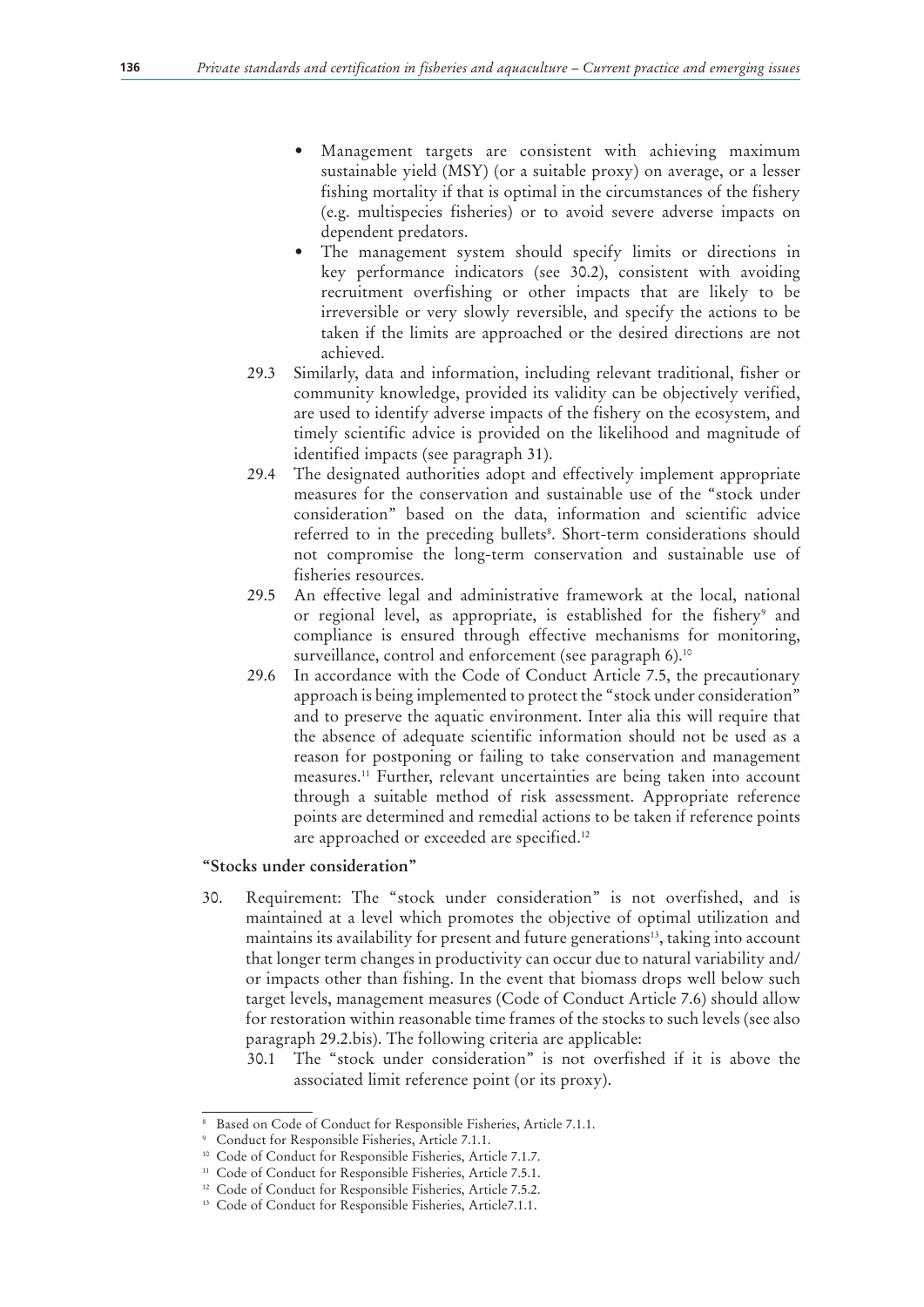- Management targets are consistent with achieving maximum sustainable yield (MSY) (or a suitable proxy) on average, or a lesser fishing mortality if that is optimal in the circumstances of the fishery (e.g. multispecies fisheries) or to avoid severe adverse impacts on dependent predators.
- The management system should specify limits or directions in key performance indicators (see 30.2), consistent with avoiding recruitment overfishing or other impacts that are likely to be irreversible or very slowly reversible, and specify the actions to be taken if the limits are approached or the desired directions are not achieved.

29.3 Similarly, data and information, including relevant traditional, fisher or community knowledge, provided its validity can be objectively verified, are used to identify adverse impacts of the fishery on the ecosystem, and timely scientific advice is provided on the likelihood and magnitude of identified impacts (see paragraph 31).

29.4 The designated authorities adopt and effectively implement appropriate measures for the conservation and sustainable use of the "stock under consideration" based on the data, information and scientific advice referred to in the preceding bullets[8]. Short-term considerations should not compromise the long-term conservation and sustainable use of fisheries resources.

29.5 An effective legal and administrative framework at the local, national or regional level, as appropriate, is established for the fishery[9] and compliance is ensured through effective mechanisms for monitoring, surveillance, control and enforcement (see paragraph 6).[10]

29.6 In accordance with the Code of Conduct Article 7.5, the precautionary approach is being implemented to protect the "stock under consideration" and to preserve the aquatic environment. Inter alia this will require that the absence of adequate scientific information should not be used as a reason for postponing or failing to take conservation and management measures.[11] Further, relevant uncertainties are being taken into account through a suitable method of risk assessment. Appropriate reference points are determined and remedial actions to be taken if reference points are approached or exceeded are specified.[12]

**"Stocks under consideration"**

30. Requirement: The "stock under consideration" is not overfished, and is maintained at a level which promotes the objective of optimal utilization and maintains its availability for present and future generations[13], taking into account that longer term changes in productivity can occur due to natural variability and/or impacts other than fishing. In the event that biomass drops well below such target levels, management measures (Code of Conduct Article 7.6) should allow for restoration within reasonable time frames of the stocks to such levels (see also paragraph 29.2.bis). The following criteria are applicable:

30.1 The "stock under consideration" is not overfished if it is above the associated limit reference point (or its proxy).

---

[8] Based on Code of Conduct for Responsible Fisheries, Article 7.1.1.

[9] Conduct for Responsible Fisheries, Article 7.1.1.

[10] Code of Conduct for Responsible Fisheries, Article 7.1.7.

[11] Code of Conduct for Responsible Fisheries, Article 7.5.1.

[12] Code of Conduct for Responsible Fisheries, Article 7.5.2.

[13] Code of Conduct for Responsible Fisheries, Article7.1.1.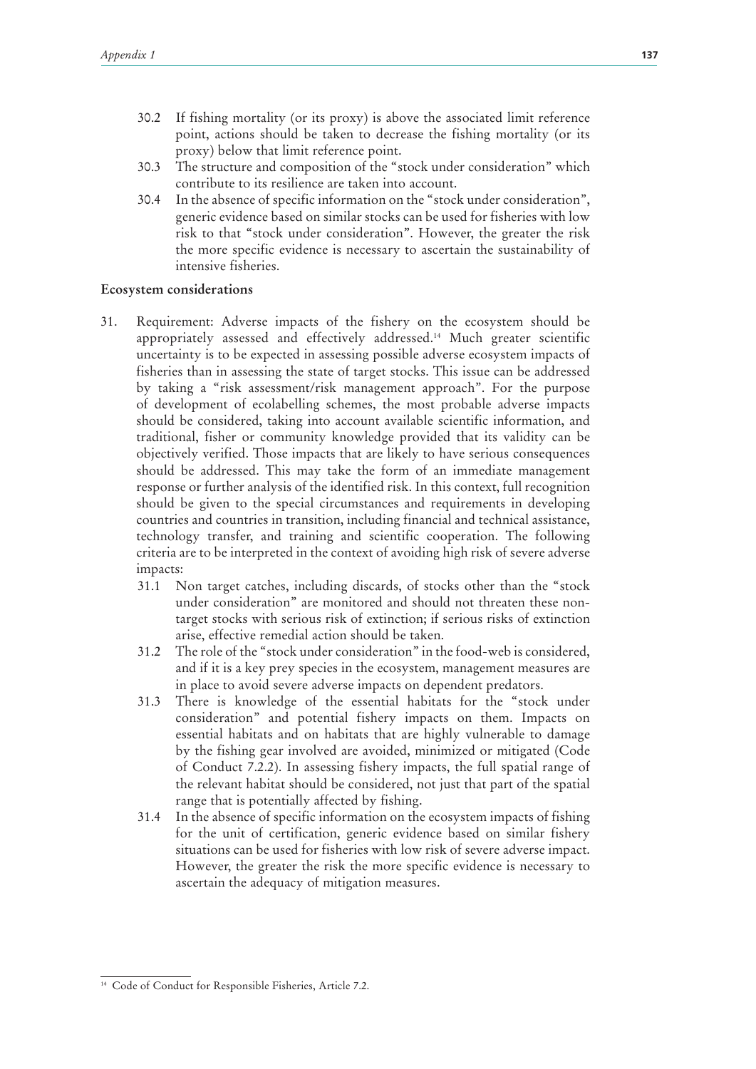30.2 If fishing mortality (or its proxy) is above the associated limit reference point, actions should be taken to decrease the fishing mortality (or its proxy) below that limit reference point.

30.3 The structure and composition of the "stock under consideration" which contribute to its resilience are taken into account.

30.4 In the absence of specific information on the "stock under consideration", generic evidence based on similar stocks can be used for fisheries with low risk to that "stock under consideration". However, the greater the risk the more specific evidence is necessary to ascertain the sustainability of intensive fisheries.

**Ecosystem considerations**

31. Requirement: Adverse impacts of the fishery on the ecosystem should be appropriately assessed and effectively addressed.[14] Much greater scientific uncertainty is to be expected in assessing possible adverse ecosystem impacts of fisheries than in assessing the state of target stocks. This issue can be addressed by taking a "risk assessment/risk management approach". For the purpose of development of ecolabelling schemes, the most probable adverse impacts should be considered, taking into account available scientific information, and traditional, fisher or community knowledge provided that its validity can be objectively verified. Those impacts that are likely to have serious consequences should be addressed. This may take the form of an immediate management response or further analysis of the identified risk. In this context, full recognition should be given to the special circumstances and requirements in developing countries and countries in transition, including financial and technical assistance, technology transfer, and training and scientific cooperation. The following criteria are to be interpreted in the context of avoiding high risk of severe adverse impacts:

31.1 Non target catches, including discards, of stocks other than the "stock under consideration" are monitored and should not threaten these non-target stocks with serious risk of extinction; if serious risks of extinction arise, effective remedial action should be taken.

31.2 The role of the "stock under consideration" in the food-web is considered, and if it is a key prey species in the ecosystem, management measures are in place to avoid severe adverse impacts on dependent predators.

31.3 There is knowledge of the essential habitats for the "stock under consideration" and potential fishery impacts on them. Impacts on essential habitats and on habitats that are highly vulnerable to damage by the fishing gear involved are avoided, minimized or mitigated (Code of Conduct 7.2.2). In assessing fishery impacts, the full spatial range of the relevant habitat should be considered, not just that part of the spatial range that is potentially affected by fishing.

31.4 In the absence of specific information on the ecosystem impacts of fishing for the unit of certification, generic evidence based on similar fishery situations can be used for fisheries with low risk of severe adverse impact. However, the greater the risk the more specific evidence is necessary to ascertain the adequacy of mitigation measures.

---

[14] Code of Conduct for Responsible Fisheries, Article 7.2.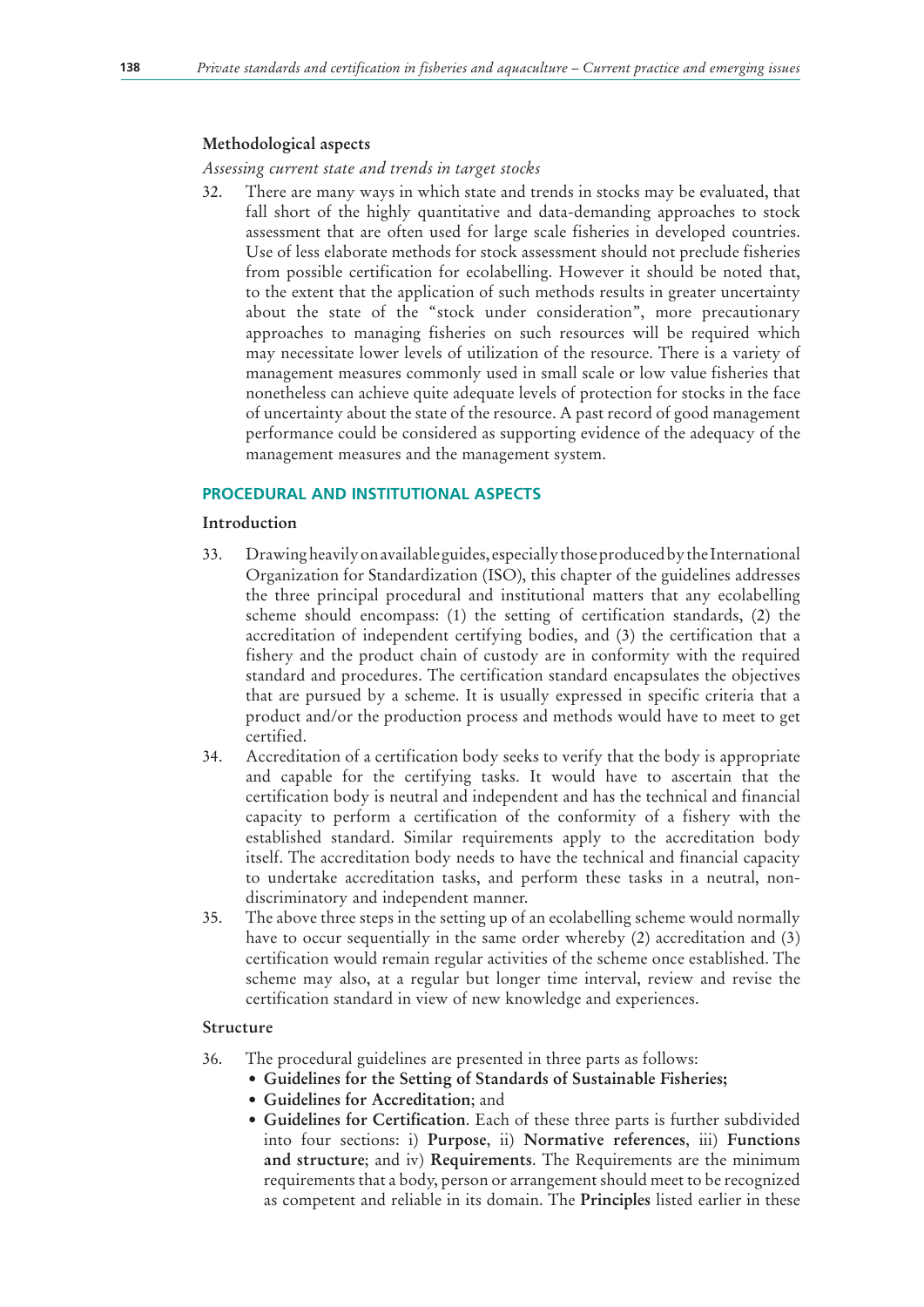### Methodological aspects

*Assessing current state and trends in target stocks*

32. There are many ways in which state and trends in stocks may be evaluated, that fall short of the highly quantitative and data-demanding approaches to stock assessment that are often used for large scale fisheries in developed countries. Use of less elaborate methods for stock assessment should not preclude fisheries from possible certification for ecolabelling. However it should be noted that, to the extent that the application of such methods results in greater uncertainty about the state of the "stock under consideration", more precautionary approaches to managing fisheries on such resources will be required which may necessitate lower levels of utilization of the resource. There is a variety of management measures commonly used in small scale or low value fisheries that nonetheless can achieve quite adequate levels of protection for stocks in the face of uncertainty about the state of the resource. A past record of good management performance could be considered as supporting evidence of the adequacy of the management measures and the management system.

## PROCEDURAL AND INSTITUTIONAL ASPECTS

### Introduction

33. Drawing heavily on available guides, especially those produced by the International Organization for Standardization (ISO), this chapter of the guidelines addresses the three principal procedural and institutional matters that any ecolabelling scheme should encompass: (1) the setting of certification standards, (2) the accreditation of independent certifying bodies, and (3) the certification that a fishery and the product chain of custody are in conformity with the required standard and procedures. The certification standard encapsulates the objectives that are pursued by a scheme. It is usually expressed in specific criteria that a product and/or the production process and methods would have to meet to get certified.
34. Accreditation of a certification body seeks to verify that the body is appropriate and capable for the certifying tasks. It would have to ascertain that the certification body is neutral and independent and has the technical and financial capacity to perform a certification of the conformity of a fishery with the established standard. Similar requirements apply to the accreditation body itself. The accreditation body needs to have the technical and financial capacity to undertake accreditation tasks, and perform these tasks in a neutral, non-discriminatory and independent manner.
35. The above three steps in the setting up of an ecolabelling scheme would normally have to occur sequentially in the same order whereby (2) accreditation and (3) certification would remain regular activities of the scheme once established. The scheme may also, at a regular but longer time interval, review and revise the certification standard in view of new knowledge and experiences.

### Structure

36. The procedural guidelines are presented in three parts as follows:
    - **Guidelines for the Setting of Standards of Sustainable Fisheries;**
    - **Guidelines for Accreditation**; and
    - **Guidelines for Certification**. Each of these three parts is further subdivided into four sections: i) **Purpose**, ii) **Normative references**, iii) **Functions and structure**; and iv) **Requirements**. The Requirements are the minimum requirements that a body, person or arrangement should meet to be recognized as competent and reliable in its domain. The **Principles** listed earlier in these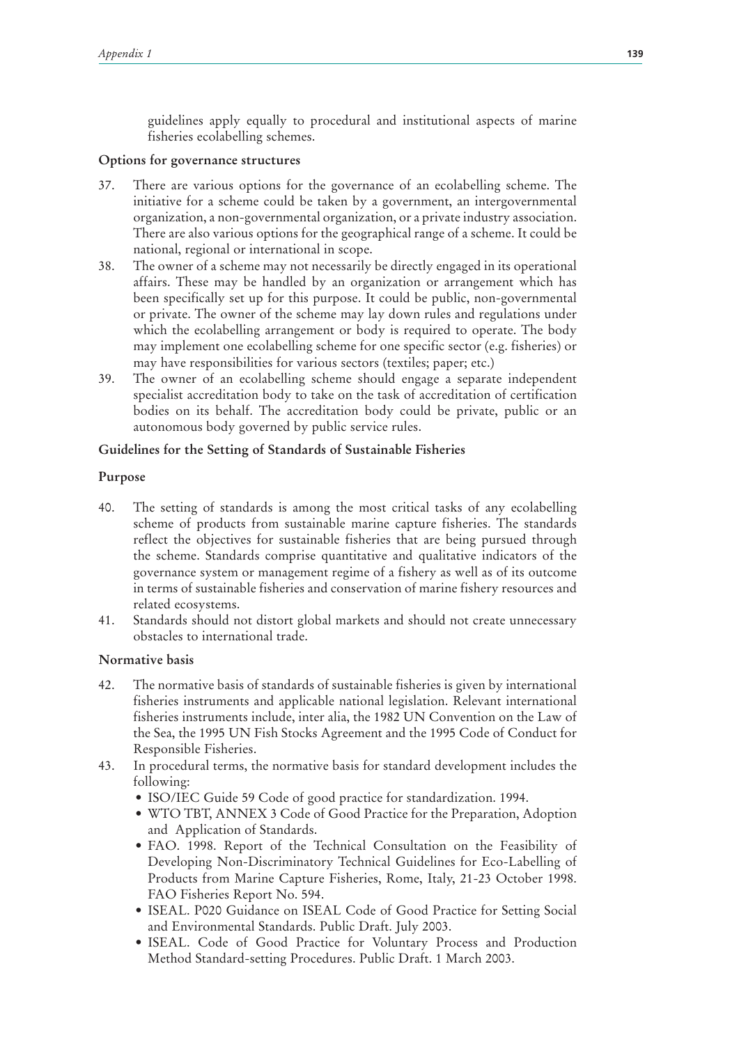guidelines apply equally to procedural and institutional aspects of marine fisheries ecolabelling schemes.

**Options for governance structures**

37. There are various options for the governance of an ecolabelling scheme. The initiative for a scheme could be taken by a government, an intergovernmental organization, a non-governmental organization, or a private industry association. There are also various options for the geographical range of a scheme. It could be national, regional or international in scope.
38. The owner of a scheme may not necessarily be directly engaged in its operational affairs. These may be handled by an organization or arrangement which has been specifically set up for this purpose. It could be public, non-governmental or private. The owner of the scheme may lay down rules and regulations under which the ecolabelling arrangement or body is required to operate. The body may implement one ecolabelling scheme for one specific sector (e.g. fisheries) or may have responsibilities for various sectors (textiles; paper; etc.)
39. The owner of an ecolabelling scheme should engage a separate independent specialist accreditation body to take on the task of accreditation of certification bodies on its behalf. The accreditation body could be private, public or an autonomous body governed by public service rules.

**Guidelines for the Setting of Standards of Sustainable Fisheries**

**Purpose**

40. The setting of standards is among the most critical tasks of any ecolabelling scheme of products from sustainable marine capture fisheries. The standards reflect the objectives for sustainable fisheries that are being pursued through the scheme. Standards comprise quantitative and qualitative indicators of the governance system or management regime of a fishery as well as of its outcome in terms of sustainable fisheries and conservation of marine fishery resources and related ecosystems.
41. Standards should not distort global markets and should not create unnecessary obstacles to international trade.

**Normative basis**

42. The normative basis of standards of sustainable fisheries is given by international fisheries instruments and applicable national legislation. Relevant international fisheries instruments include, inter alia, the 1982 UN Convention on the Law of the Sea, the 1995 UN Fish Stocks Agreement and the 1995 Code of Conduct for Responsible Fisheries.
43. In procedural terms, the normative basis for standard development includes the following:
    - ISO/IEC Guide 59 Code of good practice for standardization. 1994.
    - WTO TBT, ANNEX 3 Code of Good Practice for the Preparation, Adoption and Application of Standards.
    - FAO. 1998. Report of the Technical Consultation on the Feasibility of Developing Non-Discriminatory Technical Guidelines for Eco-Labelling of Products from Marine Capture Fisheries, Rome, Italy, 21-23 October 1998. FAO Fisheries Report No. 594.
    - ISEAL. P020 Guidance on ISEAL Code of Good Practice for Setting Social and Environmental Standards. Public Draft. July 2003.
    - ISEAL. Code of Good Practice for Voluntary Process and Production Method Standard-setting Procedures. Public Draft. 1 March 2003.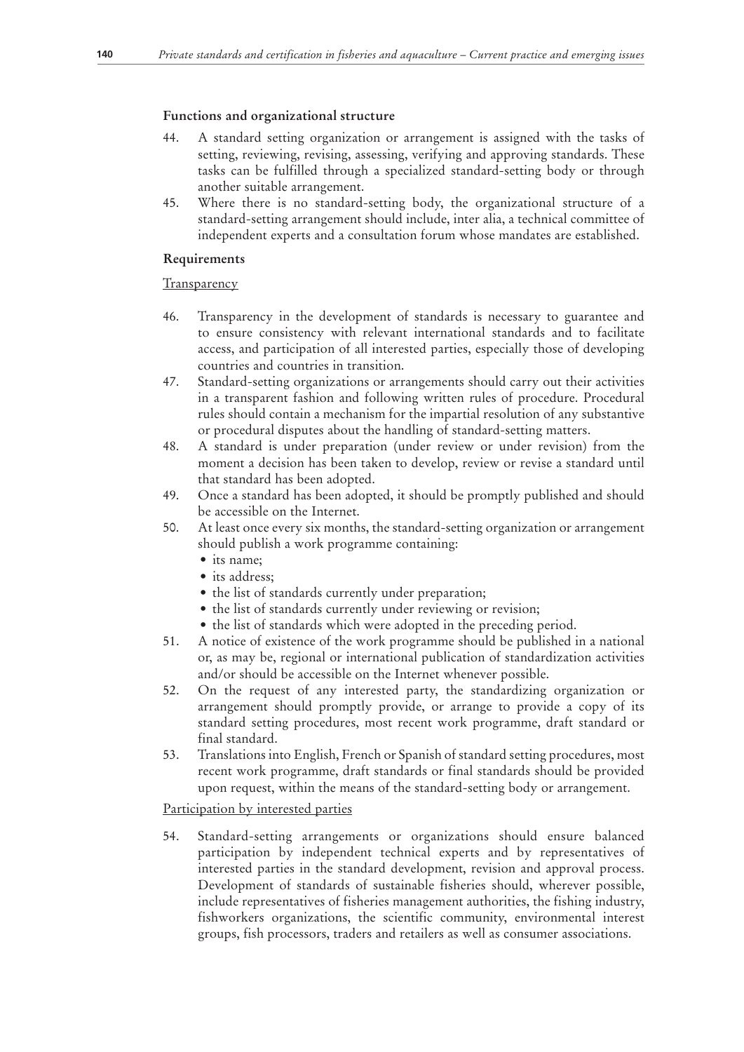### Functions and organizational structure

44. A standard setting organization or arrangement is assigned with the tasks of setting, reviewing, revising, assessing, verifying and approving standards. These tasks can be fulfilled through a specialized standard-setting body or through another suitable arrangement.
45. Where there is no standard-setting body, the organizational structure of a standard-setting arrangement should include, inter alia, a technical committee of independent experts and a consultation forum whose mandates are established.

### Requirements

Transparency

46. Transparency in the development of standards is necessary to guarantee and to ensure consistency with relevant international standards and to facilitate access, and participation of all interested parties, especially those of developing countries and countries in transition.
47. Standard-setting organizations or arrangements should carry out their activities in a transparent fashion and following written rules of procedure. Procedural rules should contain a mechanism for the impartial resolution of any substantive or procedural disputes about the handling of standard-setting matters.
48. A standard is under preparation (under review or under revision) from the moment a decision has been taken to develop, review or revise a standard until that standard has been adopted.
49. Once a standard has been adopted, it should be promptly published and should be accessible on the Internet.
50. At least once every six months, the standard-setting organization or arrangement should publish a work programme containing:
    - its name;
    - its address;
    - the list of standards currently under preparation;
    - the list of standards currently under reviewing or revision;
    - the list of standards which were adopted in the preceding period.
51. A notice of existence of the work programme should be published in a national or, as may be, regional or international publication of standardization activities and/or should be accessible on the Internet whenever possible.
52. On the request of any interested party, the standardizing organization or arrangement should promptly provide, or arrange to provide a copy of its standard setting procedures, most recent work programme, draft standard or final standard.
53. Translations into English, French or Spanish of standard setting procedures, most recent work programme, draft standards or final standards should be provided upon request, within the means of the standard-setting body or arrangement.

Participation by interested parties

54. Standard-setting arrangements or organizations should ensure balanced participation by independent technical experts and by representatives of interested parties in the standard development, revision and approval process. Development of standards of sustainable fisheries should, wherever possible, include representatives of fisheries management authorities, the fishing industry, fishworkers organizations, the scientific community, environmental interest groups, fish processors, traders and retailers as well as consumer associations.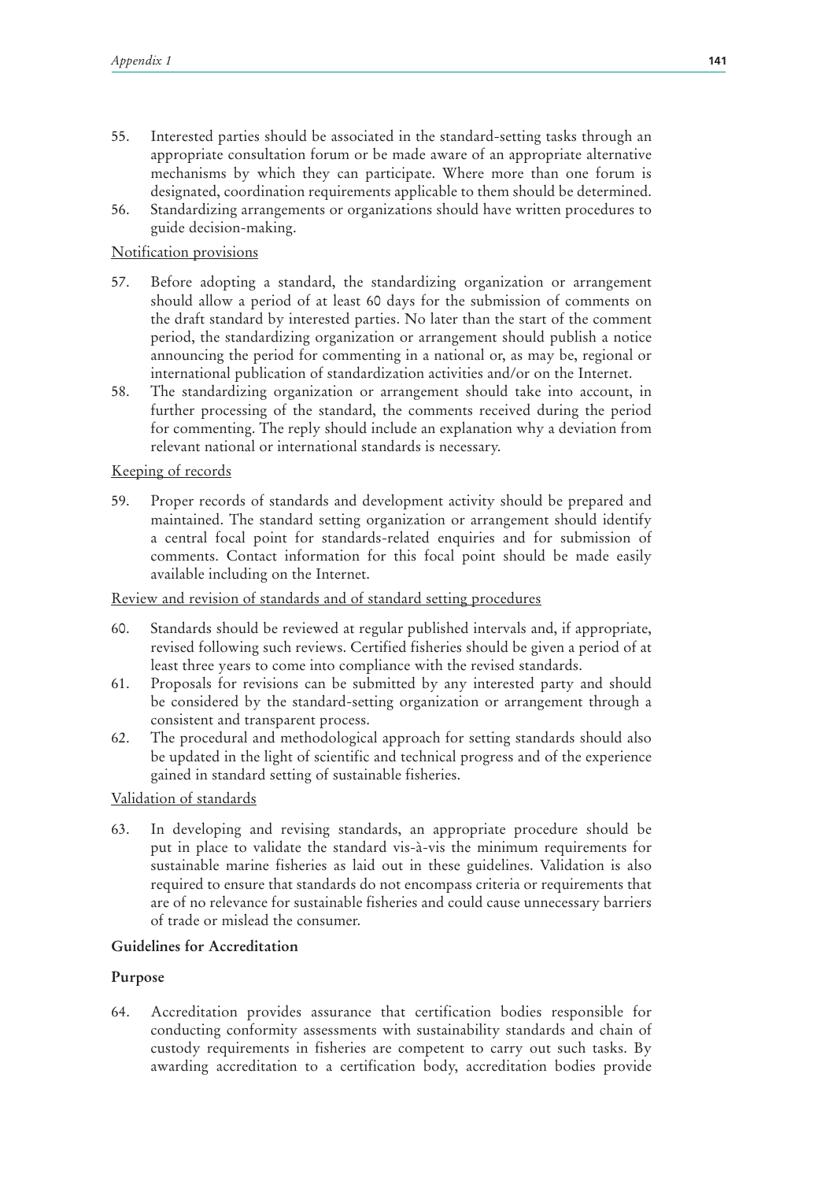55. Interested parties should be associated in the standard-setting tasks through an appropriate consultation forum or be made aware of an appropriate alternative mechanisms by which they can participate. Where more than one forum is designated, coordination requirements applicable to them should be determined.
56. Standardizing arrangements or organizations should have written procedures to guide decision-making.

Notification provisions

57. Before adopting a standard, the standardizing organization or arrangement should allow a period of at least 60 days for the submission of comments on the draft standard by interested parties. No later than the start of the comment period, the standardizing organization or arrangement should publish a notice announcing the period for commenting in a national or, as may be, regional or international publication of standardization activities and/or on the Internet.
58. The standardizing organization or arrangement should take into account, in further processing of the standard, the comments received during the period for commenting. The reply should include an explanation why a deviation from relevant national or international standards is necessary.

Keeping of records

59. Proper records of standards and development activity should be prepared and maintained. The standard setting organization or arrangement should identify a central focal point for standards-related enquiries and for submission of comments. Contact information for this focal point should be made easily available including on the Internet.

Review and revision of standards and of standard setting procedures

60. Standards should be reviewed at regular published intervals and, if appropriate, revised following such reviews. Certified fisheries should be given a period of at least three years to come into compliance with the revised standards.
61. Proposals for revisions can be submitted by any interested party and should be considered by the standard-setting organization or arrangement through a consistent and transparent process.
62. The procedural and methodological approach for setting standards should also be updated in the light of scientific and technical progress and of the experience gained in standard setting of sustainable fisheries.

Validation of standards

63. In developing and revising standards, an appropriate procedure should be put in place to validate the standard vis-à-vis the minimum requirements for sustainable marine fisheries as laid out in these guidelines. Validation is also required to ensure that standards do not encompass criteria or requirements that are of no relevance for sustainable fisheries and could cause unnecessary barriers of trade or mislead the consumer.

**Guidelines for Accreditation**

**Purpose**

64. Accreditation provides assurance that certification bodies responsible for conducting conformity assessments with sustainability standards and chain of custody requirements in fisheries are competent to carry out such tasks. By awarding accreditation to a certification body, accreditation bodies provide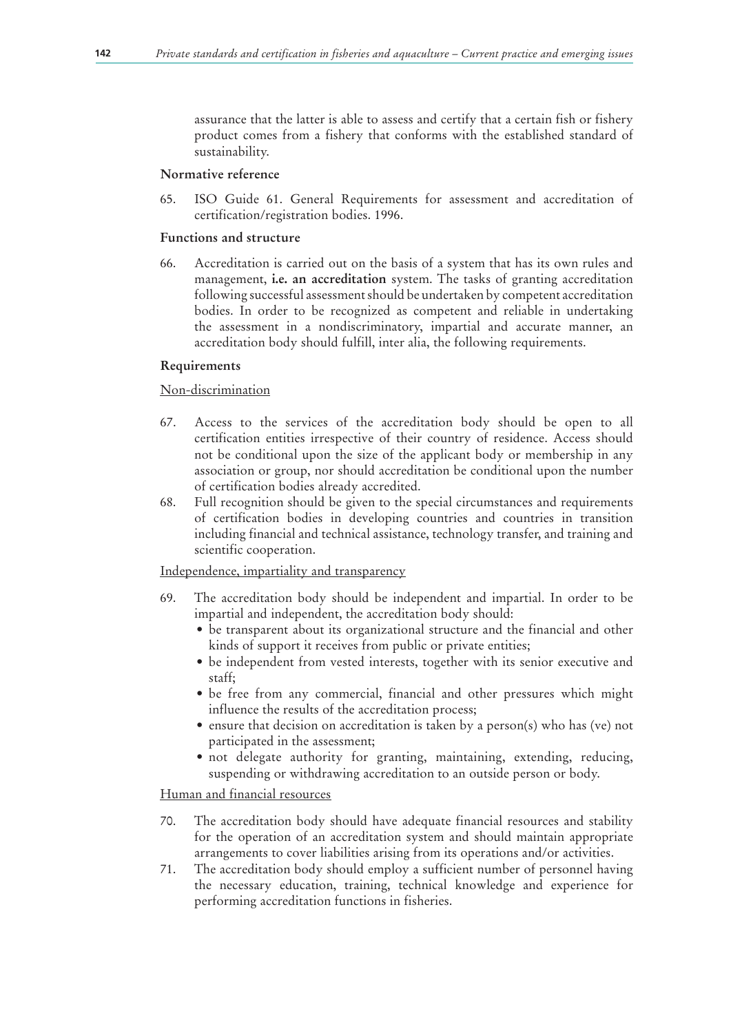assurance that the latter is able to assess and certify that a certain fish or fishery product comes from a fishery that conforms with the established standard of sustainability.

**Normative reference**

65. ISO Guide 61. General Requirements for assessment and accreditation of certification/registration bodies. 1996.

**Functions and structure**

66. Accreditation is carried out on the basis of a system that has its own rules and management, **i.e. an accreditation** system. The tasks of granting accreditation following successful assessment should be undertaken by competent accreditation bodies. In order to be recognized as competent and reliable in undertaking the assessment in a nondiscriminatory, impartial and accurate manner, an accreditation body should fulfill, inter alia, the following requirements.

**Requirements**

Non-discrimination

67. Access to the services of the accreditation body should be open to all certification entities irrespective of their country of residence. Access should not be conditional upon the size of the applicant body or membership in any association or group, nor should accreditation be conditional upon the number of certification bodies already accredited.
68. Full recognition should be given to the special circumstances and requirements of certification bodies in developing countries and countries in transition including financial and technical assistance, technology transfer, and training and scientific cooperation.

Independence, impartiality and transparency

69. The accreditation body should be independent and impartial. In order to be impartial and independent, the accreditation body should:
    - be transparent about its organizational structure and the financial and other kinds of support it receives from public or private entities;
    - be independent from vested interests, together with its senior executive and staff;
    - be free from any commercial, financial and other pressures which might influence the results of the accreditation process;
    - ensure that decision on accreditation is taken by a person(s) who has (ve) not participated in the assessment;
    - not delegate authority for granting, maintaining, extending, reducing, suspending or withdrawing accreditation to an outside person or body.

Human and financial resources

70. The accreditation body should have adequate financial resources and stability for the operation of an accreditation system and should maintain appropriate arrangements to cover liabilities arising from its operations and/or activities.
71. The accreditation body should employ a sufficient number of personnel having the necessary education, training, technical knowledge and experience for performing accreditation functions in fisheries.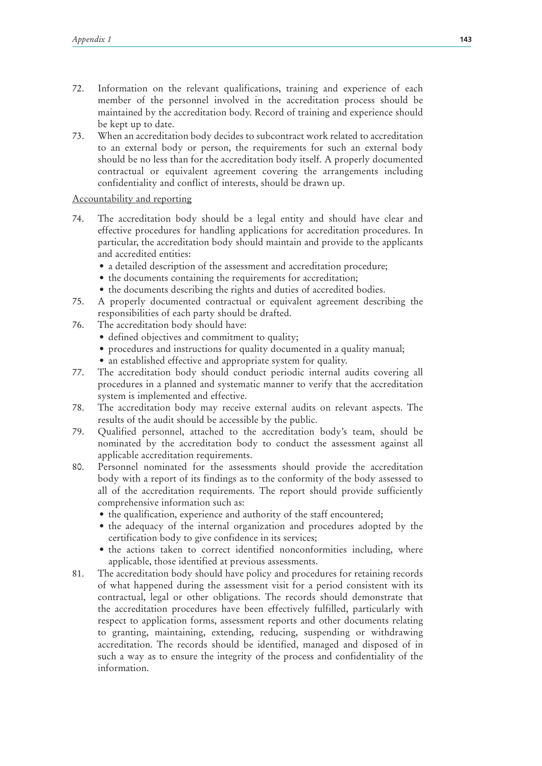72. Information on the relevant qualifications, training and experience of each member of the personnel involved in the accreditation process should be maintained by the accreditation body. Record of training and experience should be kept up to date.
73. When an accreditation body decides to subcontract work related to accreditation to an external body or person, the requirements for such an external body should be no less than for the accreditation body itself. A properly documented contractual or equivalent agreement covering the arrangements including confidentiality and conflict of interests, should be drawn up.

Accountability and reporting

74. The accreditation body should be a legal entity and should have clear and effective procedures for handling applications for accreditation procedures. In particular, the accreditation body should maintain and provide to the applicants and accredited entities:
    - a detailed description of the assessment and accreditation procedure;
    - the documents containing the requirements for accreditation;
    - the documents describing the rights and duties of accredited bodies.
75. A properly documented contractual or equivalent agreement describing the responsibilities of each party should be drafted.
76. The accreditation body should have:
    - defined objectives and commitment to quality;
    - procedures and instructions for quality documented in a quality manual;
    - an established effective and appropriate system for quality.
77. The accreditation body should conduct periodic internal audits covering all procedures in a planned and systematic manner to verify that the accreditation system is implemented and effective.
78. The accreditation body may receive external audits on relevant aspects. The results of the audit should be accessible by the public.
79. Qualified personnel, attached to the accreditation body's team, should be nominated by the accreditation body to conduct the assessment against all applicable accreditation requirements.
80. Personnel nominated for the assessments should provide the accreditation body with a report of its findings as to the conformity of the body assessed to all of the accreditation requirements. The report should provide sufficiently comprehensive information such as:
    - the qualification, experience and authority of the staff encountered;
    - the adequacy of the internal organization and procedures adopted by the certification body to give confidence in its services;
    - the actions taken to correct identified nonconformities including, where applicable, those identified at previous assessments.
81. The accreditation body should have policy and procedures for retaining records of what happened during the assessment visit for a period consistent with its contractual, legal or other obligations. The records should demonstrate that the accreditation procedures have been effectively fulfilled, particularly with respect to application forms, assessment reports and other documents relating to granting, maintaining, extending, reducing, suspending or withdrawing accreditation. The records should be identified, managed and disposed of in such a way as to ensure the integrity of the process and confidentiality of the information.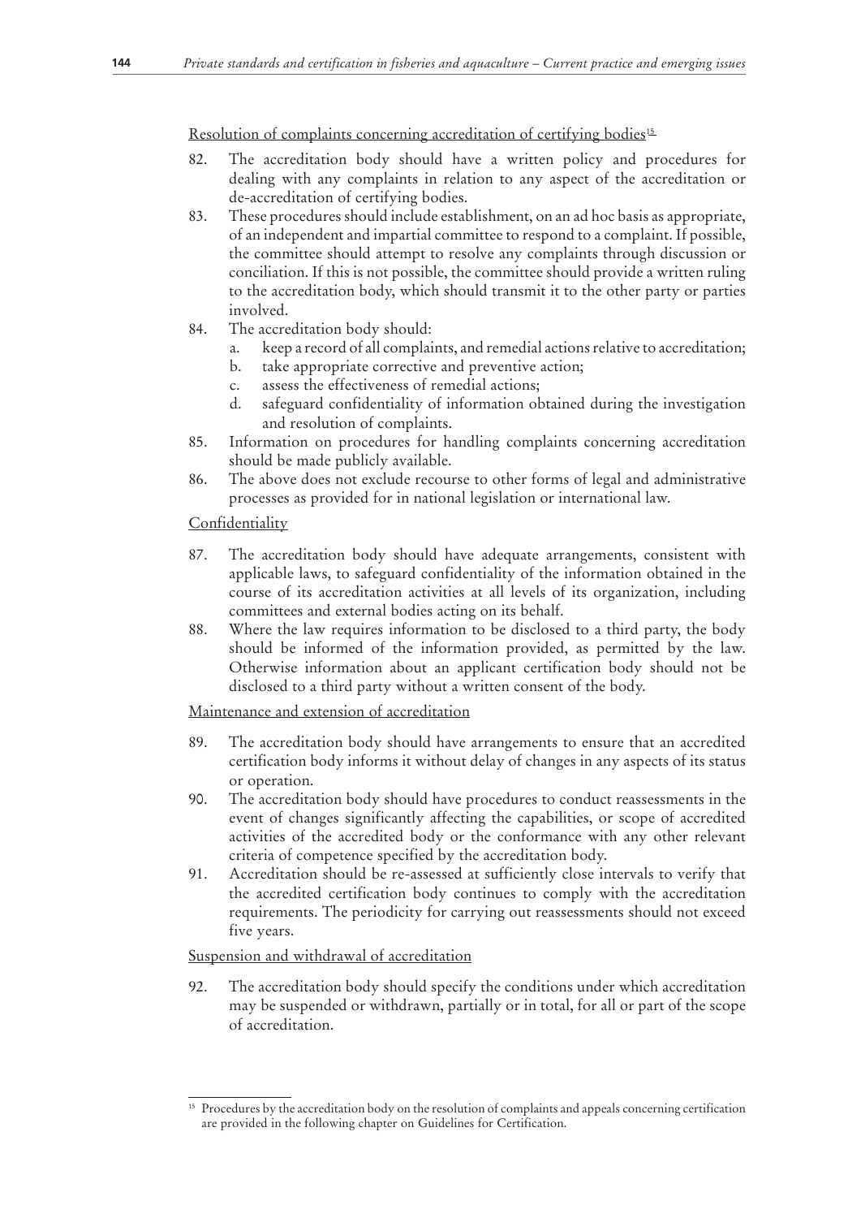Resolution of complaints concerning accreditation of certifying bodies[15]

82. The accreditation body should have a written policy and procedures for dealing with any complaints in relation to any aspect of the accreditation or de-accreditation of certifying bodies.
83. These procedures should include establishment, on an ad hoc basis as appropriate, of an independent and impartial committee to respond to a complaint. If possible, the committee should attempt to resolve any complaints through discussion or conciliation. If this is not possible, the committee should provide a written ruling to the accreditation body, which should transmit it to the other party or parties involved.
84. The accreditation body should:
    a. keep a record of all complaints, and remedial actions relative to accreditation;
    b. take appropriate corrective and preventive action;
    c. assess the effectiveness of remedial actions;
    d. safeguard confidentiality of information obtained during the investigation and resolution of complaints.
85. Information on procedures for handling complaints concerning accreditation should be made publicly available.
86. The above does not exclude recourse to other forms of legal and administrative processes as provided for in national legislation or international law.

Confidentiality

87. The accreditation body should have adequate arrangements, consistent with applicable laws, to safeguard confidentiality of the information obtained in the course of its accreditation activities at all levels of its organization, including committees and external bodies acting on its behalf.
88. Where the law requires information to be disclosed to a third party, the body should be informed of the information provided, as permitted by the law. Otherwise information about an applicant certification body should not be disclosed to a third party without a written consent of the body.

Maintenance and extension of accreditation

89. The accreditation body should have arrangements to ensure that an accredited certification body informs it without delay of changes in any aspects of its status or operation.
90. The accreditation body should have procedures to conduct reassessments in the event of changes significantly affecting the capabilities, or scope of accredited activities of the accredited body or the conformance with any other relevant criteria of competence specified by the accreditation body.
91. Accreditation should be re-assessed at sufficiently close intervals to verify that the accredited certification body continues to comply with the accreditation requirements. The periodicity for carrying out reassessments should not exceed five years.

Suspension and withdrawal of accreditation

92. The accreditation body should specify the conditions under which accreditation may be suspended or withdrawn, partially or in total, for all or part of the scope of accreditation.

[15] Procedures by the accreditation body on the resolution of complaints and appeals concerning certification are provided in the following chapter on Guidelines for Certification.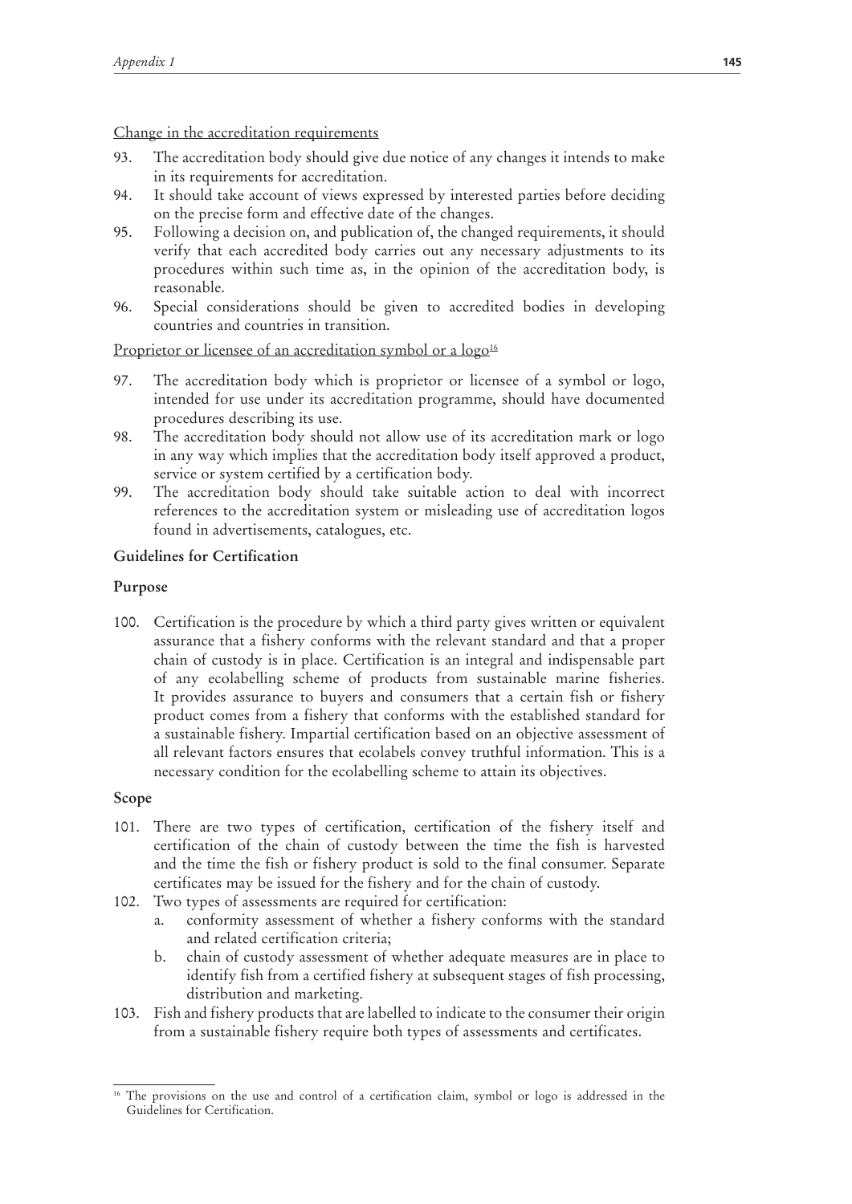Change in the accreditation requirements

93. The accreditation body should give due notice of any changes it intends to make in its requirements for accreditation.
94. It should take account of views expressed by interested parties before deciding on the precise form and effective date of the changes.
95. Following a decision on, and publication of, the changed requirements, it should verify that each accredited body carries out any necessary adjustments to its procedures within such time as, in the opinion of the accreditation body, is reasonable.
96. Special considerations should be given to accredited bodies in developing countries and countries in transition.

Proprietor or licensee of an accreditation symbol or a logo[16]

97. The accreditation body which is proprietor or licensee of a symbol or logo, intended for use under its accreditation programme, should have documented procedures describing its use.
98. The accreditation body should not allow use of its accreditation mark or logo in any way which implies that the accreditation body itself approved a product, service or system certified by a certification body.
99. The accreditation body should take suitable action to deal with incorrect references to the accreditation system or misleading use of accreditation logos found in advertisements, catalogues, etc.

**Guidelines for Certification**

**Purpose**

100. Certification is the procedure by which a third party gives written or equivalent assurance that a fishery conforms with the relevant standard and that a proper chain of custody is in place. Certification is an integral and indispensable part of any ecolabelling scheme of products from sustainable marine fisheries. It provides assurance to buyers and consumers that a certain fish or fishery product comes from a fishery that conforms with the established standard for a sustainable fishery. Impartial certification based on an objective assessment of all relevant factors ensures that ecolabels convey truthful information. This is a necessary condition for the ecolabelling scheme to attain its objectives.

**Scope**

101. There are two types of certification, certification of the fishery itself and certification of the chain of custody between the time the fish is harvested and the time the fish or fishery product is sold to the final consumer. Separate certificates may be issued for the fishery and for the chain of custody.
102. Two types of assessments are required for certification:
    a. conformity assessment of whether a fishery conforms with the standard and related certification criteria;
    b. chain of custody assessment of whether adequate measures are in place to identify fish from a certified fishery at subsequent stages of fish processing, distribution and marketing.
103. Fish and fishery products that are labelled to indicate to the consumer their origin from a sustainable fishery require both types of assessments and certificates.

[16] The provisions on the use and control of a certification claim, symbol or logo is addressed in the Guidelines for Certification.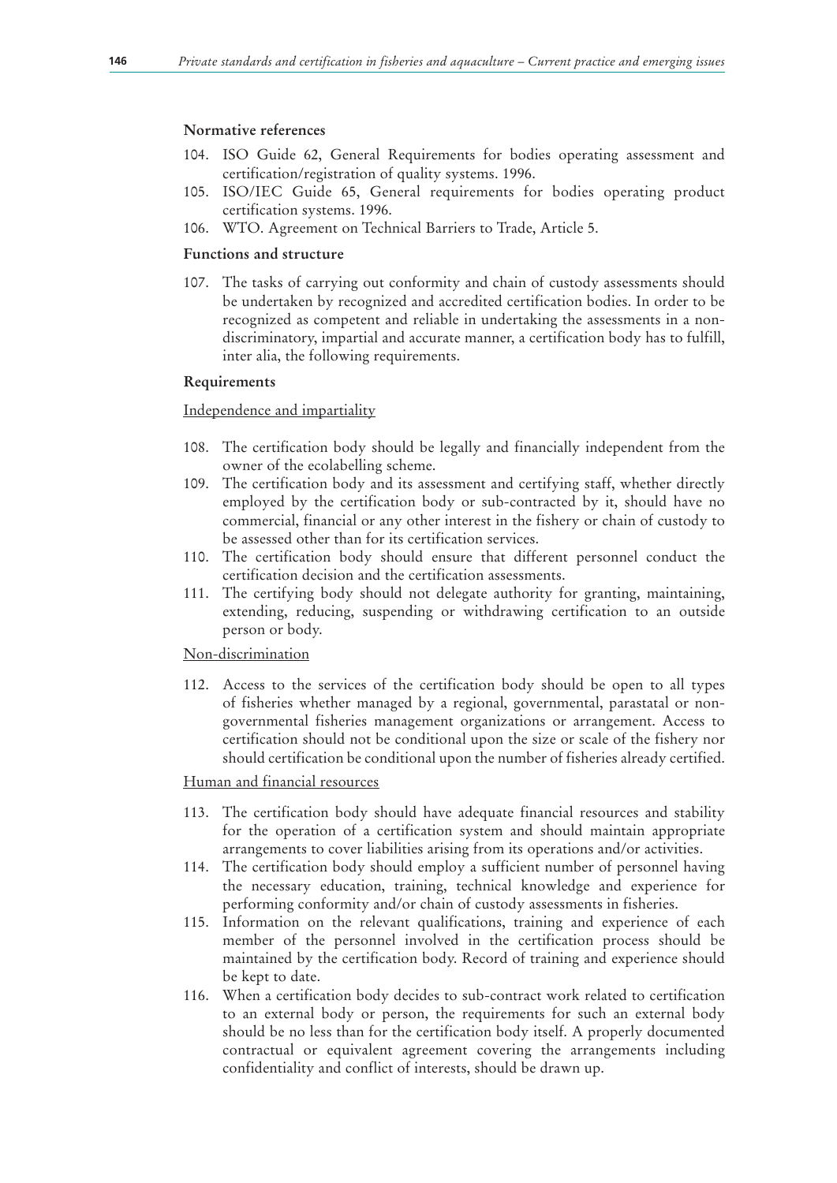**Normative references**

104. ISO Guide 62, General Requirements for bodies operating assessment and certification/registration of quality systems. 1996.
105. ISO/IEC Guide 65, General requirements for bodies operating product certification systems. 1996.
106. WTO. Agreement on Technical Barriers to Trade, Article 5.

**Functions and structure**

107. The tasks of carrying out conformity and chain of custody assessments should be undertaken by recognized and accredited certification bodies. In order to be recognized as competent and reliable in undertaking the assessments in a non-discriminatory, impartial and accurate manner, a certification body has to fulfill, inter alia, the following requirements.

**Requirements**

<u>Independence and impartiality</u>

108. The certification body should be legally and financially independent from the owner of the ecolabelling scheme.
109. The certification body and its assessment and certifying staff, whether directly employed by the certification body or sub-contracted by it, should have no commercial, financial or any other interest in the fishery or chain of custody to be assessed other than for its certification services.
110. The certification body should ensure that different personnel conduct the certification decision and the certification assessments.
111. The certifying body should not delegate authority for granting, maintaining, extending, reducing, suspending or withdrawing certification to an outside person or body.

<u>Non-discrimination</u>

112. Access to the services of the certification body should be open to all types of fisheries whether managed by a regional, governmental, parastatal or non-governmental fisheries management organizations or arrangement. Access to certification should not be conditional upon the size or scale of the fishery nor should certification be conditional upon the number of fisheries already certified.

<u>Human and financial resources</u>

113. The certification body should have adequate financial resources and stability for the operation of a certification system and should maintain appropriate arrangements to cover liabilities arising from its operations and/or activities.
114. The certification body should employ a sufficient number of personnel having the necessary education, training, technical knowledge and experience for performing conformity and/or chain of custody assessments in fisheries.
115. Information on the relevant qualifications, training and experience of each member of the personnel involved in the certification process should be maintained by the certification body. Record of training and experience should be kept to date.
116. When a certification body decides to sub-contract work related to certification to an external body or person, the requirements for such an external body should be no less than for the certification body itself. A properly documented contractual or equivalent agreement covering the arrangements including confidentiality and conflict of interests, should be drawn up.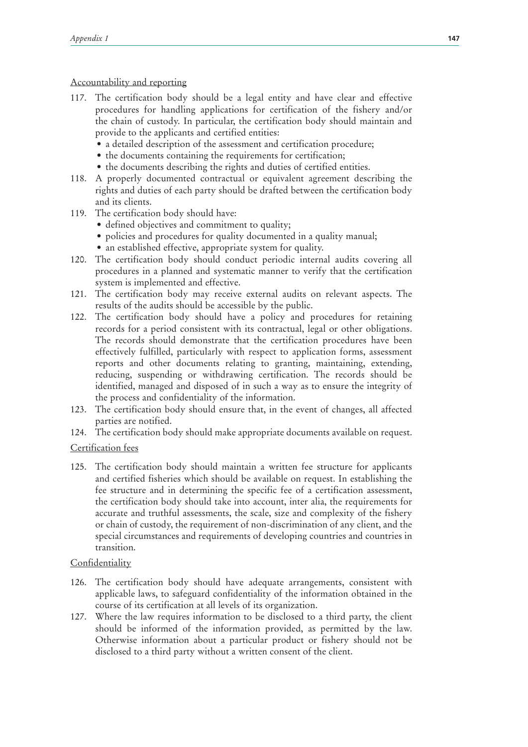Accountability and reporting

117. The certification body should be a legal entity and have clear and effective procedures for handling applications for certification of the fishery and/or the chain of custody. In particular, the certification body should maintain and provide to the applicants and certified entities:
    - a detailed description of the assessment and certification procedure;
    - the documents containing the requirements for certification;
    - the documents describing the rights and duties of certified entities.
118. A properly documented contractual or equivalent agreement describing the rights and duties of each party should be drafted between the certification body and its clients.
119. The certification body should have:
    - defined objectives and commitment to quality;
    - policies and procedures for quality documented in a quality manual;
    - an established effective, appropriate system for quality.
120. The certification body should conduct periodic internal audits covering all procedures in a planned and systematic manner to verify that the certification system is implemented and effective.
121. The certification body may receive external audits on relevant aspects. The results of the audits should be accessible by the public.
122. The certification body should have a policy and procedures for retaining records for a period consistent with its contractual, legal or other obligations. The records should demonstrate that the certification procedures have been effectively fulfilled, particularly with respect to application forms, assessment reports and other documents relating to granting, maintaining, extending, reducing, suspending or withdrawing certification. The records should be identified, managed and disposed of in such a way as to ensure the integrity of the process and confidentiality of the information.
123. The certification body should ensure that, in the event of changes, all affected parties are notified.
124. The certification body should make appropriate documents available on request.

Certification fees

125. The certification body should maintain a written fee structure for applicants and certified fisheries which should be available on request. In establishing the fee structure and in determining the specific fee of a certification assessment, the certification body should take into account, inter alia, the requirements for accurate and truthful assessments, the scale, size and complexity of the fishery or chain of custody, the requirement of non-discrimination of any client, and the special circumstances and requirements of developing countries and countries in transition.

Confidentiality

126. The certification body should have adequate arrangements, consistent with applicable laws, to safeguard confidentiality of the information obtained in the course of its certification at all levels of its organization.
127. Where the law requires information to be disclosed to a third party, the client should be informed of the information provided, as permitted by the law. Otherwise information about a particular product or fishery should not be disclosed to a third party without a written consent of the client.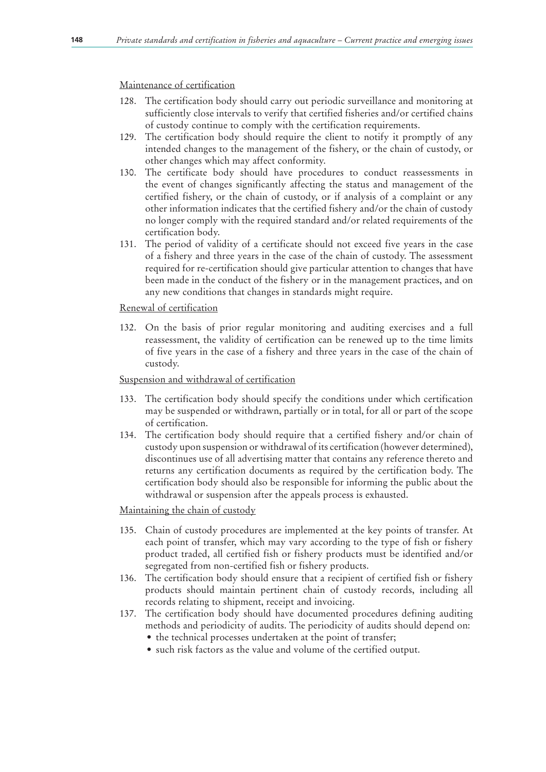Maintenance of certification

128. The certification body should carry out periodic surveillance and monitoring at sufficiently close intervals to verify that certified fisheries and/or certified chains of custody continue to comply with the certification requirements.
129. The certification body should require the client to notify it promptly of any intended changes to the management of the fishery, or the chain of custody, or other changes which may affect conformity.
130. The certificate body should have procedures to conduct reassessments in the event of changes significantly affecting the status and management of the certified fishery, or the chain of custody, or if analysis of a complaint or any other information indicates that the certified fishery and/or the chain of custody no longer comply with the required standard and/or related requirements of the certification body.
131. The period of validity of a certificate should not exceed five years in the case of a fishery and three years in the case of the chain of custody. The assessment required for re-certification should give particular attention to changes that have been made in the conduct of the fishery or in the management practices, and on any new conditions that changes in standards might require.

Renewal of certification

132. On the basis of prior regular monitoring and auditing exercises and a full reassessment, the validity of certification can be renewed up to the time limits of five years in the case of a fishery and three years in the case of the chain of custody.

Suspension and withdrawal of certification

133. The certification body should specify the conditions under which certification may be suspended or withdrawn, partially or in total, for all or part of the scope of certification.
134. The certification body should require that a certified fishery and/or chain of custody upon suspension or withdrawal of its certification (however determined), discontinues use of all advertising matter that contains any reference thereto and returns any certification documents as required by the certification body. The certification body should also be responsible for informing the public about the withdrawal or suspension after the appeals process is exhausted.

Maintaining the chain of custody

135. Chain of custody procedures are implemented at the key points of transfer. At each point of transfer, which may vary according to the type of fish or fishery product traded, all certified fish or fishery products must be identified and/or segregated from non-certified fish or fishery products.
136. The certification body should ensure that a recipient of certified fish or fishery products should maintain pertinent chain of custody records, including all records relating to shipment, receipt and invoicing.
137. The certification body should have documented procedures defining auditing methods and periodicity of audits. The periodicity of audits should depend on:
    - the technical processes undertaken at the point of transfer;
    - such risk factors as the value and volume of the certified output.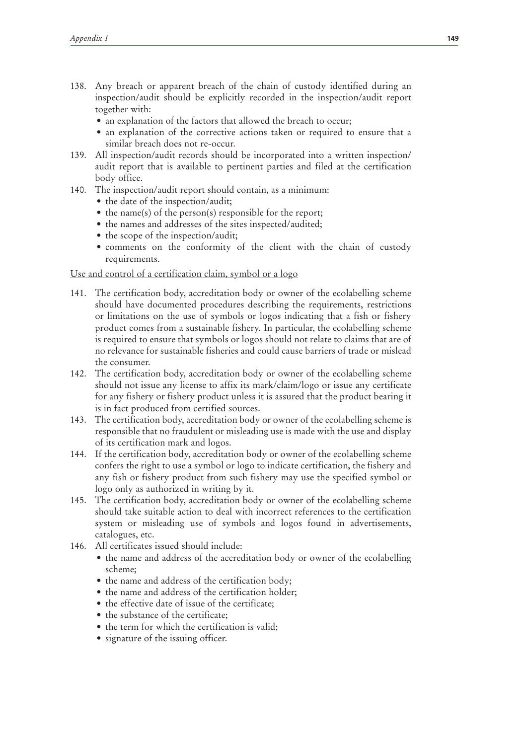138. Any breach or apparent breach of the chain of custody identified during an inspection/audit should be explicitly recorded in the inspection/audit report together with:
    - an explanation of the factors that allowed the breach to occur;
    - an explanation of the corrective actions taken or required to ensure that a similar breach does not re-occur.
139. All inspection/audit records should be incorporated into a written inspection/audit report that is available to pertinent parties and filed at the certification body office.
140. The inspection/audit report should contain, as a minimum:
    - the date of the inspection/audit;
    - the name(s) of the person(s) responsible for the report;
    - the names and addresses of the sites inspected/audited;
    - the scope of the inspection/audit;
    - comments on the conformity of the client with the chain of custody requirements.

Use and control of a certification claim, symbol or a logo

141. The certification body, accreditation body or owner of the ecolabelling scheme should have documented procedures describing the requirements, restrictions or limitations on the use of symbols or logos indicating that a fish or fishery product comes from a sustainable fishery. In particular, the ecolabelling scheme is required to ensure that symbols or logos should not relate to claims that are of no relevance for sustainable fisheries and could cause barriers of trade or mislead the consumer.
142. The certification body, accreditation body or owner of the ecolabelling scheme should not issue any license to affix its mark/claim/logo or issue any certificate for any fishery or fishery product unless it is assured that the product bearing it is in fact produced from certified sources.
143. The certification body, accreditation body or owner of the ecolabelling scheme is responsible that no fraudulent or misleading use is made with the use and display of its certification mark and logos.
144. If the certification body, accreditation body or owner of the ecolabelling scheme confers the right to use a symbol or logo to indicate certification, the fishery and any fish or fishery product from such fishery may use the specified symbol or logo only as authorized in writing by it.
145. The certification body, accreditation body or owner of the ecolabelling scheme should take suitable action to deal with incorrect references to the certification system or misleading use of symbols and logos found in advertisements, catalogues, etc.
146. All certificates issued should include:
    - the name and address of the accreditation body or owner of the ecolabelling scheme;
    - the name and address of the certification body;
    - the name and address of the certification holder;
    - the effective date of issue of the certificate;
    - the substance of the certificate;
    - the term for which the certification is valid;
    - signature of the issuing officer.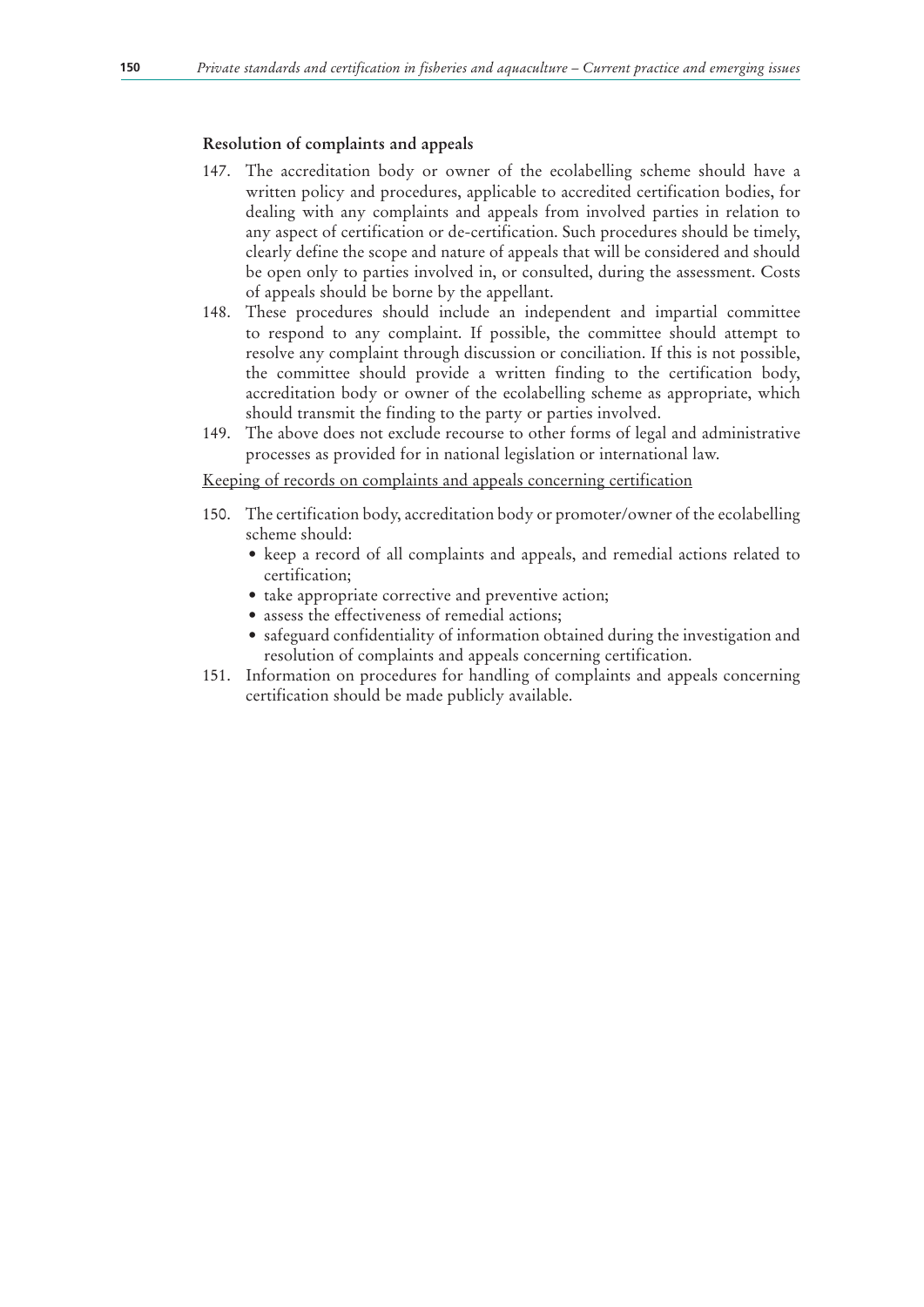### Resolution of complaints and appeals

147. The accreditation body or owner of the ecolabelling scheme should have a written policy and procedures, applicable to accredited certification bodies, for dealing with any complaints and appeals from involved parties in relation to any aspect of certification or de-certification. Such procedures should be timely, clearly define the scope and nature of appeals that will be considered and should be open only to parties involved in, or consulted, during the assessment. Costs of appeals should be borne by the appellant.
148. These procedures should include an independent and impartial committee to respond to any complaint. If possible, the committee should attempt to resolve any complaint through discussion or conciliation. If this is not possible, the committee should provide a written finding to the certification body, accreditation body or owner of the ecolabelling scheme as appropriate, which should transmit the finding to the party or parties involved.
149. The above does not exclude recourse to other forms of legal and administrative processes as provided for in national legislation or international law.

<u>Keeping of records on complaints and appeals concerning certification</u>

150. The certification body, accreditation body or promoter/owner of the ecolabelling scheme should:
    - keep a record of all complaints and appeals, and remedial actions related to certification;
    - take appropriate corrective and preventive action;
    - assess the effectiveness of remedial actions;
    - safeguard confidentiality of information obtained during the investigation and resolution of complaints and appeals concerning certification.
151. Information on procedures for handling of complaints and appeals concerning certification should be made publicly available.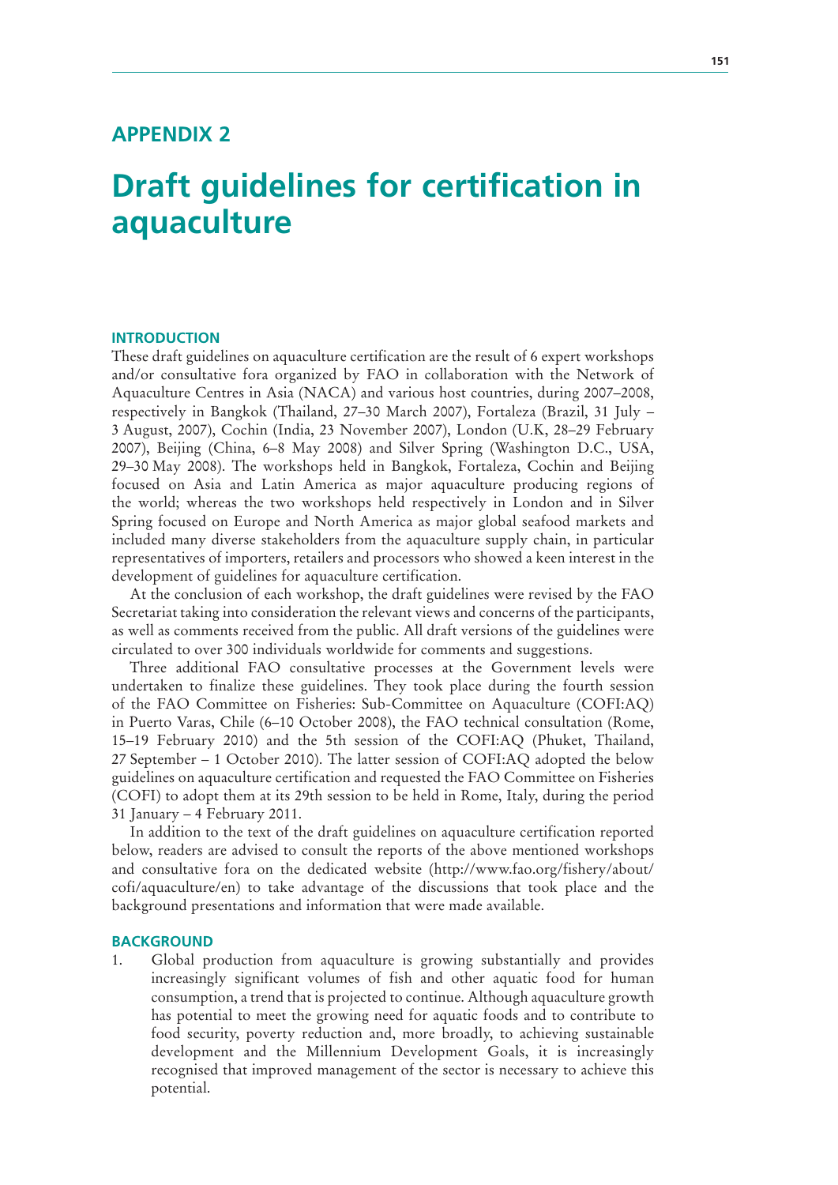# APPENDIX 2

# Draft guidelines for certification in aquaculture

## INTRODUCTION

These draft guidelines on aquaculture certification are the result of 6 expert workshops and/or consultative fora organized by FAO in collaboration with the Network of Aquaculture Centres in Asia (NACA) and various host countries, during 2007–2008, respectively in Bangkok (Thailand, 27–30 March 2007), Fortaleza (Brazil, 31 July – 3 August, 2007), Cochin (India, 23 November 2007), London (U.K, 28–29 February 2007), Beijing (China, 6–8 May 2008) and Silver Spring (Washington D.C., USA, 29–30 May 2008). The workshops held in Bangkok, Fortaleza, Cochin and Beijing focused on Asia and Latin America as major aquaculture producing regions of the world; whereas the two workshops held respectively in London and in Silver Spring focused on Europe and North America as major global seafood markets and included many diverse stakeholders from the aquaculture supply chain, in particular representatives of importers, retailers and processors who showed a keen interest in the development of guidelines for aquaculture certification.

At the conclusion of each workshop, the draft guidelines were revised by the FAO Secretariat taking into consideration the relevant views and concerns of the participants, as well as comments received from the public. All draft versions of the guidelines were circulated to over 300 individuals worldwide for comments and suggestions.

Three additional FAO consultative processes at the Government levels were undertaken to finalize these guidelines. They took place during the fourth session of the FAO Committee on Fisheries: Sub-Committee on Aquaculture (COFI:AQ) in Puerto Varas, Chile (6–10 October 2008), the FAO technical consultation (Rome, 15–19 February 2010) and the 5th session of the COFI:AQ (Phuket, Thailand, 27 September – 1 October 2010). The latter session of COFI:AQ adopted the below guidelines on aquaculture certification and requested the FAO Committee on Fisheries (COFI) to adopt them at its 29th session to be held in Rome, Italy, during the period 31 January – 4 February 2011.

In addition to the text of the draft guidelines on aquaculture certification reported below, readers are advised to consult the reports of the above mentioned workshops and consultative fora on the dedicated website (http://www.fao.org/fishery/about/cofi/aquaculture/en) to take advantage of the discussions that took place and the background presentations and information that were made available.

## BACKGROUND

1. Global production from aquaculture is growing substantially and provides increasingly significant volumes of fish and other aquatic food for human consumption, a trend that is projected to continue. Although aquaculture growth has potential to meet the growing need for aquatic foods and to contribute to food security, poverty reduction and, more broadly, to achieving sustainable development and the Millennium Development Goals, it is increasingly recognised that improved management of the sector is necessary to achieve this potential.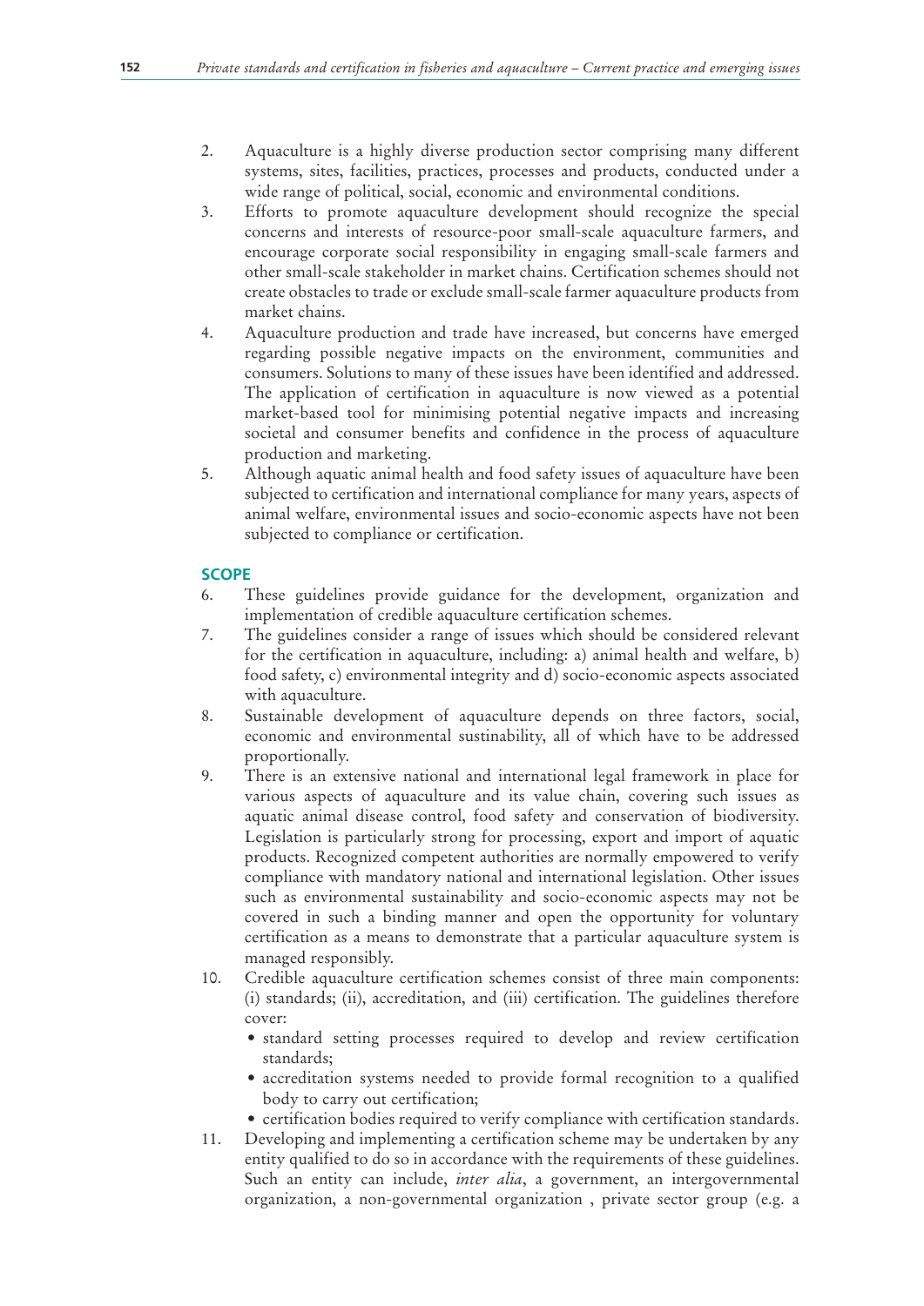2. Aquaculture is a highly diverse production sector comprising many different systems, sites, facilities, practices, processes and products, conducted under a wide range of political, social, economic and environmental conditions.
3. Efforts to promote aquaculture development should recognize the special concerns and interests of resource-poor small-scale aquaculture farmers, and encourage corporate social responsibility in engaging small-scale farmers and other small-scale stakeholder in market chains. Certification schemes should not create obstacles to trade or exclude small-scale farmer aquaculture products from market chains.
4. Aquaculture production and trade have increased, but concerns have emerged regarding possible negative impacts on the environment, communities and consumers. Solutions to many of these issues have been identified and addressed. The application of certification in aquaculture is now viewed as a potential market-based tool for minimising potential negative impacts and increasing societal and consumer benefits and confidence in the process of aquaculture production and marketing.
5. Although aquatic animal health and food safety issues of aquaculture have been subjected to certification and international compliance for many years, aspects of animal welfare, environmental issues and socio-economic aspects have not been subjected to compliance or certification.

## SCOPE

6. These guidelines provide guidance for the development, organization and implementation of credible aquaculture certification schemes.
7. The guidelines consider a range of issues which should be considered relevant for the certification in aquaculture, including: a) animal health and welfare, b) food safety, c) environmental integrity and d) socio-economic aspects associated with aquaculture.
8. Sustainable development of aquaculture depends on three factors, social, economic and environmental sustainability, all of which have to be addressed proportionally.
9. There is an extensive national and international legal framework in place for various aspects of aquaculture and its value chain, covering such issues as aquatic animal disease control, food safety and conservation of biodiversity. Legislation is particularly strong for processing, export and import of aquatic products. Recognized competent authorities are normally empowered to verify compliance with mandatory national and international legislation. Other issues such as environmental sustainability and socio-economic aspects may not be covered in such a binding manner and open the opportunity for voluntary certification as a means to demonstrate that a particular aquaculture system is managed responsibly.
10. Credible aquaculture certification schemes consist of three main components: (i) standards; (ii), accreditation, and (iii) certification. The guidelines therefore cover:
    - standard setting processes required to develop and review certification standards;
    - accreditation systems needed to provide formal recognition to a qualified body to carry out certification;
    - certification bodies required to verify compliance with certification standards.
11. Developing and implementing a certification scheme may be undertaken by any entity qualified to do so in accordance with the requirements of these guidelines. Such an entity can include, *inter alia*, a government, an intergovernmental organization, a non-governmental organization , private sector group (e.g. a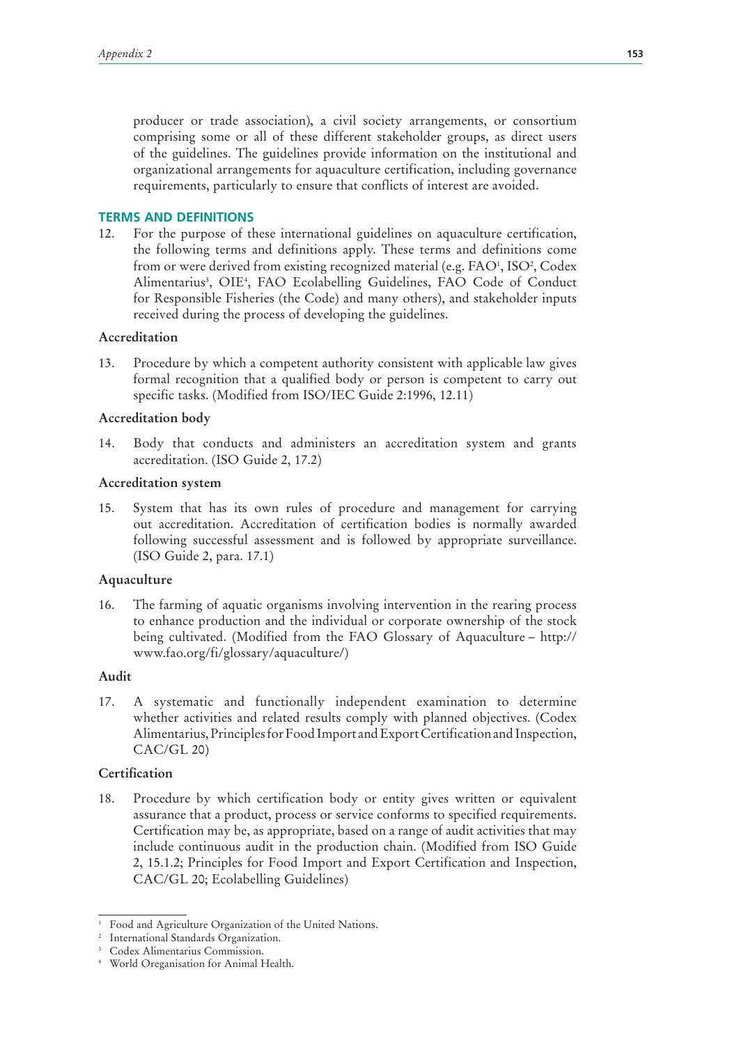producer or trade association), a civil society arrangements, or consortium comprising some or all of these different stakeholder groups, as direct users of the guidelines. The guidelines provide information on the institutional and organizational arrangements for aquaculture certification, including governance requirements, particularly to ensure that conflicts of interest are avoided.

## TERMS AND DEFINITIONS

12. For the purpose of these international guidelines on aquaculture certification, the following terms and definitions apply. These terms and definitions come from or were derived from existing recognized material (e.g. FAO[1], ISO[2], Codex Alimentarius[3], OIE[4], FAO Ecolabelling Guidelines, FAO Code of Conduct for Responsible Fisheries (the Code) and many others), and stakeholder inputs received during the process of developing the guidelines.

### Accreditation

13. Procedure by which a competent authority consistent with applicable law gives formal recognition that a qualified body or person is competent to carry out specific tasks. (Modified from ISO/IEC Guide 2:1996, 12.11)

### Accreditation body

14. Body that conducts and administers an accreditation system and grants accreditation. (ISO Guide 2, 17.2)

### Accreditation system

15. System that has its own rules of procedure and management for carrying out accreditation. Accreditation of certification bodies is normally awarded following successful assessment and is followed by appropriate surveillance. (ISO Guide 2, para. 17.1)

### Aquaculture

16. The farming of aquatic organisms involving intervention in the rearing process to enhance production and the individual or corporate ownership of the stock being cultivated. (Modified from the FAO Glossary of Aquaculture – http://www.fao.org/fi/glossary/aquaculture/)

### Audit

17. A systematic and functionally independent examination to determine whether activities and related results comply with planned objectives. (Codex Alimentarius, Principles for Food Import and Export Certification and Inspection, CAC/GL 20)

### Certification

18. Procedure by which certification body or entity gives written or equivalent assurance that a product, process or service conforms to specified requirements. Certification may be, as appropriate, based on a range of audit activities that may include continuous audit in the production chain. (Modified from ISO Guide 2, 15.1.2; Principles for Food Import and Export Certification and Inspection, CAC/GL 20; Ecolabelling Guidelines)

---

[1] Food and Agriculture Organization of the United Nations.

[2] International Standards Organization.

[3] Codex Alimentarius Commission.

[4] World Oreganisation for Animal Health.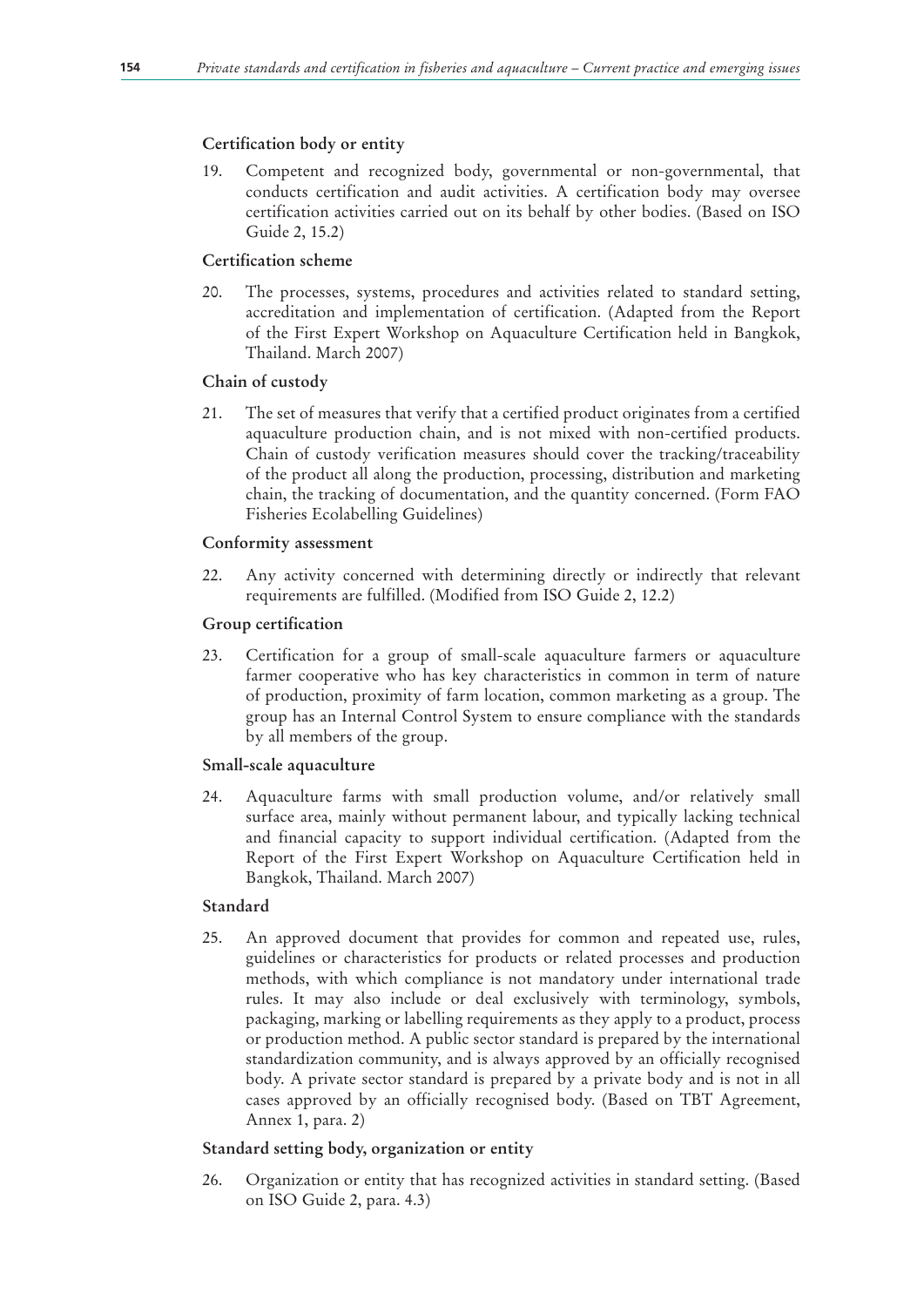**Certification body or entity**

19. Competent and recognized body, governmental or non-governmental, that conducts certification and audit activities. A certification body may oversee certification activities carried out on its behalf by other bodies. (Based on ISO Guide 2, 15.2)

**Certification scheme**

20. The processes, systems, procedures and activities related to standard setting, accreditation and implementation of certification. (Adapted from the Report of the First Expert Workshop on Aquaculture Certification held in Bangkok, Thailand. March 2007)

**Chain of custody**

21. The set of measures that verify that a certified product originates from a certified aquaculture production chain, and is not mixed with non-certified products. Chain of custody verification measures should cover the tracking/traceability of the product all along the production, processing, distribution and marketing chain, the tracking of documentation, and the quantity concerned. (Form FAO Fisheries Ecolabelling Guidelines)

**Conformity assessment**

22. Any activity concerned with determining directly or indirectly that relevant requirements are fulfilled. (Modified from ISO Guide 2, 12.2)

**Group certification**

23. Certification for a group of small-scale aquaculture farmers or aquaculture farmer cooperative who has key characteristics in common in term of nature of production, proximity of farm location, common marketing as a group. The group has an Internal Control System to ensure compliance with the standards by all members of the group.

**Small-scale aquaculture**

24. Aquaculture farms with small production volume, and/or relatively small surface area, mainly without permanent labour, and typically lacking technical and financial capacity to support individual certification. (Adapted from the Report of the First Expert Workshop on Aquaculture Certification held in Bangkok, Thailand. March 2007)

**Standard**

25. An approved document that provides for common and repeated use, rules, guidelines or characteristics for products or related processes and production methods, with which compliance is not mandatory under international trade rules. It may also include or deal exclusively with terminology, symbols, packaging, marking or labelling requirements as they apply to a product, process or production method. A public sector standard is prepared by the international standardization community, and is always approved by an officially recognised body. A private sector standard is prepared by a private body and is not in all cases approved by an officially recognised body. (Based on TBT Agreement, Annex 1, para. 2)

**Standard setting body, organization or entity**

26. Organization or entity that has recognized activities in standard setting. (Based on ISO Guide 2, para. 4.3)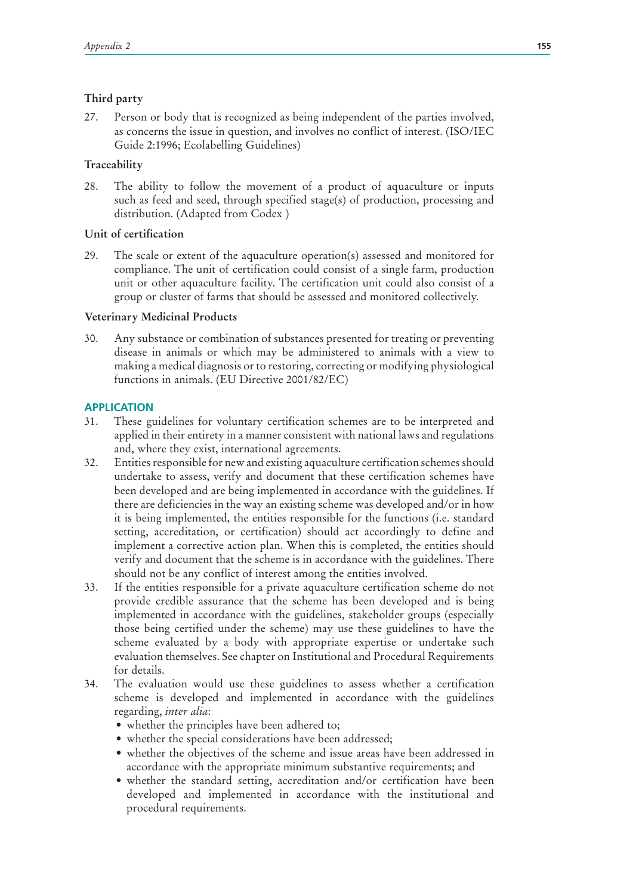### Third party

27. Person or body that is recognized as being independent of the parties involved, as concerns the issue in question, and involves no conflict of interest. (ISO/IEC Guide 2:1996; Ecolabelling Guidelines)

### Traceability

28. The ability to follow the movement of a product of aquaculture or inputs such as feed and seed, through specified stage(s) of production, processing and distribution. (Adapted from Codex )

### Unit of certification

29. The scale or extent of the aquaculture operation(s) assessed and monitored for compliance. The unit of certification could consist of a single farm, production unit or other aquaculture facility. The certification unit could also consist of a group or cluster of farms that should be assessed and monitored collectively.

### Veterinary Medicinal Products

30. Any substance or combination of substances presented for treating or preventing disease in animals or which may be administered to animals with a view to making a medical diagnosis or to restoring, correcting or modifying physiological functions in animals. (EU Directive 2001/82/EC)

## APPLICATION

31. These guidelines for voluntary certification schemes are to be interpreted and applied in their entirety in a manner consistent with national laws and regulations and, where they exist, international agreements.
32. Entities responsible for new and existing aquaculture certification schemes should undertake to assess, verify and document that these certification schemes have been developed and are being implemented in accordance with the guidelines. If there are deficiencies in the way an existing scheme was developed and/or in how it is being implemented, the entities responsible for the functions (i.e. standard setting, accreditation, or certification) should act accordingly to define and implement a corrective action plan. When this is completed, the entities should verify and document that the scheme is in accordance with the guidelines. There should not be any conflict of interest among the entities involved.
33. If the entities responsible for a private aquaculture certification scheme do not provide credible assurance that the scheme has been developed and is being implemented in accordance with the guidelines, stakeholder groups (especially those being certified under the scheme) may use these guidelines to have the scheme evaluated by a body with appropriate expertise or undertake such evaluation themselves. See chapter on Institutional and Procedural Requirements for details.
34. The evaluation would use these guidelines to assess whether a certification scheme is developed and implemented in accordance with the guidelines regarding, *inter alia*:
    - whether the principles have been adhered to;
    - whether the special considerations have been addressed;
    - whether the objectives of the scheme and issue areas have been addressed in accordance with the appropriate minimum substantive requirements; and
    - whether the standard setting, accreditation and/or certification have been developed and implemented in accordance with the institutional and procedural requirements.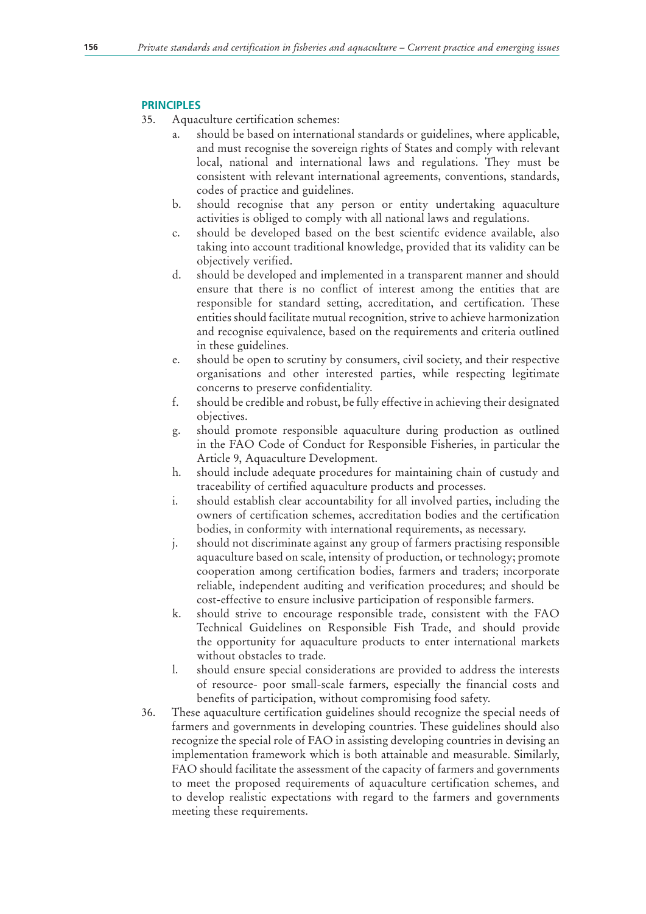## PRINCIPLES

35. Aquaculture certification schemes:
    a. should be based on international standards or guidelines, where applicable, and must recognise the sovereign rights of States and comply with relevant local, national and international laws and regulations. They must be consistent with relevant international agreements, conventions, standards, codes of practice and guidelines.
    b. should recognise that any person or entity undertaking aquaculture activities is obliged to comply with all national laws and regulations.
    c. should be developed based on the best scientifc evidence available, also taking into account traditional knowledge, provided that its validity can be objectively verified.
    d. should be developed and implemented in a transparent manner and should ensure that there is no conflict of interest among the entities that are responsible for standard setting, accreditation, and certification. These entities should facilitate mutual recognition, strive to achieve harmonization and recognise equivalence, based on the requirements and criteria outlined in these guidelines.
    e. should be open to scrutiny by consumers, civil society, and their respective organisations and other interested parties, while respecting legitimate concerns to preserve confidentiality.
    f. should be credible and robust, be fully effective in achieving their designated objectives.
    g. should promote responsible aquaculture during production as outlined in the FAO Code of Conduct for Responsible Fisheries, in particular the Article 9, Aquaculture Development.
    h. should include adequate procedures for maintaining chain of custody and traceability of certified aquaculture products and processes.
    i. should establish clear accountability for all involved parties, including the owners of certification schemes, accreditation bodies and the certification bodies, in conformity with international requirements, as necessary.
    j. should not discriminate against any group of farmers practising responsible aquaculture based on scale, intensity of production, or technology; promote cooperation among certification bodies, farmers and traders; incorporate reliable, independent auditing and verification procedures; and should be cost-effective to ensure inclusive participation of responsible farmers.
    k. should strive to encourage responsible trade, consistent with the FAO Technical Guidelines on Responsible Fish Trade, and should provide the opportunity for aquaculture products to enter international markets without obstacles to trade.
    l. should ensure special considerations are provided to address the interests of resource- poor small-scale farmers, especially the financial costs and benefits of participation, without compromising food safety.

36. These aquaculture certification guidelines should recognize the special needs of farmers and governments in developing countries. These guidelines should also recognize the special role of FAO in assisting developing countries in devising an implementation framework which is both attainable and measurable. Similarly, FAO should facilitate the assessment of the capacity of farmers and governments to meet the proposed requirements of aquaculture certification schemes, and to develop realistic expectations with regard to the farmers and governments meeting these requirements.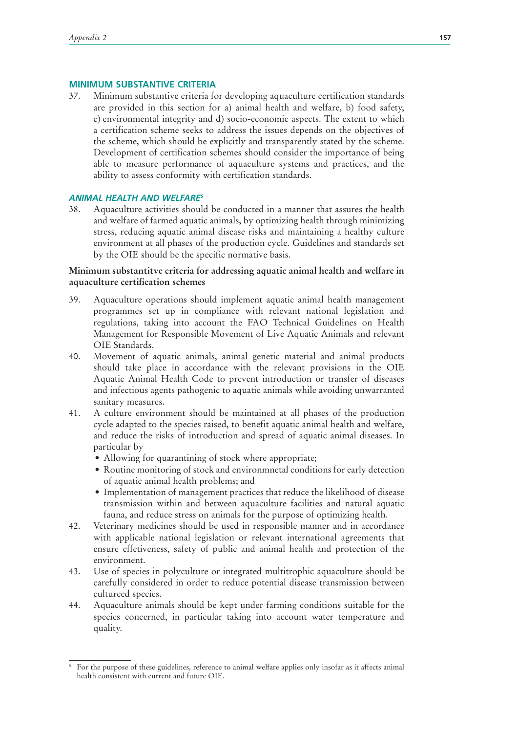## MINIMUM SUBSTANTIVE CRITERIA

37. Minimum substantive criteria for developing aquaculture certification standards are provided in this section for a) animal health and welfare, b) food safety, c) environmental integrity and d) socio-economic aspects. The extent to which a certification scheme seeks to address the issues depends on the objectives of the scheme, which should be explicitly and transparently stated by the scheme. Development of certification schemes should consider the importance of being able to measure performance of aquaculture systems and practices, and the ability to assess conformity with certification standards.

### *ANIMAL HEALTH AND WELFARE*[5]

38. Aquaculture activities should be conducted in a manner that assures the health and welfare of farmed aquatic animals, by optimizing health through minimizing stress, reducing aquatic animal disease risks and maintaining a healthy culture environment at all phases of the production cycle. Guidelines and standards set by the OIE should be the specific normative basis.

**Minimum substantitve criteria for addressing aquatic animal health and welfare in aquaculture certification schemes**

39. Aquaculture operations should implement aquatic animal health management programmes set up in compliance with relevant national legislation and regulations, taking into account the FAO Technical Guidelines on Health Management for Responsible Movement of Live Aquatic Animals and relevant OIE Standards.
40. Movement of aquatic animals, animal genetic material and animal products should take place in accordance with the relevant provisions in the OIE Aquatic Animal Health Code to prevent introduction or transfer of diseases and infectious agents pathogenic to aquatic animals while avoiding unwarranted sanitary measures.
41. A culture environment should be maintained at all phases of the production cycle adapted to the species raised, to benefit aquatic animal health and welfare, and reduce the risks of introduction and spread of aquatic animal diseases. In particular by
    - Allowing for quarantining of stock where appropriate;
    - Routine monitoring of stock and environmnetal conditions for early detection of aquatic animal health problems; and
    - Implementation of management practices that reduce the likelihood of disease transmission within and between aquaculture facilities and natural aquatic fauna, and reduce stress on animals for the purpose of optimizing health.
42. Veterinary medicines should be used in responsible manner and in accordance with applicable national legislation or relevant international agreements that ensure effetiveness, safety of public and animal health and protection of the environment.
43. Use of species in polyculture or integrated multitrophic aquaculture should be carefully considered in order to reduce potential disease transmission between cultureed species.
44. Aquaculture animals should be kept under farming conditions suitable for the species concerned, in particular taking into account water temperature and quality.

[5] For the purpose of these guidelines, reference to animal welfare applies only insofar as it affects animal health consistent with current and future OIE.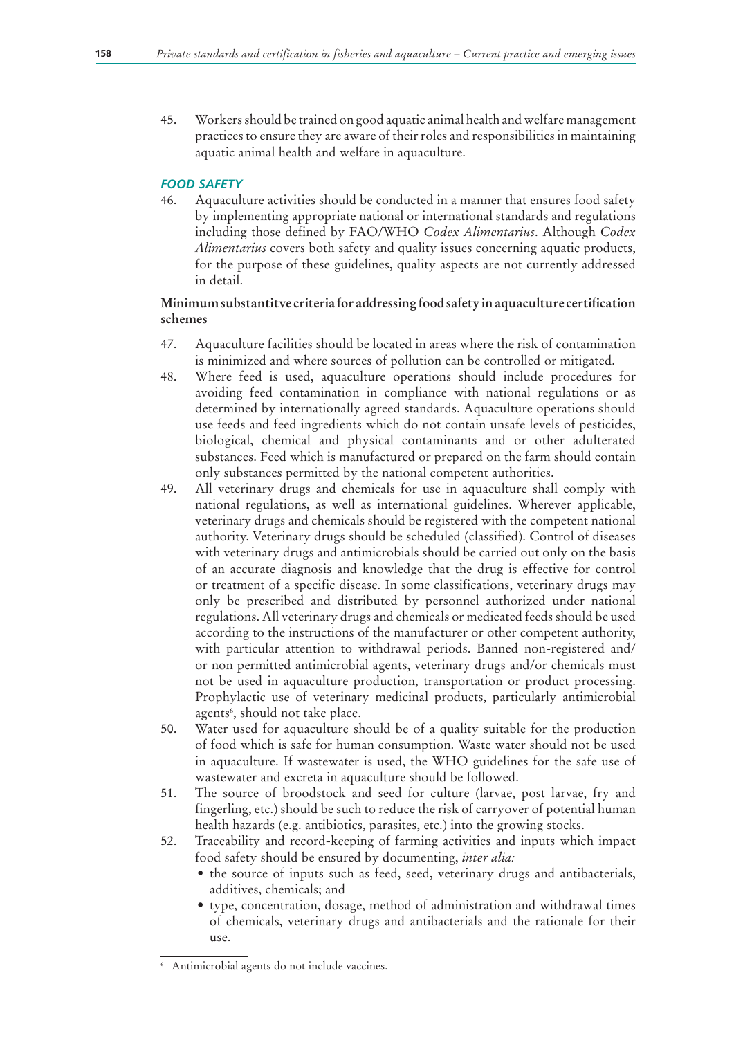45. Workers should be trained on good aquatic animal health and welfare management practices to ensure they are aware of their roles and responsibilities in maintaining aquatic animal health and welfare in aquaculture.

### *FOOD SAFETY*

46. Aquaculture activities should be conducted in a manner that ensures food safety by implementing appropriate national or international standards and regulations including those defined by FAO/WHO *Codex Alimentarius*. Although *Codex Alimentarius* covers both safety and quality issues concerning aquatic products, for the purpose of these guidelines, quality aspects are not currently addressed in detail.

#### Minimum substantitve criteria for addressing food safety in aquaculture certification schemes

47. Aquaculture facilities should be located in areas where the risk of contamination is minimized and where sources of pollution can be controlled or mitigated.
48. Where feed is used, aquaculture operations should include procedures for avoiding feed contamination in compliance with national regulations or as determined by internationally agreed standards. Aquaculture operations should use feeds and feed ingredients which do not contain unsafe levels of pesticides, biological, chemical and physical contaminants and or other adulterated substances. Feed which is manufactured or prepared on the farm should contain only substances permitted by the national competent authorities.
49. All veterinary drugs and chemicals for use in aquaculture shall comply with national regulations, as well as international guidelines. Wherever applicable, veterinary drugs and chemicals should be registered with the competent national authority. Veterinary drugs should be scheduled (classified). Control of diseases with veterinary drugs and antimicrobials should be carried out only on the basis of an accurate diagnosis and knowledge that the drug is effective for control or treatment of a specific disease. In some classifications, veterinary drugs may only be prescribed and distributed by personnel authorized under national regulations. All veterinary drugs and chemicals or medicated feeds should be used according to the instructions of the manufacturer or other competent authority, with particular attention to withdrawal periods. Banned non-registered and/or non permitted antimicrobial agents, veterinary drugs and/or chemicals must not be used in aquaculture production, transportation or product processing. Prophylactic use of veterinary medicinal products, particularly antimicrobial agents[6], should not take place.
50. Water used for aquaculture should be of a quality suitable for the production of food which is safe for human consumption. Waste water should not be used in aquaculture. If wastewater is used, the WHO guidelines for the safe use of wastewater and excreta in aquaculture should be followed.
51. The source of broodstock and seed for culture (larvae, post larvae, fry and fingerling, etc.) should be such to reduce the risk of carryover of potential human health hazards (e.g. antibiotics, parasites, etc.) into the growing stocks.
52. Traceability and record-keeping of farming activities and inputs which impact food safety should be ensured by documenting, *inter alia:*
    - the source of inputs such as feed, seed, veterinary drugs and antibacterials, additives, chemicals; and
    - type, concentration, dosage, method of administration and withdrawal times of chemicals, veterinary drugs and antibacterials and the rationale for their use.

[6] Antimicrobial agents do not include vaccines.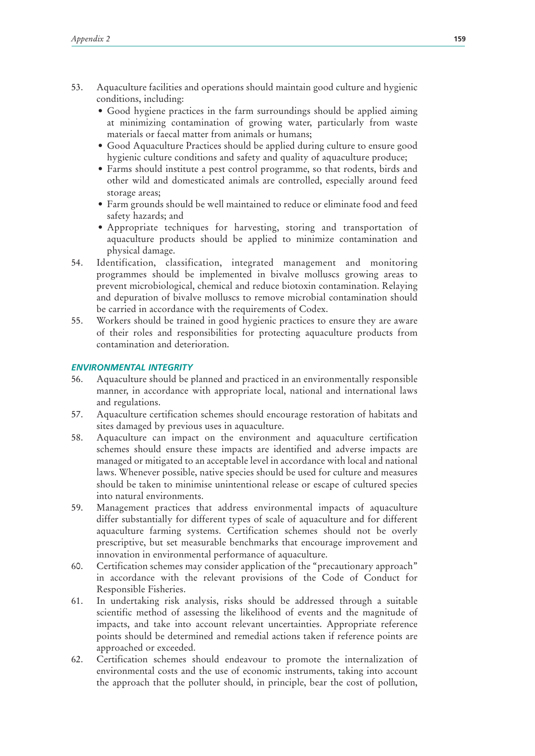53. Aquaculture facilities and operations should maintain good culture and hygienic conditions, including:
    - Good hygiene practices in the farm surroundings should be applied aiming at minimizing contamination of growing water, particularly from waste materials or faecal matter from animals or humans;
    - Good Aquaculture Practices should be applied during culture to ensure good hygienic culture conditions and safety and quality of aquaculture produce;
    - Farms should institute a pest control programme, so that rodents, birds and other wild and domesticated animals are controlled, especially around feed storage areas;
    - Farm grounds should be well maintained to reduce or eliminate food and feed safety hazards; and
    - Appropriate techniques for harvesting, storing and transportation of aquaculture products should be applied to minimize contamination and physical damage.
54. Identification, classification, integrated management and monitoring programmes should be implemented in bivalve molluscs growing areas to prevent microbiological, chemical and reduce biotoxin contamination. Relaying and depuration of bivalve molluscs to remove microbial contamination should be carried in accordance with the requirements of Codex.
55. Workers should be trained in good hygienic practices to ensure they are aware of their roles and responsibilities for protecting aquaculture products from contamination and deterioration.

### ENVIRONMENTAL INTEGRITY

56. Aquaculture should be planned and practiced in an environmentally responsible manner, in accordance with appropriate local, national and international laws and regulations.
57. Aquaculture certification schemes should encourage restoration of habitats and sites damaged by previous uses in aquaculture.
58. Aquaculture can impact on the environment and aquaculture certification schemes should ensure these impacts are identified and adverse impacts are managed or mitigated to an acceptable level in accordance with local and national laws. Whenever possible, native species should be used for culture and measures should be taken to minimise unintentional release or escape of cultured species into natural environments.
59. Management practices that address environmental impacts of aquaculture differ substantially for different types of scale of aquaculture and for different aquaculture farming systems. Certification schemes should not be overly prescriptive, but set measurable benchmarks that encourage improvement and innovation in environmental performance of aquaculture.
60. Certification schemes may consider application of the "precautionary approach" in accordance with the relevant provisions of the Code of Conduct for Responsible Fisheries.
61. In undertaking risk analysis, risks should be addressed through a suitable scientific method of assessing the likelihood of events and the magnitude of impacts, and take into account relevant uncertainties. Appropriate reference points should be determined and remedial actions taken if reference points are approached or exceeded.
62. Certification schemes should endeavour to promote the internalization of environmental costs and the use of economic instruments, taking into account the approach that the polluter should, in principle, bear the cost of pollution,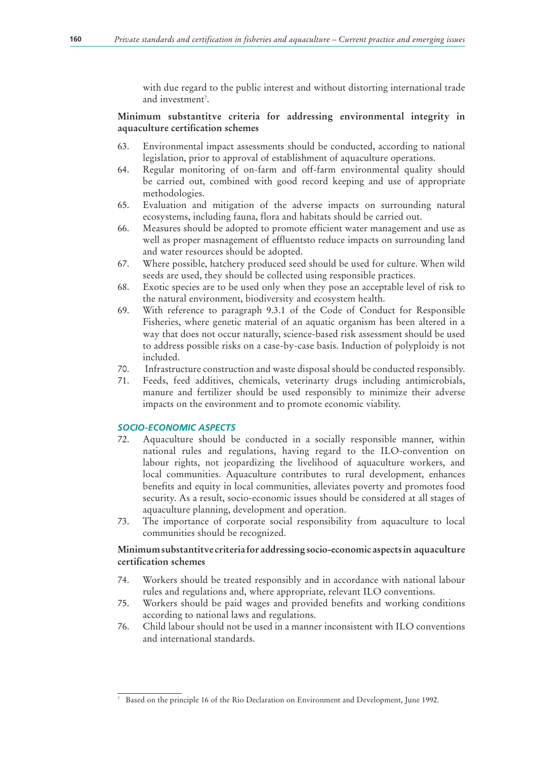with due regard to the public interest and without distorting international trade and investment[7].

**Minimum substantitve criteria for addressing environmental integrity in aquaculture certification schemes**

63. Environmental impact assessments should be conducted, according to national legislation, prior to approval of establishment of aquaculture operations.
64. Regular monitoring of on-farm and off-farm environmental quality should be carried out, combined with good record keeping and use of appropriate methodologies.
65. Evaluation and mitigation of the adverse impacts on surrounding natural ecosystems, including fauna, flora and habitats should be carried out.
66. Measures should be adopted to promote efficient water management and use as well as proper masnagement of effluentsto reduce impacts on surrounding land and water resources should be adopted.
67. Where possible, hatchery produced seed should be used for culture. When wild seeds are used, they should be collected using responsible practices.
68. Exotic species are to be used only when they pose an acceptable level of risk to the natural environment, biodiversity and ecosystem health.
69. With reference to paragraph 9.3.1 of the Code of Conduct for Responsible Fisheries, where genetic material of an aquatic organism has been altered in a way that does not occur naturally, science-based risk assessment should be used to address possible risks on a case-by-case basis. Induction of polyploidy is not included.
70. Infrastructure construction and waste disposal should be conducted responsibly.
71. Feeds, feed additives, chemicals, veterinarty drugs including antimicrobials, manure and fertilizer should be used responsibly to minimize their adverse impacts on the environment and to promote economic viability.

### *SOCIO-ECONOMIC ASPECTS*

72. Aquaculture should be conducted in a socially responsible manner, within national rules and regulations, having regard to the ILO-convention on labour rights, not jeopardizing the livelihood of aquaculture workers, and local communities. Aquaculture contributes to rural development, enhances benefits and equity in local communities, alleviates poverty and promotes food security. As a result, socio-economic issues should be considered at all stages of aquaculture planning, development and operation.
73. The importance of corporate social responsibility from aquaculture to local communities should be recognized.

**Minimum substantitve criteria for addressing socio-economic aspects in aquaculture certification schemes**

74. Workers should be treated responsibly and in accordance with national labour rules and regulations and, where appropriate, relevant ILO conventions.
75. Workers should be paid wages and provided benefits and working conditions according to national laws and regulations.
76. Child labour should not be used in a manner inconsistent with ILO conventions and international standards.

---

[7] Based on the principle 16 of the Rio Declaration on Environment and Development, June 1992.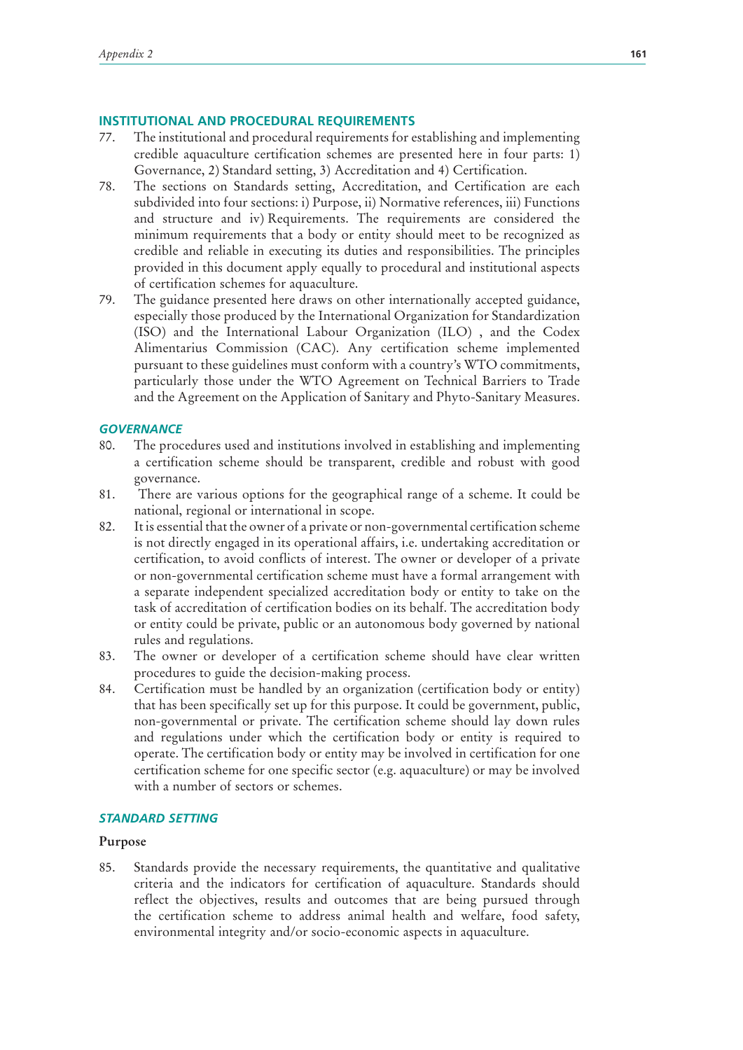## INSTITUTIONAL AND PROCEDURAL REQUIREMENTS

77. The institutional and procedural requirements for establishing and implementing credible aquaculture certification schemes are presented here in four parts: 1) Governance, 2) Standard setting, 3) Accreditation and 4) Certification.

78. The sections on Standards setting, Accreditation, and Certification are each subdivided into four sections: i) Purpose, ii) Normative references, iii) Functions and structure and iv) Requirements. The requirements are considered the minimum requirements that a body or entity should meet to be recognized as credible and reliable in executing its duties and responsibilities. The principles provided in this document apply equally to procedural and institutional aspects of certification schemes for aquaculture.

79. The guidance presented here draws on other internationally accepted guidance, especially those produced by the International Organization for Standardization (ISO) and the International Labour Organization (ILO) , and the Codex Alimentarius Commission (CAC). Any certification scheme implemented pursuant to these guidelines must conform with a country's WTO commitments, particularly those under the WTO Agreement on Technical Barriers to Trade and the Agreement on the Application of Sanitary and Phyto-Sanitary Measures.

### *GOVERNANCE*

80. The procedures used and institutions involved in establishing and implementing a certification scheme should be transparent, credible and robust with good governance.

81. There are various options for the geographical range of a scheme. It could be national, regional or international in scope.

82. It is essential that the owner of a private or non-governmental certification scheme is not directly engaged in its operational affairs, i.e. undertaking accreditation or certification, to avoid conflicts of interest. The owner or developer of a private or non-governmental certification scheme must have a formal arrangement with a separate independent specialized accreditation body or entity to take on the task of accreditation of certification bodies on its behalf. The accreditation body or entity could be private, public or an autonomous body governed by national rules and regulations.

83. The owner or developer of a certification scheme should have clear written procedures to guide the decision-making process.

84. Certification must be handled by an organization (certification body or entity) that has been specifically set up for this purpose. It could be government, public, non-governmental or private. The certification scheme should lay down rules and regulations under which the certification body or entity is required to operate. The certification body or entity may be involved in certification for one certification scheme for one specific sector (e.g. aquaculture) or may be involved with a number of sectors or schemes.

### *STANDARD SETTING*

#### Purpose

85. Standards provide the necessary requirements, the quantitative and qualitative criteria and the indicators for certification of aquaculture. Standards should reflect the objectives, results and outcomes that are being pursued through the certification scheme to address animal health and welfare, food safety, environmental integrity and/or socio-economic aspects in aquaculture.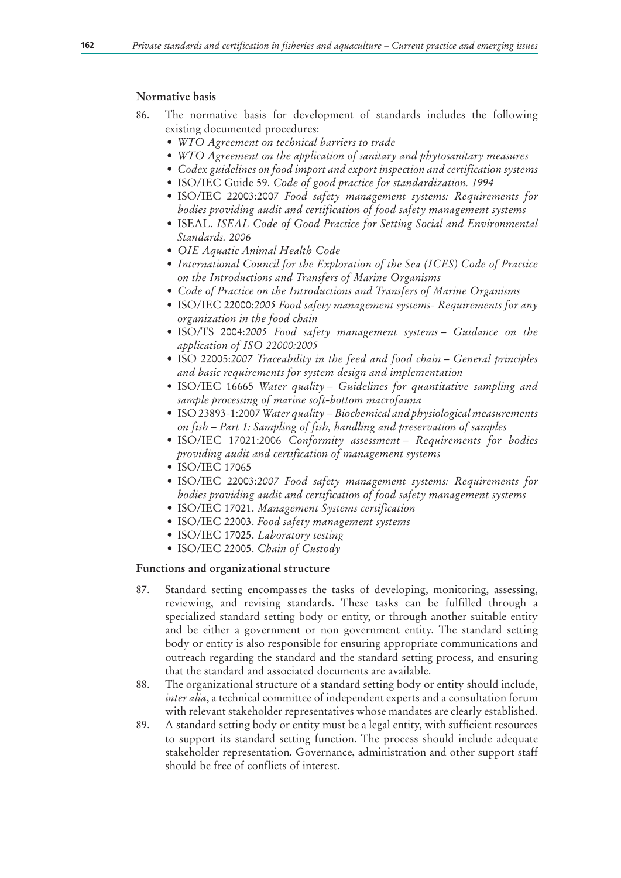### Normative basis

86. The normative basis for development of standards includes the following existing documented procedures:
    - *WTO Agreement on technical barriers to trade*
    - *WTO Agreement on the application of sanitary and phytosanitary measures*
    - *Codex guidelines on food import and export inspection and certification systems*
    - ISO/IEC Guide 59. *Code of good practice for standardization. 1994*
    - ISO/IEC 22003:2007 *Food safety management systems: Requirements for bodies providing audit and certification of food safety management systems*
    - ISEAL. *ISEAL Code of Good Practice for Setting Social and Environmental Standards. 2006*
    - *OIE Aquatic Animal Health Code*
    - *International Council for the Exploration of the Sea (ICES) Code of Practice on the Introductions and Transfers of Marine Organisms*
    - *Code of Practice on the Introductions and Transfers of Marine Organisms*
    - ISO/IEC 22000:*2005 Food safety management systems- Requirements for any organization in the food chain*
    - ISO/TS 2004:*2005 Food safety management systems – Guidance on the application of ISO 22000:2005*
    - ISO 22005:*2007 Traceability in the feed and food chain – General principles and basic requirements for system design and implementation*
    - ISO/IEC 16665 *Water quality – Guidelines for quantitative sampling and sample processing of marine soft-bottom macrofauna*
    - ISO 23893-1:2007 *Water quality – Biochemical and physiological measurements on fish – Part 1: Sampling of fish, handling and preservation of samples*
    - ISO/IEC 17021:2006 *Conformity assessment – Requirements for bodies providing audit and certification of management systems*
    - ISO/IEC 17065
    - ISO/IEC 22003:*2007 Food safety management systems: Requirements for bodies providing audit and certification of food safety management systems*
    - ISO/IEC 17021. *Management Systems certification*
    - ISO/IEC 22003. *Food safety management systems*
    - ISO/IEC 17025. *Laboratory testing*
    - ISO/IEC 22005. *Chain of Custody*

### Functions and organizational structure

87. Standard setting encompasses the tasks of developing, monitoring, assessing, reviewing, and revising standards. These tasks can be fulfilled through a specialized standard setting body or entity, or through another suitable entity and be either a government or non government entity. The standard setting body or entity is also responsible for ensuring appropriate communications and outreach regarding the standard and the standard setting process, and ensuring that the standard and associated documents are available.
88. The organizational structure of a standard setting body or entity should include, *inter alia*, a technical committee of independent experts and a consultation forum with relevant stakeholder representatives whose mandates are clearly established.
89. A standard setting body or entity must be a legal entity, with sufficient resources to support its standard setting function. The process should include adequate stakeholder representation. Governance, administration and other support staff should be free of conflicts of interest.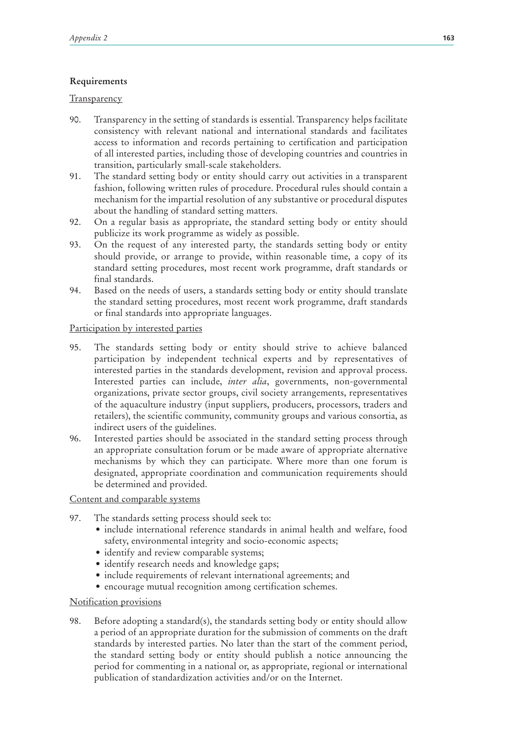## Requirements

Transparency

90. Transparency in the setting of standards is essential. Transparency helps facilitate consistency with relevant national and international standards and facilitates access to information and records pertaining to certification and participation of all interested parties, including those of developing countries and countries in transition, particularly small-scale stakeholders.
91. The standard setting body or entity should carry out activities in a transparent fashion, following written rules of procedure. Procedural rules should contain a mechanism for the impartial resolution of any substantive or procedural disputes about the handling of standard setting matters.
92. On a regular basis as appropriate, the standard setting body or entity should publicize its work programme as widely as possible.
93. On the request of any interested party, the standards setting body or entity should provide, or arrange to provide, within reasonable time, a copy of its standard setting procedures, most recent work programme, draft standards or final standards.
94. Based on the needs of users, a standards setting body or entity should translate the standard setting procedures, most recent work programme, draft standards or final standards into appropriate languages.

Participation by interested parties

95. The standards setting body or entity should strive to achieve balanced participation by independent technical experts and by representatives of interested parties in the standards development, revision and approval process. Interested parties can include, *inter alia*, governments, non-governmental organizations, private sector groups, civil society arrangements, representatives of the aquaculture industry (input suppliers, producers, processors, traders and retailers), the scientific community, community groups and various consortia, as indirect users of the guidelines.
96. Interested parties should be associated in the standard setting process through an appropriate consultation forum or be made aware of appropriate alternative mechanisms by which they can participate. Where more than one forum is designated, appropriate coordination and communication requirements should be determined and provided.

Content and comparable systems

97. The standards setting process should seek to:
    - include international reference standards in animal health and welfare, food safety, environmental integrity and socio-economic aspects;
    - identify and review comparable systems;
    - identify research needs and knowledge gaps;
    - include requirements of relevant international agreements; and
    - encourage mutual recognition among certification schemes.

Notification provisions

98. Before adopting a standard(s), the standards setting body or entity should allow a period of an appropriate duration for the submission of comments on the draft standards by interested parties. No later than the start of the comment period, the standard setting body or entity should publish a notice announcing the period for commenting in a national or, as appropriate, regional or international publication of standardization activities and/or on the Internet.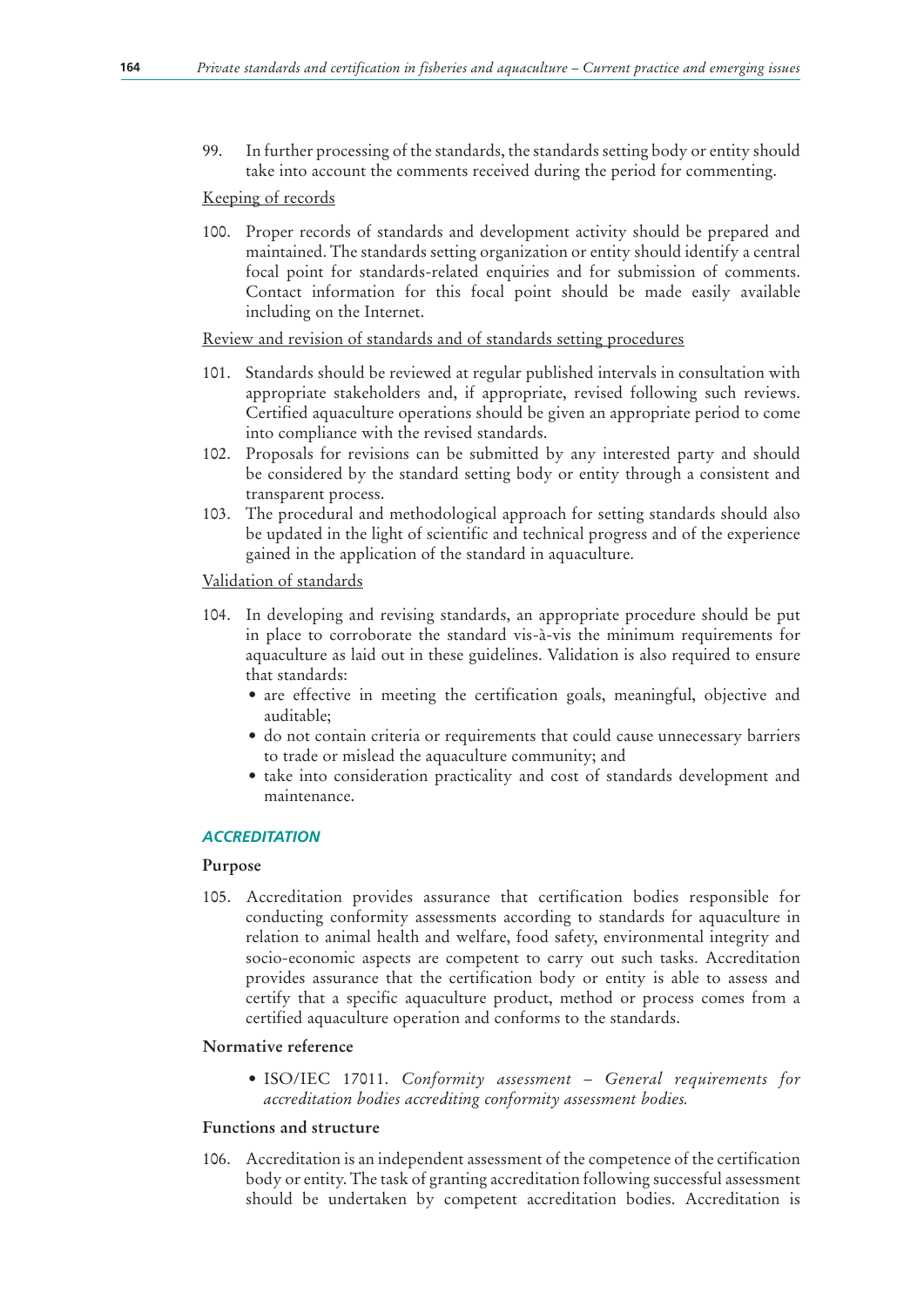99. In further processing of the standards, the standards setting body or entity should take into account the comments received during the period for commenting.

Keeping of records

100. Proper records of standards and development activity should be prepared and maintained. The standards setting organization or entity should identify a central focal point for standards-related enquiries and for submission of comments. Contact information for this focal point should be made easily available including on the Internet.

Review and revision of standards and of standards setting procedures

101. Standards should be reviewed at regular published intervals in consultation with appropriate stakeholders and, if appropriate, revised following such reviews. Certified aquaculture operations should be given an appropriate period to come into compliance with the revised standards.
102. Proposals for revisions can be submitted by any interested party and should be considered by the standard setting body or entity through a consistent and transparent process.
103. The procedural and methodological approach for setting standards should also be updated in the light of scientific and technical progress and of the experience gained in the application of the standard in aquaculture.

Validation of standards

104. In developing and revising standards, an appropriate procedure should be put in place to corroborate the standard vis-à-vis the minimum requirements for aquaculture as laid out in these guidelines. Validation is also required to ensure that standards:
    - are effective in meeting the certification goals, meaningful, objective and auditable;
    - do not contain criteria or requirements that could cause unnecessary barriers to trade or mislead the aquaculture community; and
    - take into consideration practicality and cost of standards development and maintenance.

### *ACCREDITATION*

**Purpose**

105. Accreditation provides assurance that certification bodies responsible for conducting conformity assessments according to standards for aquaculture in relation to animal health and welfare, food safety, environmental integrity and socio-economic aspects are competent to carry out such tasks. Accreditation provides assurance that the certification body or entity is able to assess and certify that a specific aquaculture product, method or process comes from a certified aquaculture operation and conforms to the standards.

**Normative reference**

- ISO/IEC 17011. *Conformity assessment – General requirements for accreditation bodies accrediting conformity assessment bodies.*

**Functions and structure**

106. Accreditation is an independent assessment of the competence of the certification body or entity. The task of granting accreditation following successful assessment should be undertaken by competent accreditation bodies. Accreditation is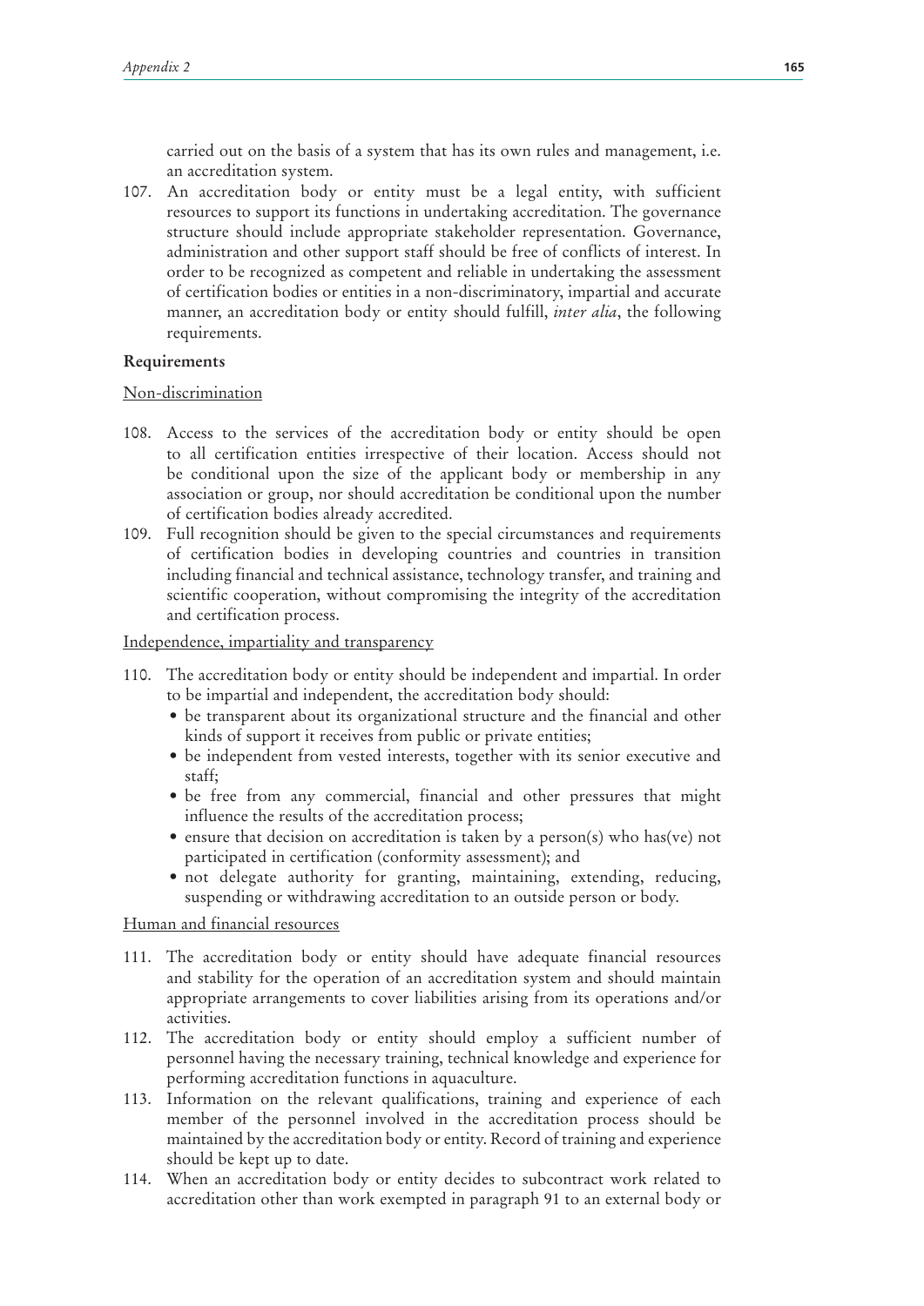carried out on the basis of a system that has its own rules and management, i.e. an accreditation system.

107. An accreditation body or entity must be a legal entity, with sufficient resources to support its functions in undertaking accreditation. The governance structure should include appropriate stakeholder representation. Governance, administration and other support staff should be free of conflicts of interest. In order to be recognized as competent and reliable in undertaking the assessment of certification bodies or entities in a non-discriminatory, impartial and accurate manner, an accreditation body or entity should fulfill, *inter alia*, the following requirements.

**Requirements**

Non-discrimination

108. Access to the services of the accreditation body or entity should be open to all certification entities irrespective of their location. Access should not be conditional upon the size of the applicant body or membership in any association or group, nor should accreditation be conditional upon the number of certification bodies already accredited.
109. Full recognition should be given to the special circumstances and requirements of certification bodies in developing countries and countries in transition including financial and technical assistance, technology transfer, and training and scientific cooperation, without compromising the integrity of the accreditation and certification process.

Independence, impartiality and transparency

110. The accreditation body or entity should be independent and impartial. In order to be impartial and independent, the accreditation body should:
    - be transparent about its organizational structure and the financial and other kinds of support it receives from public or private entities;
    - be independent from vested interests, together with its senior executive and staff;
    - be free from any commercial, financial and other pressures that might influence the results of the accreditation process;
    - ensure that decision on accreditation is taken by a person(s) who has(ve) not participated in certification (conformity assessment); and
    - not delegate authority for granting, maintaining, extending, reducing, suspending or withdrawing accreditation to an outside person or body.

Human and financial resources

111. The accreditation body or entity should have adequate financial resources and stability for the operation of an accreditation system and should maintain appropriate arrangements to cover liabilities arising from its operations and/or activities.
112. The accreditation body or entity should employ a sufficient number of personnel having the necessary training, technical knowledge and experience for performing accreditation functions in aquaculture.
113. Information on the relevant qualifications, training and experience of each member of the personnel involved in the accreditation process should be maintained by the accreditation body or entity. Record of training and experience should be kept up to date.
114. When an accreditation body or entity decides to subcontract work related to accreditation other than work exempted in paragraph 91 to an external body or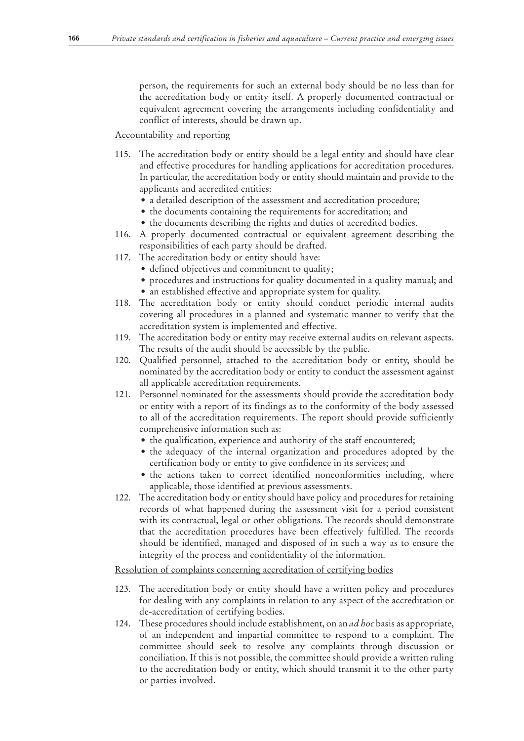person, the requirements for such an external body should be no less than for the accreditation body or entity itself. A properly documented contractual or equivalent agreement covering the arrangements including confidentiality and conflict of interests, should be drawn up.

Accountability and reporting

115. The accreditation body or entity should be a legal entity and should have clear and effective procedures for handling applications for accreditation procedures. In particular, the accreditation body or entity should maintain and provide to the applicants and accredited entities:
    - a detailed description of the assessment and accreditation procedure;
    - the documents containing the requirements for accreditation; and
    - the documents describing the rights and duties of accredited bodies.
116. A properly documented contractual or equivalent agreement describing the responsibilities of each party should be drafted.
117. The accreditation body or entity should have:
    - defined objectives and commitment to quality;
    - procedures and instructions for quality documented in a quality manual; and
    - an established effective and appropriate system for quality.
118. The accreditation body or entity should conduct periodic internal audits covering all procedures in a planned and systematic manner to verify that the accreditation system is implemented and effective.
119. The accreditation body or entity may receive external audits on relevant aspects. The results of the audit should be accessible by the public.
120. Qualified personnel, attached to the accreditation body or entity, should be nominated by the accreditation body or entity to conduct the assessment against all applicable accreditation requirements.
121. Personnel nominated for the assessments should provide the accreditation body or entity with a report of its findings as to the conformity of the body assessed to all of the accreditation requirements. The report should provide sufficiently comprehensive information such as:
    - the qualification, experience and authority of the staff encountered;
    - the adequacy of the internal organization and procedures adopted by the certification body or entity to give confidence in its services; and
    - the actions taken to correct identified nonconformities including, where applicable, those identified at previous assessments.
122. The accreditation body or entity should have policy and procedures for retaining records of what happened during the assessment visit for a period consistent with its contractual, legal or other obligations. The records should demonstrate that the accreditation procedures have been effectively fulfilled. The records should be identified, managed and disposed of in such a way as to ensure the integrity of the process and confidentiality of the information.

Resolution of complaints concerning accreditation of certifying bodies

123. The accreditation body or entity should have a written policy and procedures for dealing with any complaints in relation to any aspect of the accreditation or de-accreditation of certifying bodies.
124. These procedures should include establishment, on an *ad hoc* basis as appropriate, of an independent and impartial committee to respond to a complaint. The committee should seek to resolve any complaints through discussion or conciliation. If this is not possible, the committee should provide a written ruling to the accreditation body or entity, which should transmit it to the other party or parties involved.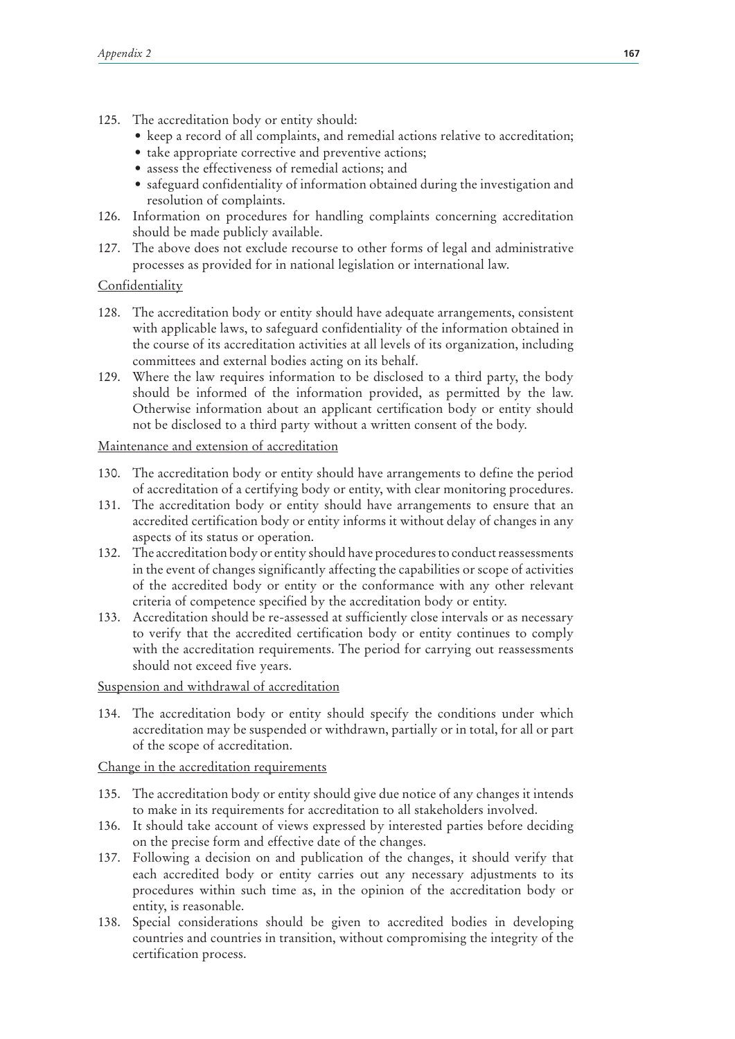125. The accreditation body or entity should:
   - keep a record of all complaints, and remedial actions relative to accreditation;
   - take appropriate corrective and preventive actions;
   - assess the effectiveness of remedial actions; and
   - safeguard confidentiality of information obtained during the investigation and resolution of complaints.
126. Information on procedures for handling complaints concerning accreditation should be made publicly available.
127. The above does not exclude recourse to other forms of legal and administrative processes as provided for in national legislation or international law.

Confidentiality

128. The accreditation body or entity should have adequate arrangements, consistent with applicable laws, to safeguard confidentiality of the information obtained in the course of its accreditation activities at all levels of its organization, including committees and external bodies acting on its behalf.
129. Where the law requires information to be disclosed to a third party, the body should be informed of the information provided, as permitted by the law. Otherwise information about an applicant certification body or entity should not be disclosed to a third party without a written consent of the body.

Maintenance and extension of accreditation

130. The accreditation body or entity should have arrangements to define the period of accreditation of a certifying body or entity, with clear monitoring procedures.
131. The accreditation body or entity should have arrangements to ensure that an accredited certification body or entity informs it without delay of changes in any aspects of its status or operation.
132. The accreditation body or entity should have procedures to conduct reassessments in the event of changes significantly affecting the capabilities or scope of activities of the accredited body or entity or the conformance with any other relevant criteria of competence specified by the accreditation body or entity.
133. Accreditation should be re-assessed at sufficiently close intervals or as necessary to verify that the accredited certification body or entity continues to comply with the accreditation requirements. The period for carrying out reassessments should not exceed five years.

Suspension and withdrawal of accreditation

134. The accreditation body or entity should specify the conditions under which accreditation may be suspended or withdrawn, partially or in total, for all or part of the scope of accreditation.

Change in the accreditation requirements

135. The accreditation body or entity should give due notice of any changes it intends to make in its requirements for accreditation to all stakeholders involved.
136. It should take account of views expressed by interested parties before deciding on the precise form and effective date of the changes.
137. Following a decision on and publication of the changes, it should verify that each accredited body or entity carries out any necessary adjustments to its procedures within such time as, in the opinion of the accreditation body or entity, is reasonable.
138. Special considerations should be given to accredited bodies in developing countries and countries in transition, without compromising the integrity of the certification process.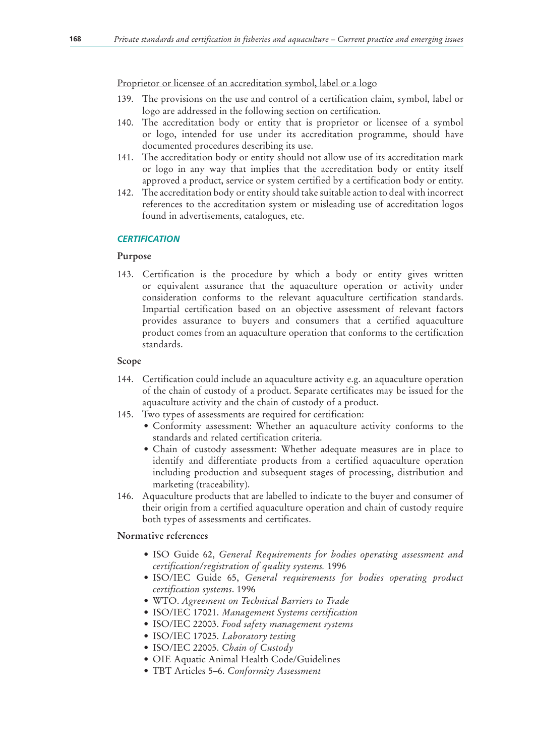Proprietor or licensee of an accreditation symbol, label or a logo

139. The provisions on the use and control of a certification claim, symbol, label or logo are addressed in the following section on certification.
140. The accreditation body or entity that is proprietor or licensee of a symbol or logo, intended for use under its accreditation programme, should have documented procedures describing its use.
141. The accreditation body or entity should not allow use of its accreditation mark or logo in any way that implies that the accreditation body or entity itself approved a product, service or system certified by a certification body or entity.
142. The accreditation body or entity should take suitable action to deal with incorrect references to the accreditation system or misleading use of accreditation logos found in advertisements, catalogues, etc.

### *CERTIFICATION*

#### Purpose

143. Certification is the procedure by which a body or entity gives written or equivalent assurance that the aquaculture operation or activity under consideration conforms to the relevant aquaculture certification standards. Impartial certification based on an objective assessment of relevant factors provides assurance to buyers and consumers that a certified aquaculture product comes from an aquaculture operation that conforms to the certification standards.

#### Scope

144. Certification could include an aquaculture activity e.g. an aquaculture operation of the chain of custody of a product. Separate certificates may be issued for the aquaculture activity and the chain of custody of a product.
145. Two types of assessments are required for certification:
    - Conformity assessment: Whether an aquaculture activity conforms to the standards and related certification criteria.
    - Chain of custody assessment: Whether adequate measures are in place to identify and differentiate products from a certified aquaculture operation including production and subsequent stages of processing, distribution and marketing (traceability).
146. Aquaculture products that are labelled to indicate to the buyer and consumer of their origin from a certified aquaculture operation and chain of custody require both types of assessments and certificates.

#### Normative references

- ISO Guide 62, *General Requirements for bodies operating assessment and certification/registration of quality systems.* 1996
- ISO/IEC Guide 65, *General requirements for bodies operating product certification systems*. 1996
- WTO. *Agreement on Technical Barriers to Trade*
- ISO/IEC 17021. *Management Systems certification*
- ISO/IEC 22003. *Food safety management systems*
- ISO/IEC 17025. *Laboratory testing*
- ISO/IEC 22005. *Chain of Custody*
- OIE Aquatic Animal Health Code/Guidelines
- TBT Articles 5–6. *Conformity Assessment*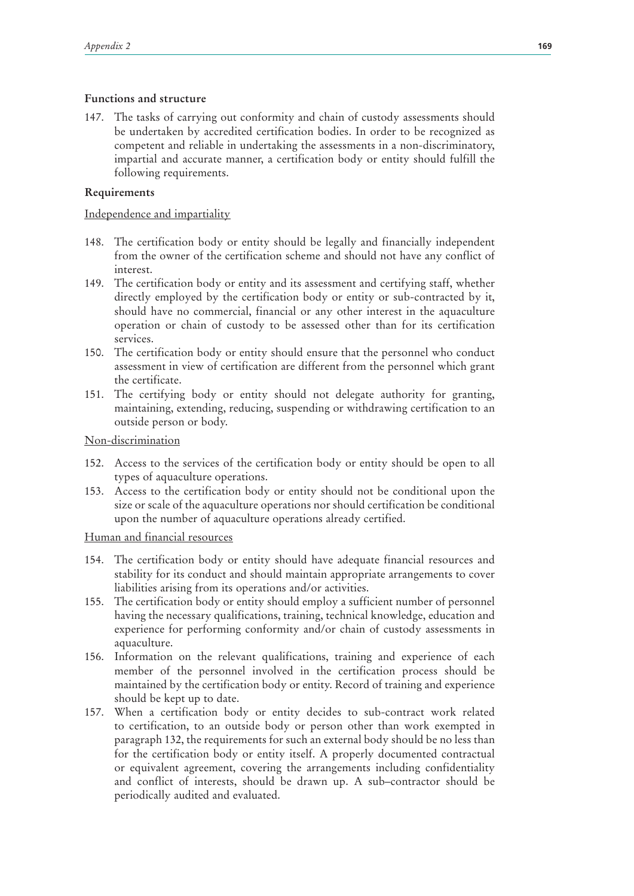### Functions and structure

147. The tasks of carrying out conformity and chain of custody assessments should be undertaken by accredited certification bodies. In order to be recognized as competent and reliable in undertaking the assessments in a non-discriminatory, impartial and accurate manner, a certification body or entity should fulfill the following requirements.

### Requirements

Independence and impartiality

148. The certification body or entity should be legally and financially independent from the owner of the certification scheme and should not have any conflict of interest.
149. The certification body or entity and its assessment and certifying staff, whether directly employed by the certification body or entity or sub-contracted by it, should have no commercial, financial or any other interest in the aquaculture operation or chain of custody to be assessed other than for its certification services.
150. The certification body or entity should ensure that the personnel who conduct assessment in view of certification are different from the personnel which grant the certificate.
151. The certifying body or entity should not delegate authority for granting, maintaining, extending, reducing, suspending or withdrawing certification to an outside person or body.

Non-discrimination

152. Access to the services of the certification body or entity should be open to all types of aquaculture operations.
153. Access to the certification body or entity should not be conditional upon the size or scale of the aquaculture operations nor should certification be conditional upon the number of aquaculture operations already certified.

Human and financial resources

154. The certification body or entity should have adequate financial resources and stability for its conduct and should maintain appropriate arrangements to cover liabilities arising from its operations and/or activities.
155. The certification body or entity should employ a sufficient number of personnel having the necessary qualifications, training, technical knowledge, education and experience for performing conformity and/or chain of custody assessments in aquaculture.
156. Information on the relevant qualifications, training and experience of each member of the personnel involved in the certification process should be maintained by the certification body or entity. Record of training and experience should be kept up to date.
157. When a certification body or entity decides to sub-contract work related to certification, to an outside body or person other than work exempted in paragraph 132, the requirements for such an external body should be no less than for the certification body or entity itself. A properly documented contractual or equivalent agreement, covering the arrangements including confidentiality and conflict of interests, should be drawn up. A sub–contractor should be periodically audited and evaluated.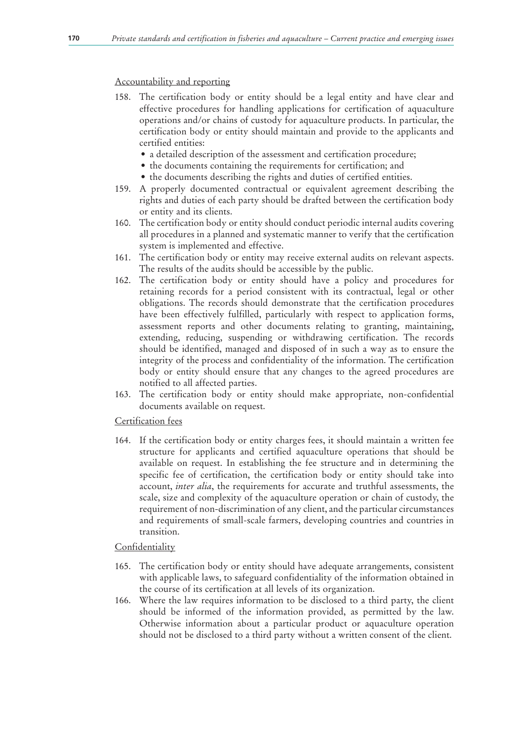Accountability and reporting

158. The certification body or entity should be a legal entity and have clear and effective procedures for handling applications for certification of aquaculture operations and/or chains of custody for aquaculture products. In particular, the certification body or entity should maintain and provide to the applicants and certified entities:
    - a detailed description of the assessment and certification procedure;
    - the documents containing the requirements for certification; and
    - the documents describing the rights and duties of certified entities.
159. A properly documented contractual or equivalent agreement describing the rights and duties of each party should be drafted between the certification body or entity and its clients.
160. The certification body or entity should conduct periodic internal audits covering all procedures in a planned and systematic manner to verify that the certification system is implemented and effective.
161. The certification body or entity may receive external audits on relevant aspects. The results of the audits should be accessible by the public.
162. The certification body or entity should have a policy and procedures for retaining records for a period consistent with its contractual, legal or other obligations. The records should demonstrate that the certification procedures have been effectively fulfilled, particularly with respect to application forms, assessment reports and other documents relating to granting, maintaining, extending, reducing, suspending or withdrawing certification. The records should be identified, managed and disposed of in such a way as to ensure the integrity of the process and confidentiality of the information. The certification body or entity should ensure that any changes to the agreed procedures are notified to all affected parties.
163. The certification body or entity should make appropriate, non-confidential documents available on request.

Certification fees

164. If the certification body or entity charges fees, it should maintain a written fee structure for applicants and certified aquaculture operations that should be available on request. In establishing the fee structure and in determining the specific fee of certification, the certification body or entity should take into account, *inter alia*, the requirements for accurate and truthful assessments, the scale, size and complexity of the aquaculture operation or chain of custody, the requirement of non-discrimination of any client, and the particular circumstances and requirements of small-scale farmers, developing countries and countries in transition.

Confidentiality

165. The certification body or entity should have adequate arrangements, consistent with applicable laws, to safeguard confidentiality of the information obtained in the course of its certification at all levels of its organization.
166. Where the law requires information to be disclosed to a third party, the client should be informed of the information provided, as permitted by the law. Otherwise information about a particular product or aquaculture operation should not be disclosed to a third party without a written consent of the client.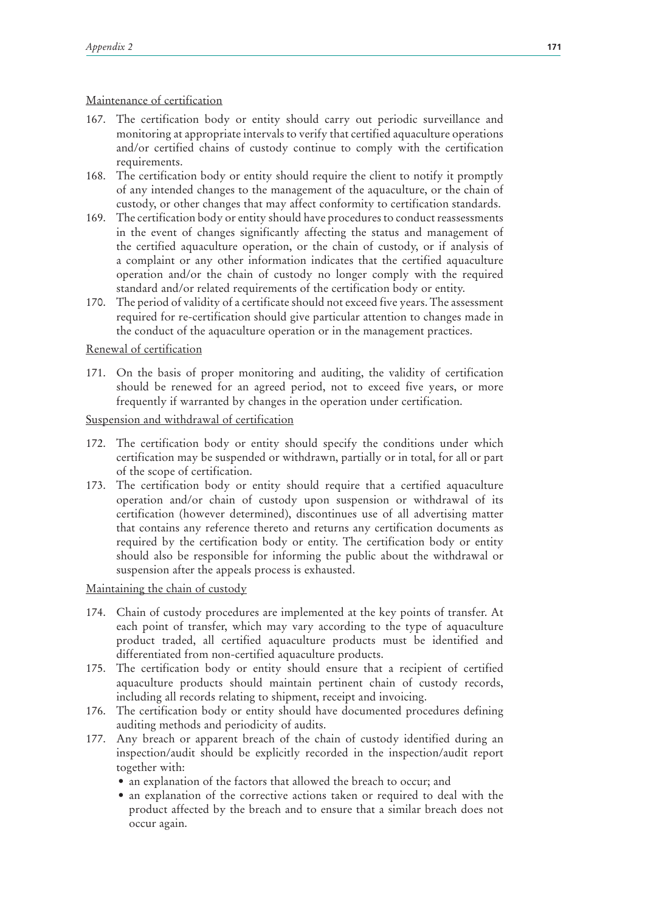Maintenance of certification

167. The certification body or entity should carry out periodic surveillance and monitoring at appropriate intervals to verify that certified aquaculture operations and/or certified chains of custody continue to comply with the certification requirements.
168. The certification body or entity should require the client to notify it promptly of any intended changes to the management of the aquaculture, or the chain of custody, or other changes that may affect conformity to certification standards.
169. The certification body or entity should have procedures to conduct reassessments in the event of changes significantly affecting the status and management of the certified aquaculture operation, or the chain of custody, or if analysis of a complaint or any other information indicates that the certified aquaculture operation and/or the chain of custody no longer comply with the required standard and/or related requirements of the certification body or entity.
170. The period of validity of a certificate should not exceed five years. The assessment required for re-certification should give particular attention to changes made in the conduct of the aquaculture operation or in the management practices.

Renewal of certification

171. On the basis of proper monitoring and auditing, the validity of certification should be renewed for an agreed period, not to exceed five years, or more frequently if warranted by changes in the operation under certification.

Suspension and withdrawal of certification

172. The certification body or entity should specify the conditions under which certification may be suspended or withdrawn, partially or in total, for all or part of the scope of certification.
173. The certification body or entity should require that a certified aquaculture operation and/or chain of custody upon suspension or withdrawal of its certification (however determined), discontinues use of all advertising matter that contains any reference thereto and returns any certification documents as required by the certification body or entity. The certification body or entity should also be responsible for informing the public about the withdrawal or suspension after the appeals process is exhausted.

Maintaining the chain of custody

174. Chain of custody procedures are implemented at the key points of transfer. At each point of transfer, which may vary according to the type of aquaculture product traded, all certified aquaculture products must be identified and differentiated from non-certified aquaculture products.
175. The certification body or entity should ensure that a recipient of certified aquaculture products should maintain pertinent chain of custody records, including all records relating to shipment, receipt and invoicing.
176. The certification body or entity should have documented procedures defining auditing methods and periodicity of audits.
177. Any breach or apparent breach of the chain of custody identified during an inspection/audit should be explicitly recorded in the inspection/audit report together with:
    - an explanation of the factors that allowed the breach to occur; and
    - an explanation of the corrective actions taken or required to deal with the product affected by the breach and to ensure that a similar breach does not occur again.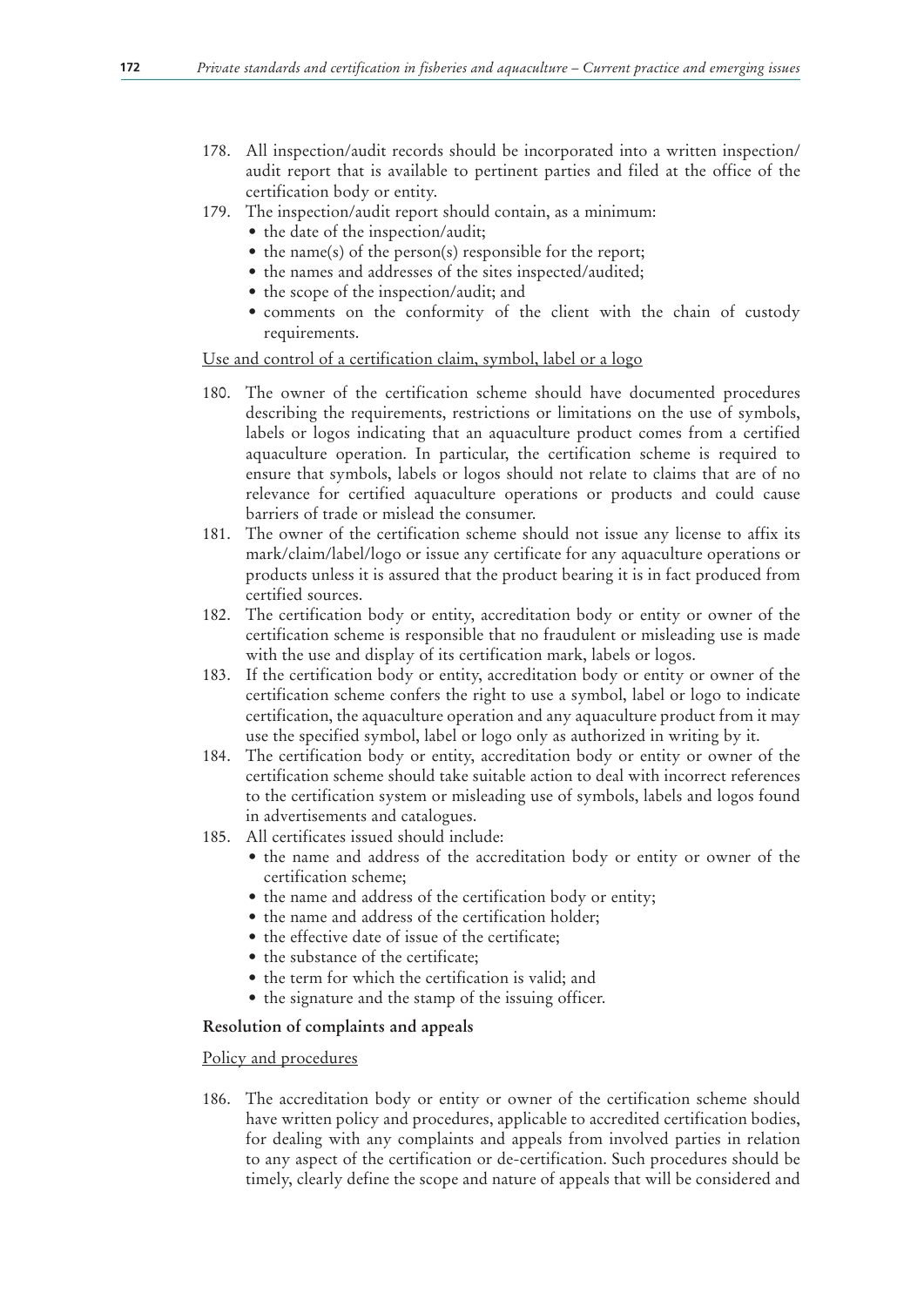178. All inspection/audit records should be incorporated into a written inspection/audit report that is available to pertinent parties and filed at the office of the certification body or entity.
179. The inspection/audit report should contain, as a minimum:
    - the date of the inspection/audit;
    - the name(s) of the person(s) responsible for the report;
    - the names and addresses of the sites inspected/audited;
    - the scope of the inspection/audit; and
    - comments on the conformity of the client with the chain of custody requirements.

Use and control of a certification claim, symbol, label or a logo

180. The owner of the certification scheme should have documented procedures describing the requirements, restrictions or limitations on the use of symbols, labels or logos indicating that an aquaculture product comes from a certified aquaculture operation. In particular, the certification scheme is required to ensure that symbols, labels or logos should not relate to claims that are of no relevance for certified aquaculture operations or products and could cause barriers of trade or mislead the consumer.
181. The owner of the certification scheme should not issue any license to affix its mark/claim/label/logo or issue any certificate for any aquaculture operations or products unless it is assured that the product bearing it is in fact produced from certified sources.
182. The certification body or entity, accreditation body or entity or owner of the certification scheme is responsible that no fraudulent or misleading use is made with the use and display of its certification mark, labels or logos.
183. If the certification body or entity, accreditation body or entity or owner of the certification scheme confers the right to use a symbol, label or logo to indicate certification, the aquaculture operation and any aquaculture product from it may use the specified symbol, label or logo only as authorized in writing by it.
184. The certification body or entity, accreditation body or entity or owner of the certification scheme should take suitable action to deal with incorrect references to the certification system or misleading use of symbols, labels and logos found in advertisements and catalogues.
185. All certificates issued should include:
    - the name and address of the accreditation body or entity or owner of the certification scheme;
    - the name and address of the certification body or entity;
    - the name and address of the certification holder;
    - the effective date of issue of the certificate;
    - the substance of the certificate;
    - the term for which the certification is valid; and
    - the signature and the stamp of the issuing officer.

**Resolution of complaints and appeals**

Policy and procedures

186. The accreditation body or entity or owner of the certification scheme should have written policy and procedures, applicable to accredited certification bodies, for dealing with any complaints and appeals from involved parties in relation to any aspect of the certification or de-certification. Such procedures should be timely, clearly define the scope and nature of appeals that will be considered and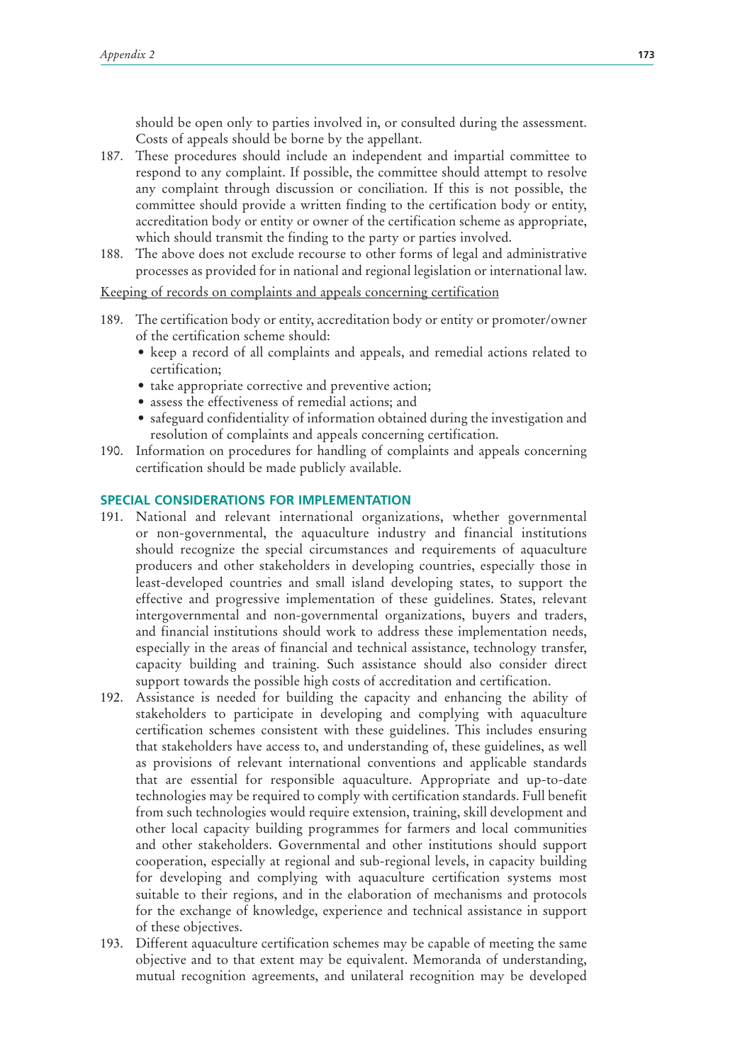should be open only to parties involved in, or consulted during the assessment. Costs of appeals should be borne by the appellant.

187. These procedures should include an independent and impartial committee to respond to any complaint. If possible, the committee should attempt to resolve any complaint through discussion or conciliation. If this is not possible, the committee should provide a written finding to the certification body or entity, accreditation body or entity or owner of the certification scheme as appropriate, which should transmit the finding to the party or parties involved.

188. The above does not exclude recourse to other forms of legal and administrative processes as provided for in national and regional legislation or international law.

Keeping of records on complaints and appeals concerning certification

189. The certification body or entity, accreditation body or entity or promoter/owner of the certification scheme should:
   - keep a record of all complaints and appeals, and remedial actions related to certification;
   - take appropriate corrective and preventive action;
   - assess the effectiveness of remedial actions; and
   - safeguard confidentiality of information obtained during the investigation and resolution of complaints and appeals concerning certification.

190. Information on procedures for handling of complaints and appeals concerning certification should be made publicly available.

## SPECIAL CONSIDERATIONS FOR IMPLEMENTATION

191. National and relevant international organizations, whether governmental or non-governmental, the aquaculture industry and financial institutions should recognize the special circumstances and requirements of aquaculture producers and other stakeholders in developing countries, especially those in least-developed countries and small island developing states, to support the effective and progressive implementation of these guidelines. States, relevant intergovernmental and non-governmental organizations, buyers and traders, and financial institutions should work to address these implementation needs, especially in the areas of financial and technical assistance, technology transfer, capacity building and training. Such assistance should also consider direct support towards the possible high costs of accreditation and certification.

192. Assistance is needed for building the capacity and enhancing the ability of stakeholders to participate in developing and complying with aquaculture certification schemes consistent with these guidelines. This includes ensuring that stakeholders have access to, and understanding of, these guidelines, as well as provisions of relevant international conventions and applicable standards that are essential for responsible aquaculture. Appropriate and up-to-date technologies may be required to comply with certification standards. Full benefit from such technologies would require extension, training, skill development and other local capacity building programmes for farmers and local communities and other stakeholders. Governmental and other institutions should support cooperation, especially at regional and sub-regional levels, in capacity building for developing and complying with aquaculture certification systems most suitable to their regions, and in the elaboration of mechanisms and protocols for the exchange of knowledge, experience and technical assistance in support of these objectives.

193. Different aquaculture certification schemes may be capable of meeting the same objective and to that extent may be equivalent. Memoranda of understanding, mutual recognition agreements, and unilateral recognition may be developed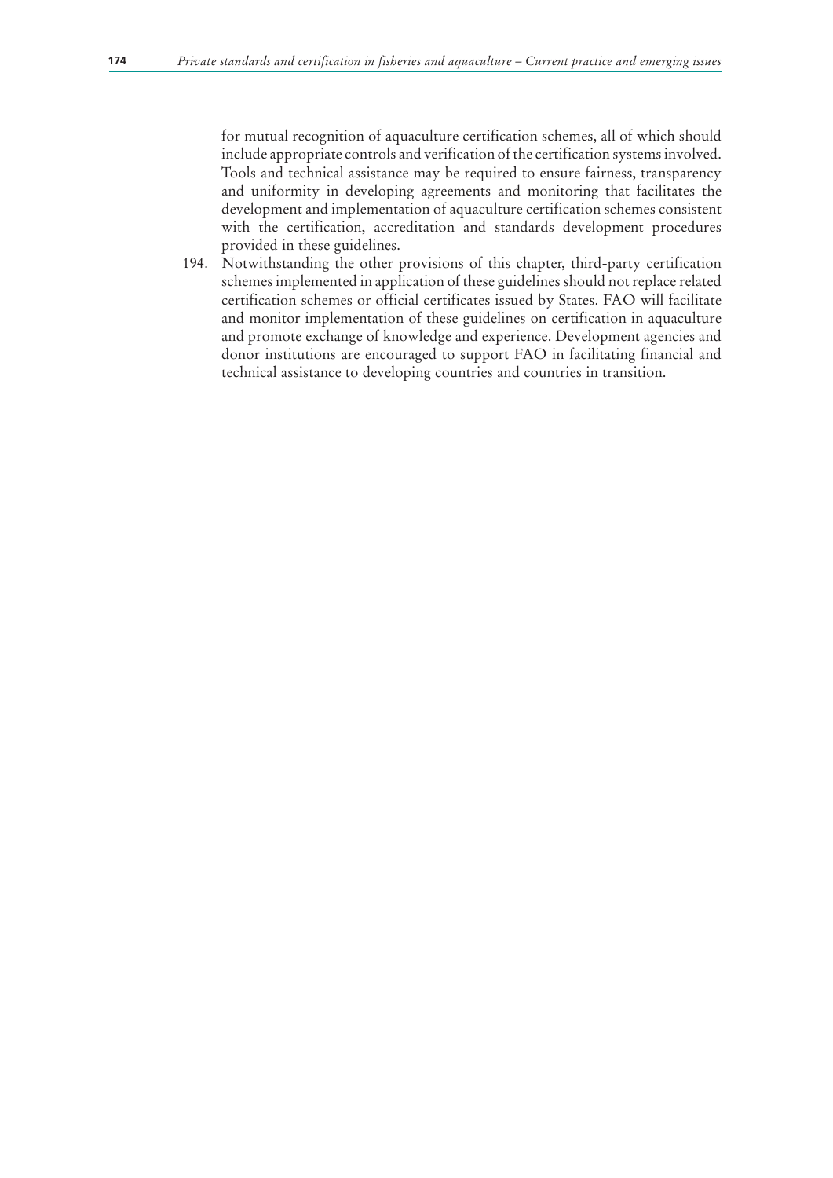for mutual recognition of aquaculture certification schemes, all of which should include appropriate controls and verification of the certification systems involved. Tools and technical assistance may be required to ensure fairness, transparency and uniformity in developing agreements and monitoring that facilitates the development and implementation of aquaculture certification schemes consistent with the certification, accreditation and standards development procedures provided in these guidelines.

194. Notwithstanding the other provisions of this chapter, third-party certification schemes implemented in application of these guidelines should not replace related certification schemes or official certificates issued by States. FAO will facilitate and monitor implementation of these guidelines on certification in aquaculture and promote exchange of knowledge and experience. Development agencies and donor institutions are encouraged to support FAO in facilitating financial and technical assistance to developing countries and countries in transition.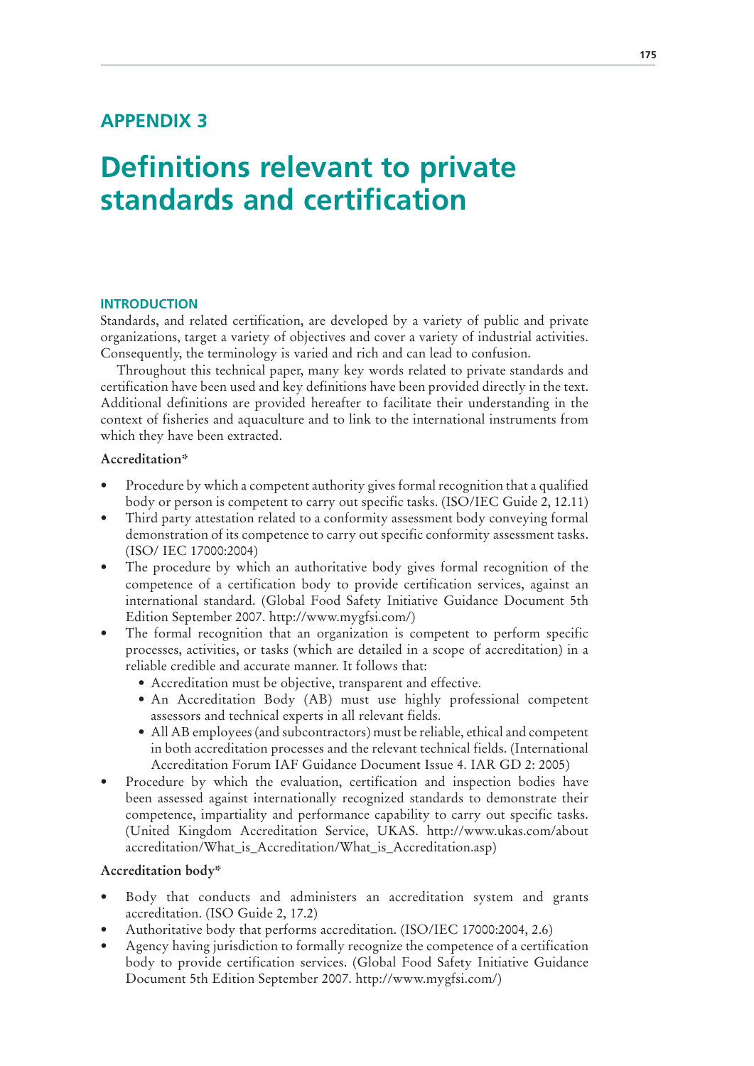# APPENDIX 3

# Definitions relevant to private standards and certification

## INTRODUCTION

Standards, and related certification, are developed by a variety of public and private organizations, target a variety of objectives and cover a variety of industrial activities. Consequently, the terminology is varied and rich and can lead to confusion.

Throughout this technical paper, many key words related to private standards and certification have been used and key definitions have been provided directly in the text. Additional definitions are provided hereafter to facilitate their understanding in the context of fisheries and aquaculture and to link to the international instruments from which they have been extracted.

**Accreditation***

- Procedure by which a competent authority gives formal recognition that a qualified body or person is competent to carry out specific tasks. (ISO/IEC Guide 2, 12.11)
- Third party attestation related to a conformity assessment body conveying formal demonstration of its competence to carry out specific conformity assessment tasks. (ISO/ IEC 17000:2004)
- The procedure by which an authoritative body gives formal recognition of the competence of a certification body to provide certification services, against an international standard. (Global Food Safety Initiative Guidance Document 5th Edition September 2007. http://www.mygfsi.com/)
- The formal recognition that an organization is competent to perform specific processes, activities, or tasks (which are detailed in a scope of accreditation) in a reliable credible and accurate manner. It follows that:
  - Accreditation must be objective, transparent and effective.
  - An Accreditation Body (AB) must use highly professional competent assessors and technical experts in all relevant fields.
  - All AB employees (and subcontractors) must be reliable, ethical and competent in both accreditation processes and the relevant technical fields. (International Accreditation Forum IAF Guidance Document Issue 4. IAR GD 2: 2005)
- Procedure by which the evaluation, certification and inspection bodies have been assessed against internationally recognized standards to demonstrate their competence, impartiality and performance capability to carry out specific tasks. (United Kingdom Accreditation Service, UKAS. http://www.ukas.com/about accreditation/What_is_Accreditation/What_is_Accreditation.asp)

**Accreditation body***

- Body that conducts and administers an accreditation system and grants accreditation. (ISO Guide 2, 17.2)
- Authoritative body that performs accreditation. (ISO/IEC 17000:2004, 2.6)
- Agency having jurisdiction to formally recognize the competence of a certification body to provide certification services. (Global Food Safety Initiative Guidance Document 5th Edition September 2007. http://www.mygfsi.com/)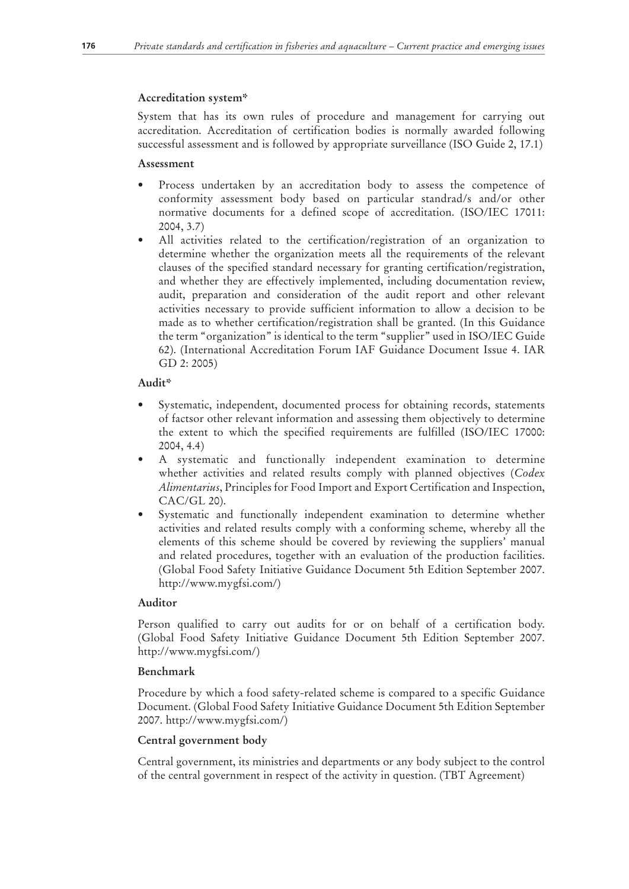**Accreditation system***

System that has its own rules of procedure and management for carrying out accreditation. Accreditation of certification bodies is normally awarded following successful assessment and is followed by appropriate surveillance (ISO Guide 2, 17.1)

**Assessment**

- Process undertaken by an accreditation body to assess the competence of conformity assessment body based on particular standrad/s and/or other normative documents for a defined scope of accreditation. (ISO/IEC 17011: 2004, 3.7)
- All activities related to the certification/registration of an organization to determine whether the organization meets all the requirements of the relevant clauses of the specified standard necessary for granting certification/registration, and whether they are effectively implemented, including documentation review, audit, preparation and consideration of the audit report and other relevant activities necessary to provide sufficient information to allow a decision to be made as to whether certification/registration shall be granted. (In this Guidance the term "organization" is identical to the term "supplier" used in ISO/IEC Guide 62). (International Accreditation Forum IAF Guidance Document Issue 4. IAR GD 2: 2005)

**Audit***

- Systematic, independent, documented process for obtaining records, statements of factsor other relevant information and assessing them objectively to determine the extent to which the specified requirements are fulfilled (ISO/IEC 17000: 2004, 4.4)
- A systematic and functionally independent examination to determine whether activities and related results comply with planned objectives (*Codex Alimentarius*, Principles for Food Import and Export Certification and Inspection, CAC/GL 20).
- Systematic and functionally independent examination to determine whether activities and related results comply with a conforming scheme, whereby all the elements of this scheme should be covered by reviewing the suppliers' manual and related procedures, together with an evaluation of the production facilities. (Global Food Safety Initiative Guidance Document 5th Edition September 2007. http://www.mygfsi.com/)

**Auditor**

Person qualified to carry out audits for or on behalf of a certification body. (Global Food Safety Initiative Guidance Document 5th Edition September 2007. http://www.mygfsi.com/)

**Benchmark**

Procedure by which a food safety-related scheme is compared to a specific Guidance Document. (Global Food Safety Initiative Guidance Document 5th Edition September 2007. http://www.mygfsi.com/)

**Central government body**

Central government, its ministries and departments or any body subject to the control of the central government in respect of the activity in question. (TBT Agreement)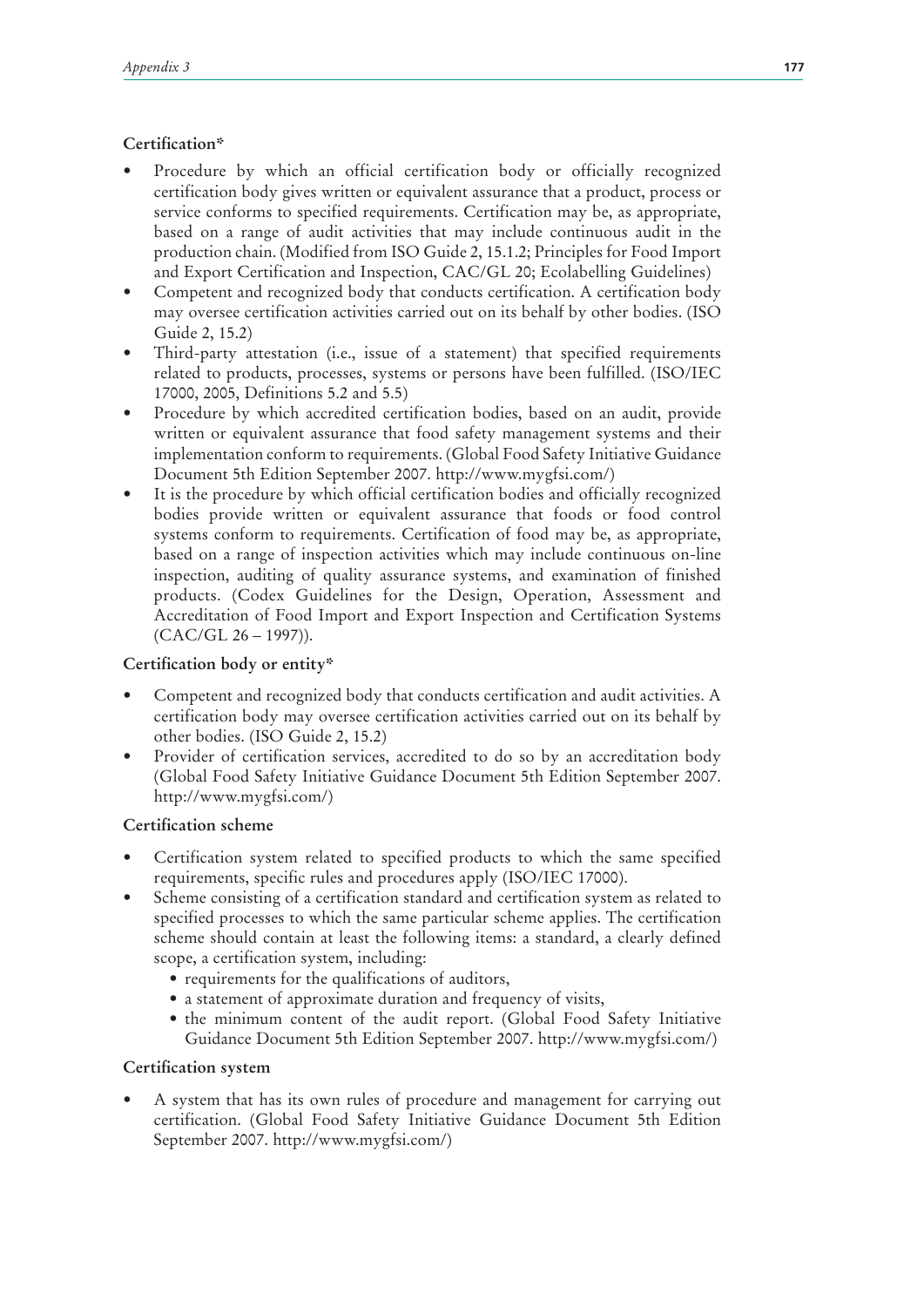**Certification***

- Procedure by which an official certification body or officially recognized certification body gives written or equivalent assurance that a product, process or service conforms to specified requirements. Certification may be, as appropriate, based on a range of audit activities that may include continuous audit in the production chain. (Modified from ISO Guide 2, 15.1.2; Principles for Food Import and Export Certification and Inspection, CAC/GL 20; Ecolabelling Guidelines)
- Competent and recognized body that conducts certification. A certification body may oversee certification activities carried out on its behalf by other bodies. (ISO Guide 2, 15.2)
- Third-party attestation (i.e., issue of a statement) that specified requirements related to products, processes, systems or persons have been fulfilled. (ISO/IEC 17000, 2005, Definitions 5.2 and 5.5)
- Procedure by which accredited certification bodies, based on an audit, provide written or equivalent assurance that food safety management systems and their implementation conform to requirements. (Global Food Safety Initiative Guidance Document 5th Edition September 2007. http://www.mygfsi.com/)
- It is the procedure by which official certification bodies and officially recognized bodies provide written or equivalent assurance that foods or food control systems conform to requirements. Certification of food may be, as appropriate, based on a range of inspection activities which may include continuous on-line inspection, auditing of quality assurance systems, and examination of finished products. (Codex Guidelines for the Design, Operation, Assessment and Accreditation of Food Import and Export Inspection and Certification Systems (CAC/GL 26 – 1997)).

**Certification body or entity***

- Competent and recognized body that conducts certification and audit activities. A certification body may oversee certification activities carried out on its behalf by other bodies. (ISO Guide 2, 15.2)
- Provider of certification services, accredited to do so by an accreditation body (Global Food Safety Initiative Guidance Document 5th Edition September 2007. http://www.mygfsi.com/)

**Certification scheme**

- Certification system related to specified products to which the same specified requirements, specific rules and procedures apply (ISO/IEC 17000).
- Scheme consisting of a certification standard and certification system as related to specified processes to which the same particular scheme applies. The certification scheme should contain at least the following items: a standard, a clearly defined scope, a certification system, including:
  - requirements for the qualifications of auditors,
  - a statement of approximate duration and frequency of visits,
  - the minimum content of the audit report. (Global Food Safety Initiative Guidance Document 5th Edition September 2007. http://www.mygfsi.com/)

**Certification system**

- A system that has its own rules of procedure and management for carrying out certification. (Global Food Safety Initiative Guidance Document 5th Edition September 2007. http://www.mygfsi.com/)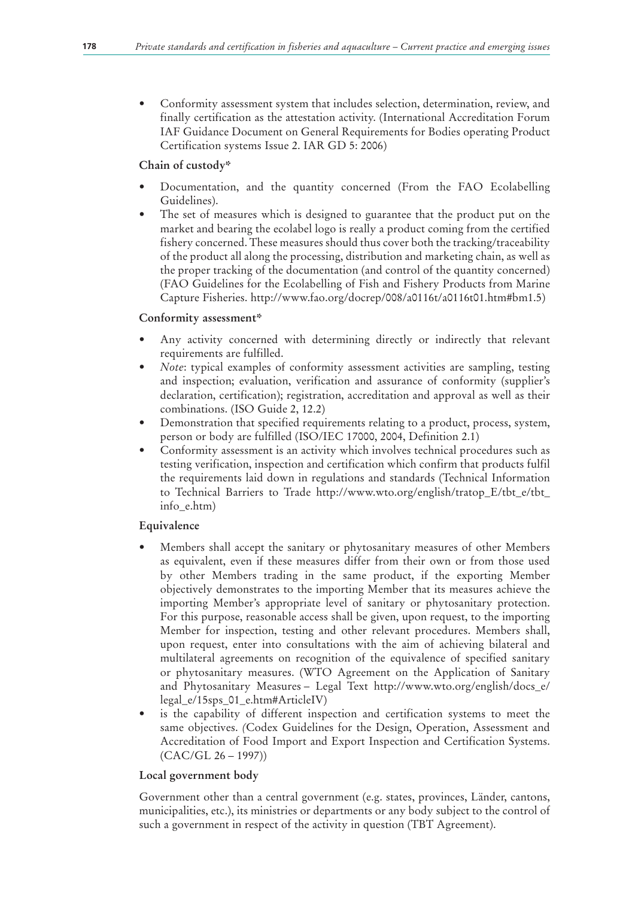- Conformity assessment system that includes selection, determination, review, and finally certification as the attestation activity. (International Accreditation Forum IAF Guidance Document on General Requirements for Bodies operating Product Certification systems Issue 2. IAR GD 5: 2006)

**Chain of custody***

- Documentation, and the quantity concerned (From the FAO Ecolabelling Guidelines).
- The set of measures which is designed to guarantee that the product put on the market and bearing the ecolabel logo is really a product coming from the certified fishery concerned. These measures should thus cover both the tracking/traceability of the product all along the processing, distribution and marketing chain, as well as the proper tracking of the documentation (and control of the quantity concerned) (FAO Guidelines for the Ecolabelling of Fish and Fishery Products from Marine Capture Fisheries. http://www.fao.org/docrep/008/a0116t/a0116t01.htm#bm1.5)

**Conformity assessment***

- Any activity concerned with determining directly or indirectly that relevant requirements are fulfilled.
- *Note*: typical examples of conformity assessment activities are sampling, testing and inspection; evaluation, verification and assurance of conformity (supplier's declaration, certification); registration, accreditation and approval as well as their combinations. (ISO Guide 2, 12.2)
- Demonstration that specified requirements relating to a product, process, system, person or body are fulfilled (ISO/IEC 17000, 2004, Definition 2.1)
- Conformity assessment is an activity which involves technical procedures such as testing verification, inspection and certification which confirm that products fulfil the requirements laid down in regulations and standards (Technical Information to Technical Barriers to Trade http://www.wto.org/english/tratop_E/tbt_e/tbt_info_e.htm)

**Equivalence**

- Members shall accept the sanitary or phytosanitary measures of other Members as equivalent, even if these measures differ from their own or from those used by other Members trading in the same product, if the exporting Member objectively demonstrates to the importing Member that its measures achieve the importing Member's appropriate level of sanitary or phytosanitary protection. For this purpose, reasonable access shall be given, upon request, to the importing Member for inspection, testing and other relevant procedures. Members shall, upon request, enter into consultations with the aim of achieving bilateral and multilateral agreements on recognition of the equivalence of specified sanitary or phytosanitary measures. (WTO Agreement on the Application of Sanitary and Phytosanitary Measures – Legal Text http://www.wto.org/english/docs_e/legal_e/15sps_01_e.htm#ArticleIV)
- is the capability of different inspection and certification systems to meet the same objectives. (Codex Guidelines for the Design, Operation, Assessment and Accreditation of Food Import and Export Inspection and Certification Systems. (CAC/GL 26 – 1997))

**Local government body**

Government other than a central government (e.g. states, provinces, Länder, cantons, municipalities, etc.), its ministries or departments or any body subject to the control of such a government in respect of the activity in question (TBT Agreement).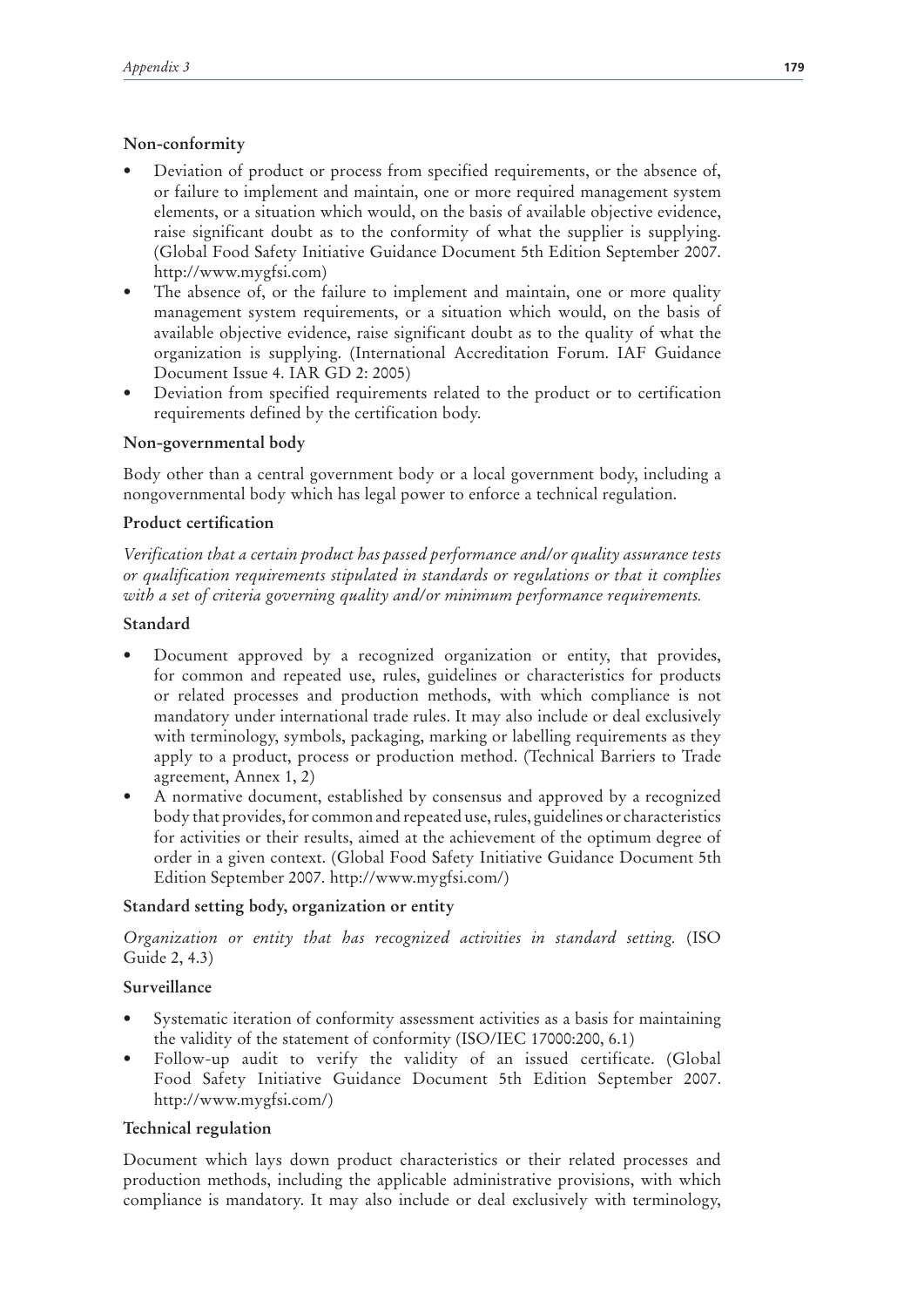**Non-conformity**

- Deviation of product or process from specified requirements, or the absence of, or failure to implement and maintain, one or more required management system elements, or a situation which would, on the basis of available objective evidence, raise significant doubt as to the conformity of what the supplier is supplying. (Global Food Safety Initiative Guidance Document 5th Edition September 2007. http://www.mygfsi.com)
- The absence of, or the failure to implement and maintain, one or more quality management system requirements, or a situation which would, on the basis of available objective evidence, raise significant doubt as to the quality of what the organization is supplying. (International Accreditation Forum. IAF Guidance Document Issue 4. IAR GD 2: 2005)
- Deviation from specified requirements related to the product or to certification requirements defined by the certification body.

**Non-governmental body**

Body other than a central government body or a local government body, including a nongovernmental body which has legal power to enforce a technical regulation.

**Product certification**

*Verification that a certain product has passed performance and/or quality assurance tests or qualification requirements stipulated in standards or regulations or that it complies with a set of criteria governing quality and/or minimum performance requirements.*

**Standard**

- Document approved by a recognized organization or entity, that provides, for common and repeated use, rules, guidelines or characteristics for products or related processes and production methods, with which compliance is not mandatory under international trade rules. It may also include or deal exclusively with terminology, symbols, packaging, marking or labelling requirements as they apply to a product, process or production method. (Technical Barriers to Trade agreement, Annex 1, 2)
- A normative document, established by consensus and approved by a recognized body that provides, for common and repeated use, rules, guidelines or characteristics for activities or their results, aimed at the achievement of the optimum degree of order in a given context. (Global Food Safety Initiative Guidance Document 5th Edition September 2007. http://www.mygfsi.com/)

**Standard setting body, organization or entity**

*Organization or entity that has recognized activities in standard setting.* (ISO Guide 2, 4.3)

**Surveillance**

- Systematic iteration of conformity assessment activities as a basis for maintaining the validity of the statement of conformity (ISO/IEC 17000:200, 6.1)
- Follow-up audit to verify the validity of an issued certificate. (Global Food Safety Initiative Guidance Document 5th Edition September 2007. http://www.mygfsi.com/)

**Technical regulation**

Document which lays down product characteristics or their related processes and production methods, including the applicable administrative provisions, with which compliance is mandatory. It may also include or deal exclusively with terminology,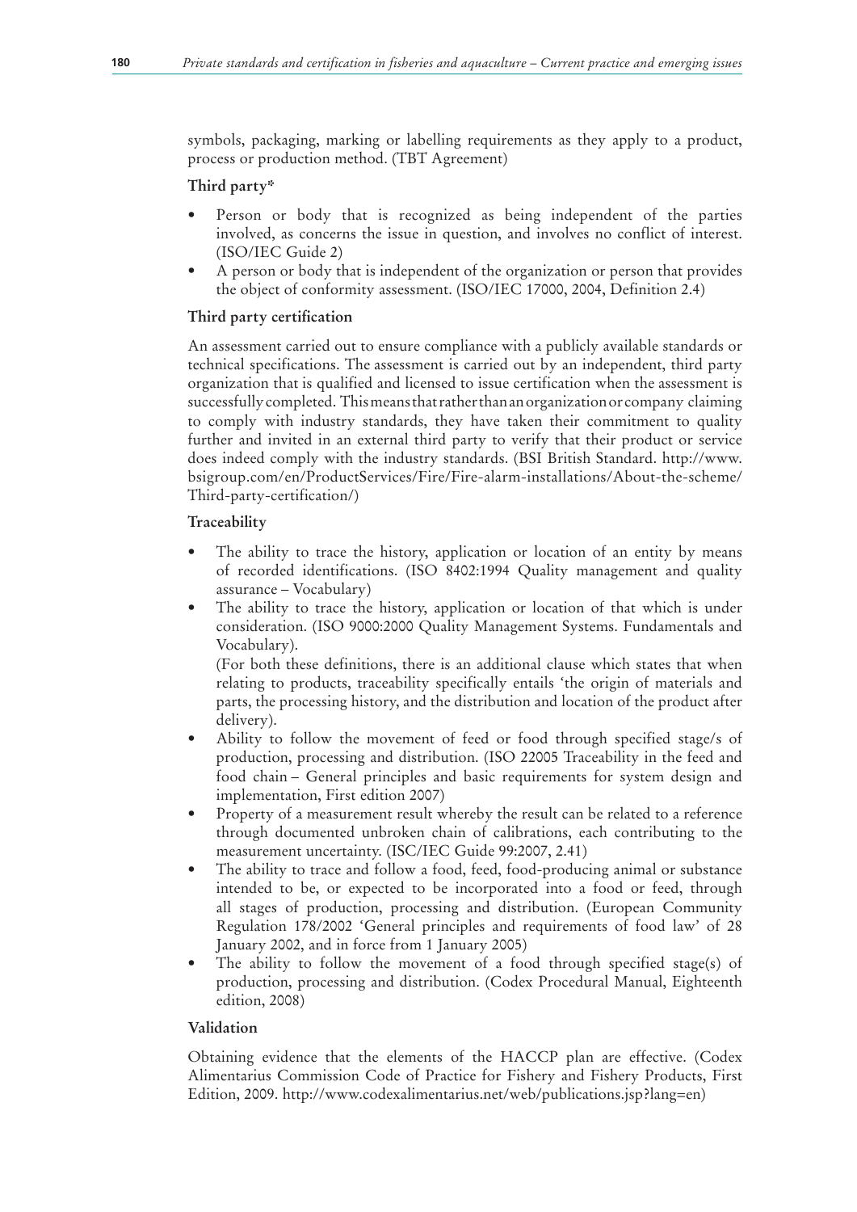symbols, packaging, marking or labelling requirements as they apply to a product, process or production method. (TBT Agreement)

**Third party***

- Person or body that is recognized as being independent of the parties involved, as concerns the issue in question, and involves no conflict of interest. (ISO/IEC Guide 2)
- A person or body that is independent of the organization or person that provides the object of conformity assessment. (ISO/IEC 17000, 2004, Definition 2.4)

**Third party certification**

An assessment carried out to ensure compliance with a publicly available standards or technical specifications. The assessment is carried out by an independent, third party organization that is qualified and licensed to issue certification when the assessment is successfully completed. This means that rather than an organization or company claiming to comply with industry standards, they have taken their commitment to quality further and invited in an external third party to verify that their product or service does indeed comply with the industry standards. (BSI British Standard. http://www.bsigroup.com/en/ProductServices/Fire/Fire-alarm-installations/About-the-scheme/Third-party-certification/)

**Traceability**

- The ability to trace the history, application or location of an entity by means of recorded identifications. (ISO 8402:1994 Quality management and quality assurance – Vocabulary)
- The ability to trace the history, application or location of that which is under consideration. (ISO 9000:2000 Quality Management Systems. Fundamentals and Vocabulary).

  (For both these definitions, there is an additional clause which states that when relating to products, traceability specifically entails 'the origin of materials and parts, the processing history, and the distribution and location of the product after delivery).
- Ability to follow the movement of feed or food through specified stage/s of production, processing and distribution. (ISO 22005 Traceability in the feed and food chain – General principles and basic requirements for system design and implementation, First edition 2007)
- Property of a measurement result whereby the result can be related to a reference through documented unbroken chain of calibrations, each contributing to the measurement uncertainty. (ISC/IEC Guide 99:2007, 2.41)
- The ability to trace and follow a food, feed, food-producing animal or substance intended to be, or expected to be incorporated into a food or feed, through all stages of production, processing and distribution. (European Community Regulation 178/2002 'General principles and requirements of food law' of 28 January 2002, and in force from 1 January 2005)
- The ability to follow the movement of a food through specified stage(s) of production, processing and distribution. (Codex Procedural Manual, Eighteenth edition, 2008)

**Validation**

Obtaining evidence that the elements of the HACCP plan are effective. (Codex Alimentarius Commission Code of Practice for Fishery and Fishery Products, First Edition, 2009. http://www.codexalimentarius.net/web/publications.jsp?lang=en)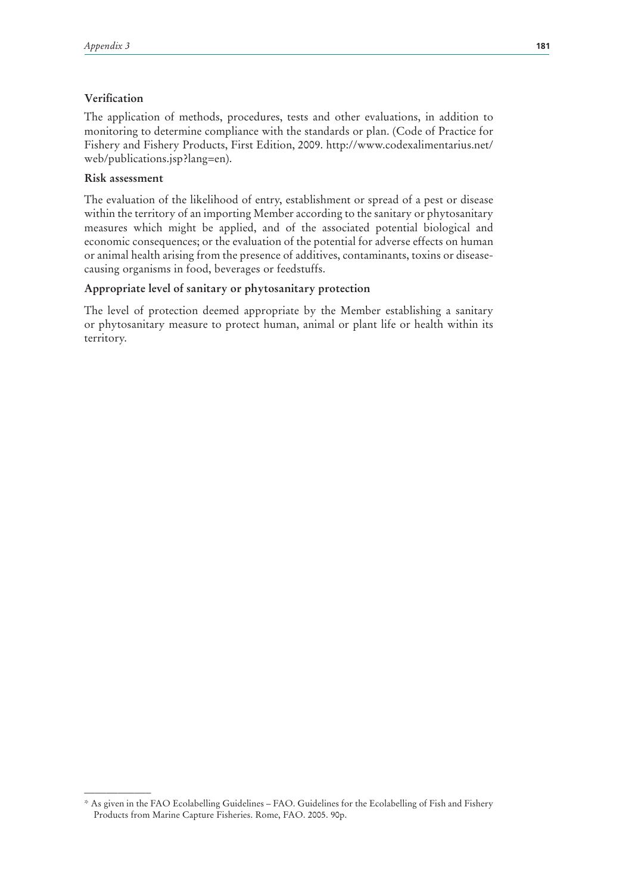**Verification**

The application of methods, procedures, tests and other evaluations, in addition to monitoring to determine compliance with the standards or plan. (Code of Practice for Fishery and Fishery Products, First Edition, 2009. http://www.codexalimentarius.net/web/publications.jsp?lang=en).

**Risk assessment**

The evaluation of the likelihood of entry, establishment or spread of a pest or disease within the territory of an importing Member according to the sanitary or phytosanitary measures which might be applied, and of the associated potential biological and economic consequences; or the evaluation of the potential for adverse effects on human or animal health arising from the presence of additives, contaminants, toxins or disease-causing organisms in food, beverages or feedstuffs.

**Appropriate level of sanitary or phytosanitary protection**

The level of protection deemed appropriate by the Member establishing a sanitary or phytosanitary measure to protect human, animal or plant life or health within its territory.

---

* As given in the FAO Ecolabelling Guidelines – FAO. Guidelines for the Ecolabelling of Fish and Fishery Products from Marine Capture Fisheries. Rome, FAO. 2005. 90p.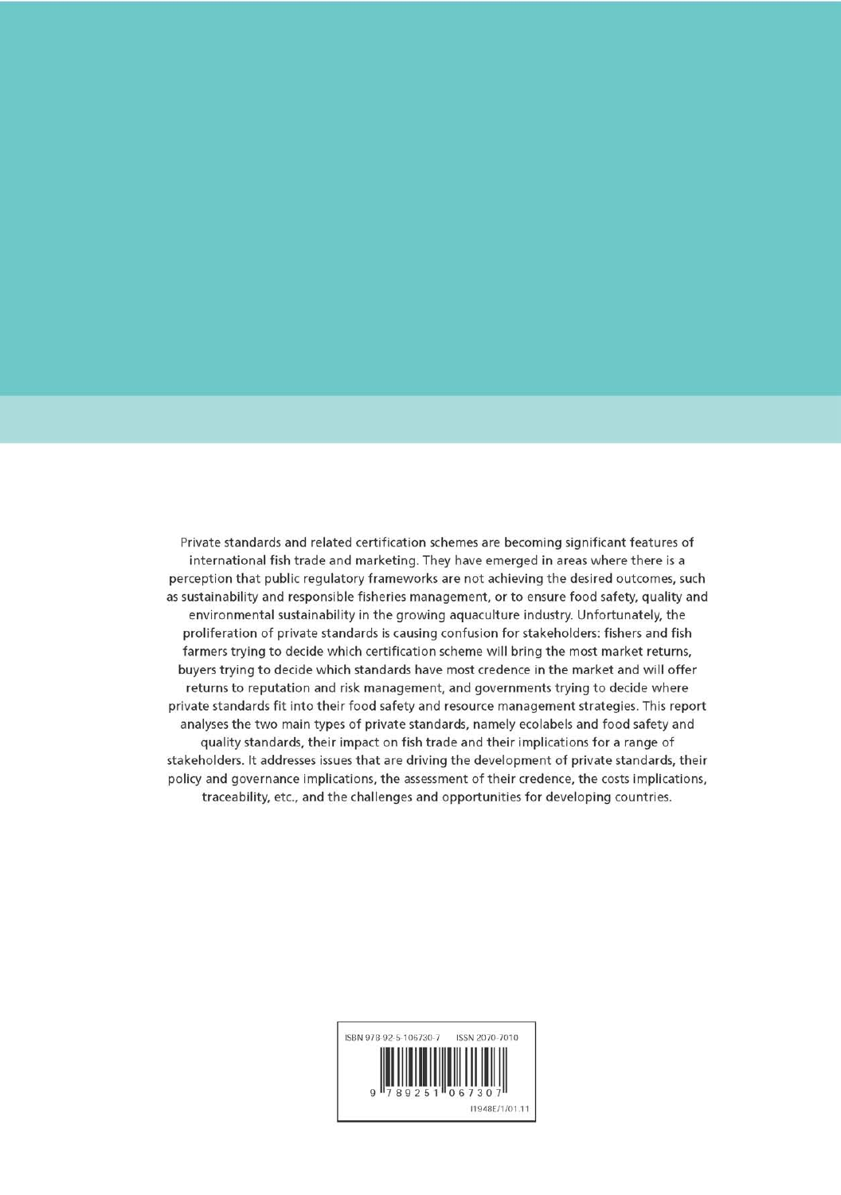Private standards and related certification schemes are becoming significant features of international fish trade and marketing. They have emerged in areas where there is a perception that public regulatory frameworks are not achieving the desired outcomes, such as sustainability and responsible fisheries management, or to ensure food safety, quality and environmental sustainability in the growing aquaculture industry. Unfortunately, the proliferation of private standards is causing confusion for stakeholders: fishers and fish farmers trying to decide which certification scheme will bring the most market returns, buyers trying to decide which standards have most credence in the market and will offer returns to reputation and risk management, and governments trying to decide where private standards fit into their food safety and resource management strategies. This report analyses the two main types of private standards, namely ecolabels and food safety and quality standards, their impact on fish trade and their implications for a range of stakeholders. It addresses issues that are driving the development of private standards, their policy and governance implications, the assessment of their credence, the costs implications, traceability, etc., and the challenges and opportunities for developing countries.

ISBN 978-92-5-106730-7 ISSN 2070-7010

9 789251 067307

I1948E/1/01.11